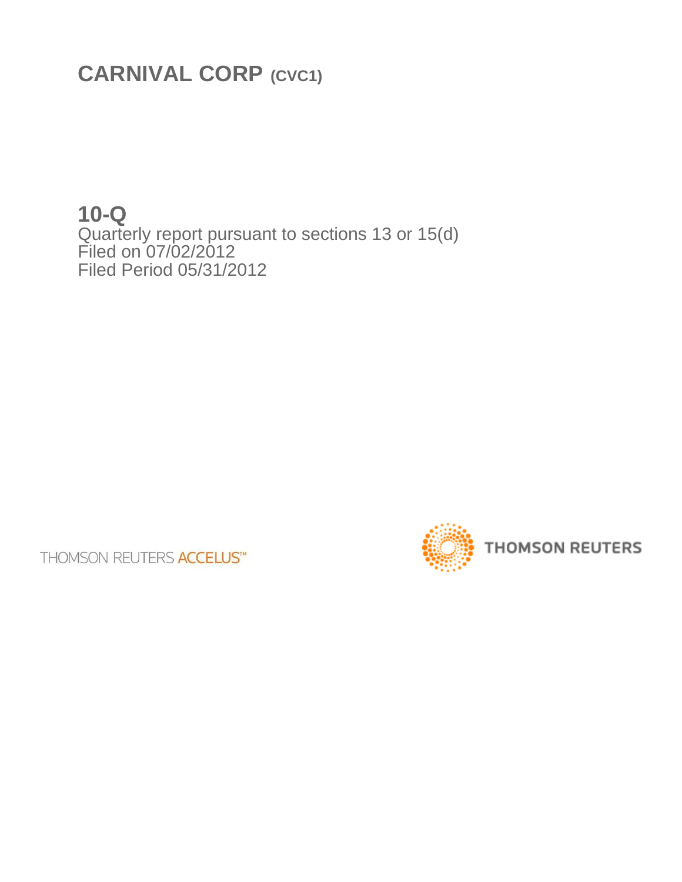# CARNIVAL CORP (CVC1)

## 10-Q

Quarterly report pursuant to sections 13 or 15(d)
Filed on 07/02/2012
Filed Period 05/31/2012

THOMSON REUTERS ACCELUS™

THOMSON REUTERS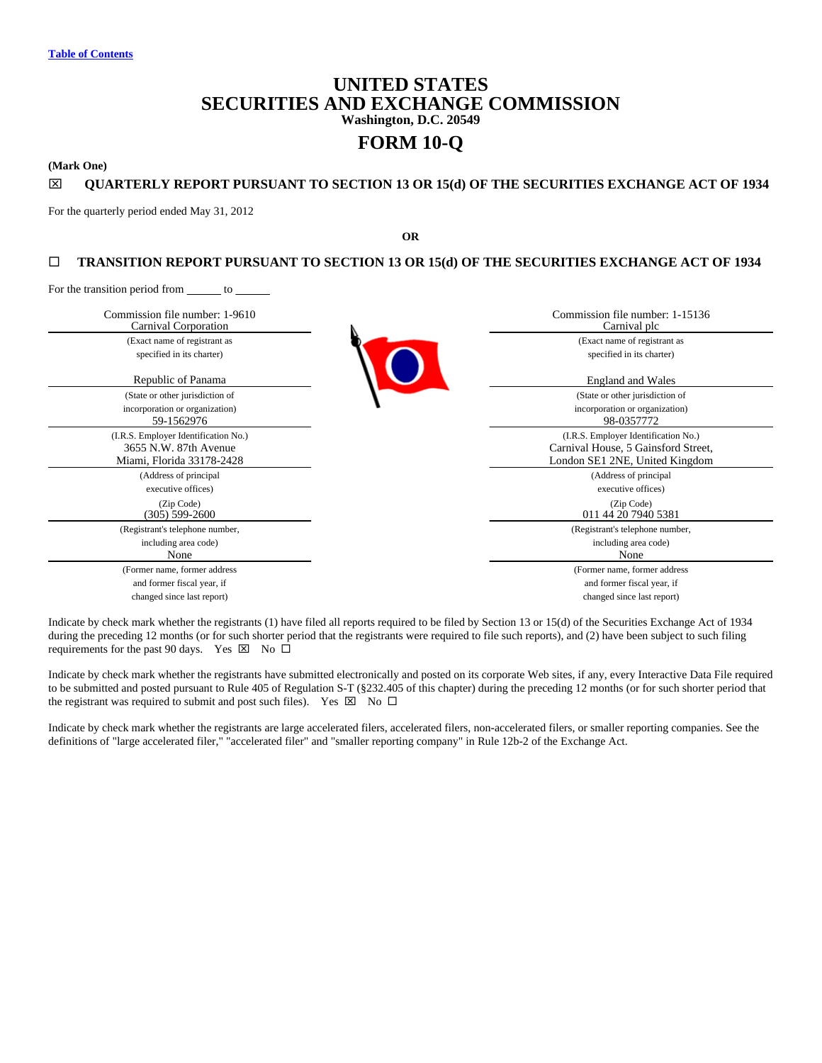[Table of Contents](#)

# UNITED STATES
# SECURITIES AND EXCHANGE COMMISSION
**Washington, D.C. 20549**

# FORM 10-Q

**(Mark One)**

☒ **QUARTERLY REPORT PURSUANT TO SECTION 13 OR 15(d) OF THE SECURITIES EXCHANGE ACT OF 1934**

For the quarterly period ended May 31, 2012

**OR**

☐ **TRANSITION REPORT PURSUANT TO SECTION 13 OR 15(d) OF THE SECURITIES EXCHANGE ACT OF 1934**

For the transition period from ______ to ______

| | |
|---|---|
| Commission file number: 1-9610 | Commission file number: 1-15136 |
| Carnival Corporation | Carnival plc |
| (Exact name of registrant as specified in its charter) | (Exact name of registrant as specified in its charter) |
| Republic of Panama | England and Wales |
| (State or other jurisdiction of incorporation or organization) | (State or other jurisdiction of incorporation or organization) |
| 59-1562976 | 98-0357772 |
| (I.R.S. Employer Identification No.) | (I.R.S. Employer Identification No.) |
| 3655 N.W. 87th Avenue Miami, Florida 33178-2428 | Carnival House, 5 Gainsford Street, London SE1 2NE, United Kingdom |
| (Address of principal executive offices) (Zip Code) | (Address of principal executive offices) (Zip Code) |
| (305) 599-2600 | 011 44 20 7940 5381 |
| (Registrant's telephone number, including area code) | (Registrant's telephone number, including area code) |
| None | None |
| (Former name, former address and former fiscal year, if changed since last report) | (Former name, former address and former fiscal year, if changed since last report) |

Indicate by check mark whether the registrants (1) have filed all reports required to be filed by Section 13 or 15(d) of the Securities Exchange Act of 1934 during the preceding 12 months (or for such shorter period that the registrants were required to file such reports), and (2) have been subject to such filing requirements for the past 90 days. Yes ☒ No ☐

Indicate by check mark whether the registrants have submitted electronically and posted on its corporate Web sites, if any, every Interactive Data File required to be submitted and posted pursuant to Rule 405 of Regulation S-T (§232.405 of this chapter) during the preceding 12 months (or for such shorter period that the registrant was required to submit and post such files). Yes ☒ No ☐

Indicate by check mark whether the registrants are large accelerated filers, accelerated filers, non-accelerated filers, or smaller reporting companies. See the definitions of "large accelerated filer," "accelerated filer" and "smaller reporting company" in Rule 12b-2 of the Exchange Act.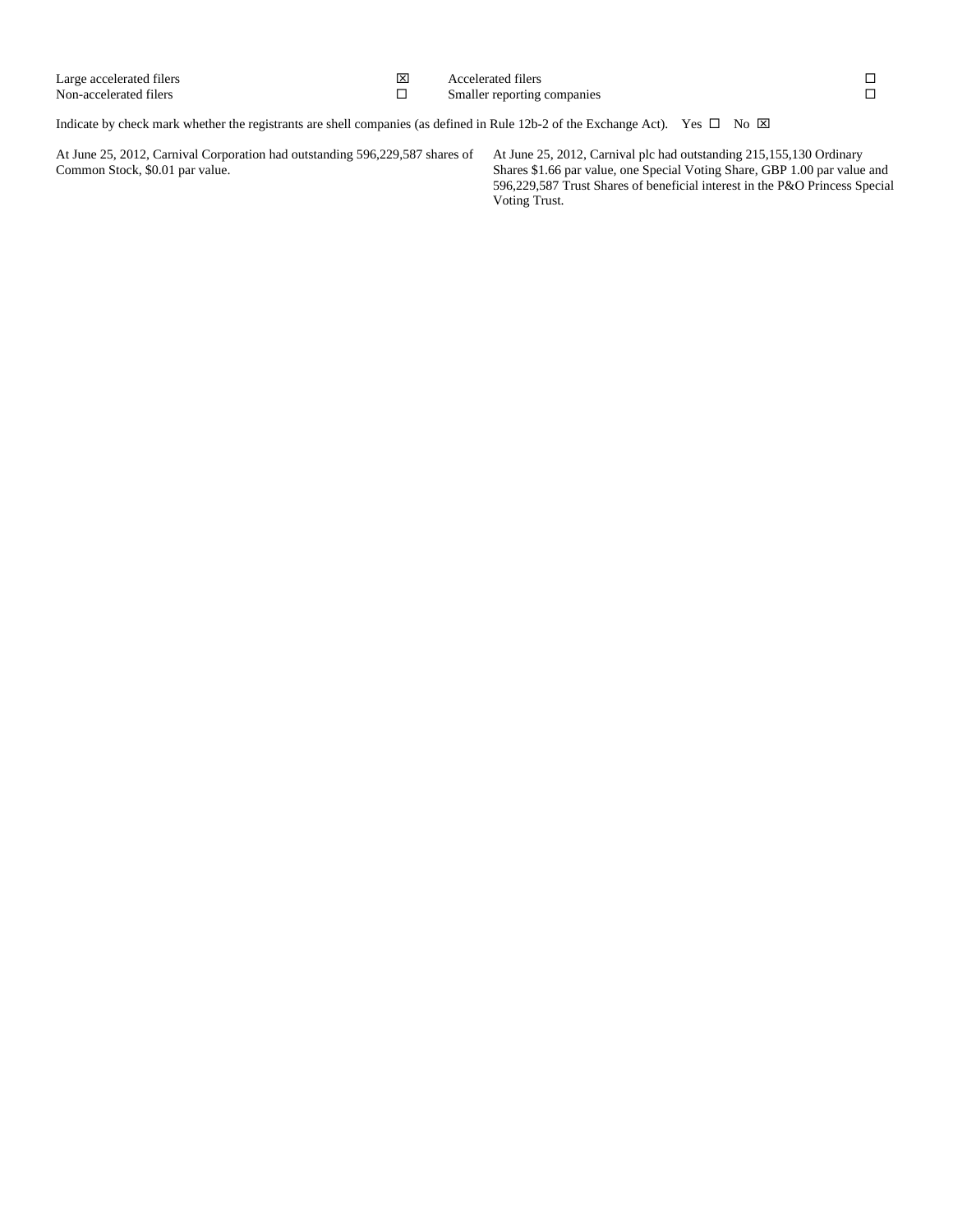| Large accelerated filers | ☒ | Accelerated filers | ☐ |
| --- | --- | --- | --- |
| Non-accelerated filers | ☐ | Smaller reporting companies | ☐ |

Indicate by check mark whether the registrants are shell companies (as defined in Rule 12b-2 of the Exchange Act). Yes ☐ No ☒

At June 25, 2012, Carnival Corporation had outstanding 596,229,587 shares of Common Stock, $0.01 par value.

At June 25, 2012, Carnival plc had outstanding 215,155,130 Ordinary Shares $1.66 par value, one Special Voting Share, GBP 1.00 par value and 596,229,587 Trust Shares of beneficial interest in the P&O Princess Special Voting Trust.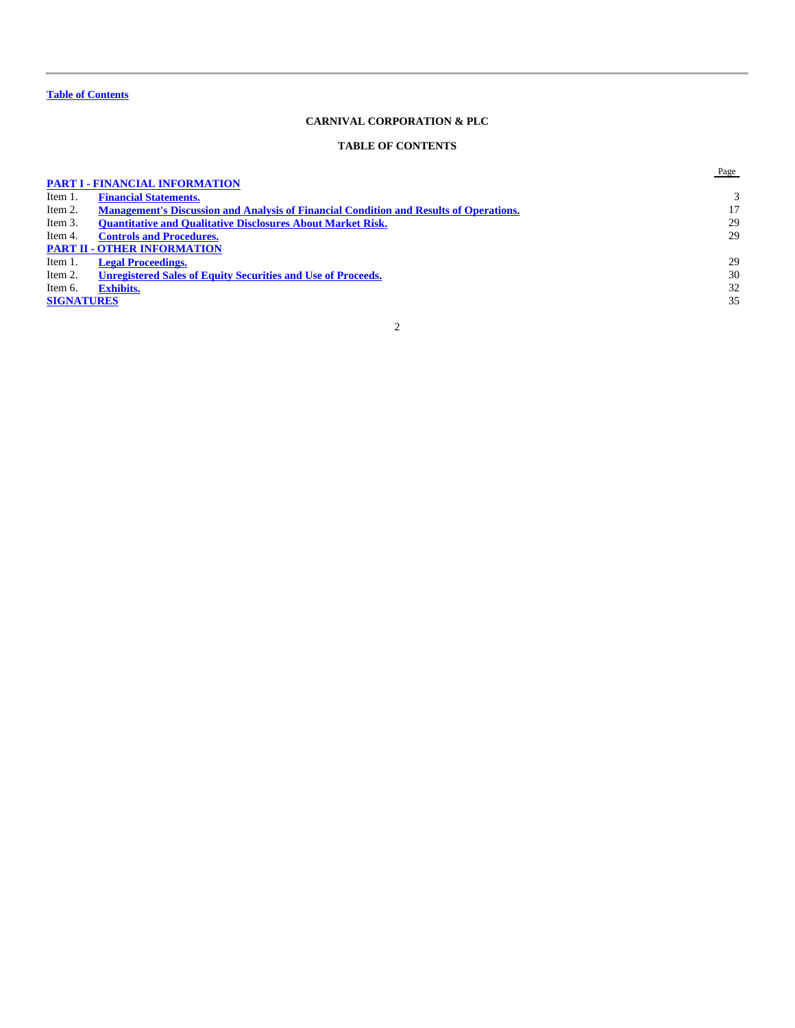Table of Contents

# CARNIVAL CORPORATION & PLC

## TABLE OF CONTENTS

| | | Page |
|---|---|---|
| **PART I - FINANCIAL INFORMATION** | | |
| Item 1. | **Financial Statements.** | 3 |
| Item 2. | **Management's Discussion and Analysis of Financial Condition and Results of Operations.** | 17 |
| Item 3. | **Quantitative and Qualitative Disclosures About Market Risk.** | 29 |
| Item 4. | **Controls and Procedures.** | 29 |
| **PART II - OTHER INFORMATION** | | |
| Item 1. | **Legal Proceedings.** | 29 |
| Item 2. | **Unregistered Sales of Equity Securities and Use of Proceeds.** | 30 |
| Item 6. | **Exhibits.** | 32 |
| **SIGNATURES** | | 35 |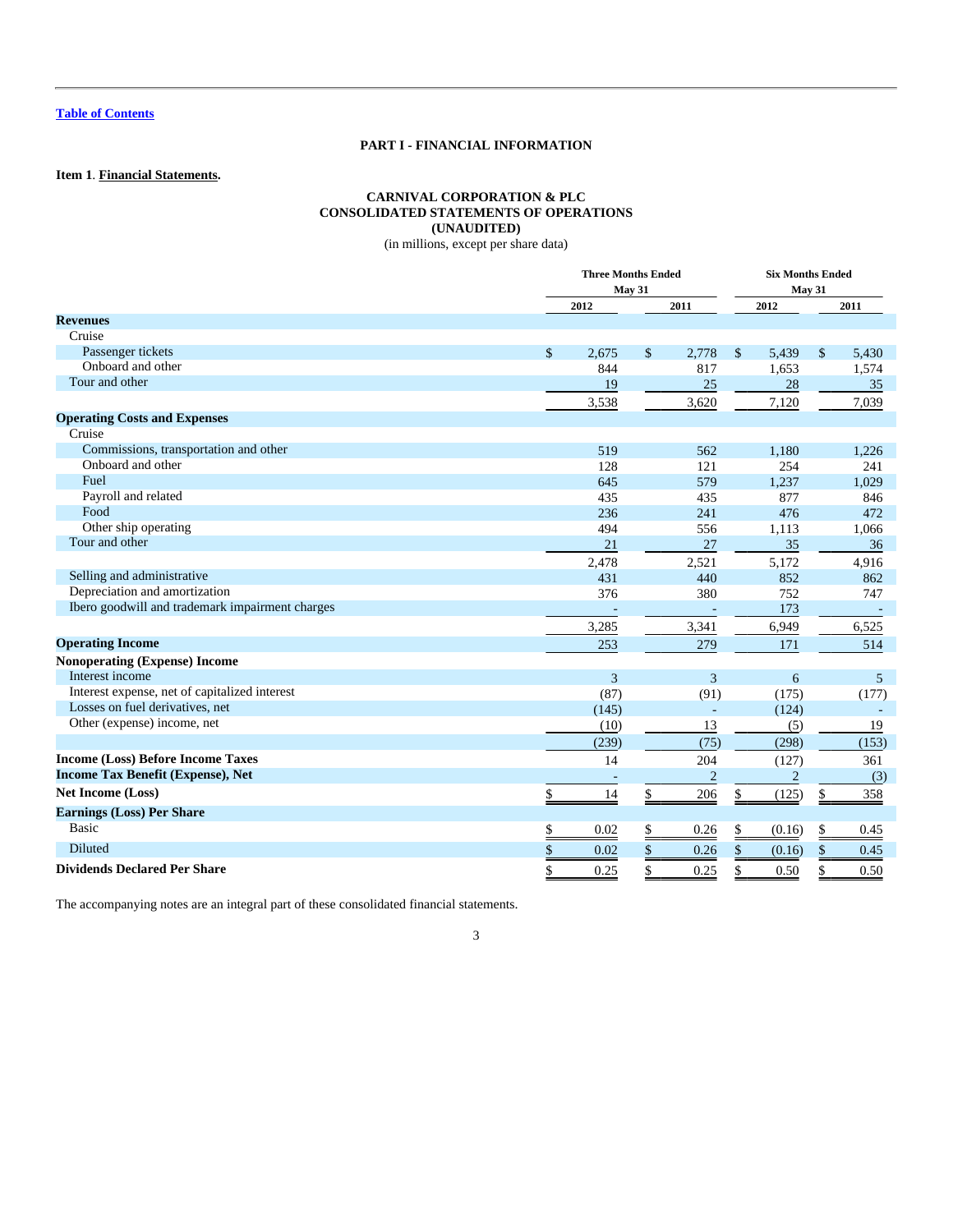Table of Contents

## PART I - FINANCIAL INFORMATION

**Item 1**. **Financial Statements.**

### CARNIVAL CORPORATION & PLC
### CONSOLIDATED STATEMENTS OF OPERATIONS
### (UNAUDITED)
(in millions, except per share data)

| | Three Months Ended May 31 | | Six Months Ended May 31 | |
|---|---|---|---|---|
| | 2012 | 2011 | 2012 | 2011 |
| **Revenues** | | | | |
| Cruise | | | | |
| Passenger tickets | $ 2,675 | $ 2,778 | $ 5,439 | $ 5,430 |
| Onboard and other | 844 | 817 | 1,653 | 1,574 |
| Tour and other | 19 | 25 | 28 | 35 |
| | 3,538 | 3,620 | 7,120 | 7,039 |
| **Operating Costs and Expenses** | | | | |
| Cruise | | | | |
| Commissions, transportation and other | 519 | 562 | 1,180 | 1,226 |
| Onboard and other | 128 | 121 | 254 | 241 |
| Fuel | 645 | 579 | 1,237 | 1,029 |
| Payroll and related | 435 | 435 | 877 | 846 |
| Food | 236 | 241 | 476 | 472 |
| Other ship operating | 494 | 556 | 1,113 | 1,066 |
| Tour and other | 21 | 27 | 35 | 36 |
| | 2,478 | 2,521 | 5,172 | 4,916 |
| Selling and administrative | 431 | 440 | 852 | 862 |
| Depreciation and amortization | 376 | 380 | 752 | 747 |
| Ibero goodwill and trademark impairment charges | - | - | 173 | - |
| | 3,285 | 3,341 | 6,949 | 6,525 |
| **Operating Income** | 253 | 279 | 171 | 514 |
| **Nonoperating (Expense) Income** | | | | |
| Interest income | 3 | 3 | 6 | 5 |
| Interest expense, net of capitalized interest | (87) | (91) | (175) | (177) |
| Losses on fuel derivatives, net | (145) | - | (124) | - |
| Other (expense) income, net | (10) | 13 | (5) | 19 |
| | (239) | (75) | (298) | (153) |
| **Income (Loss) Before Income Taxes** | 14 | 204 | (127) | 361 |
| **Income Tax Benefit (Expense), Net** | - | 2 | 2 | (3) |
| **Net Income (Loss)** | $ 14 | $ 206 | $ (125) | $ 358 |
| **Earnings (Loss) Per Share** | | | | |
| Basic | $ 0.02 | $ 0.26 | $ (0.16) | $ 0.45 |
| Diluted | $ 0.02 | $ 0.26 | $ (0.16) | $ 0.45 |
| **Dividends Declared Per Share** | $ 0.25 | $ 0.25 | $ 0.50 | $ 0.50 |

The accompanying notes are an integral part of these consolidated financial statements.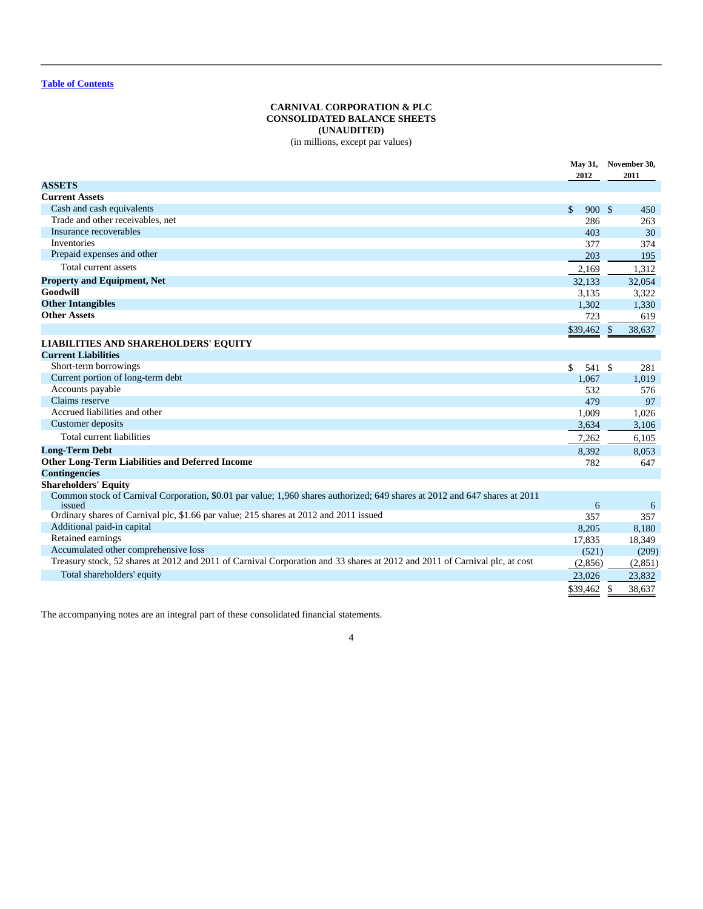[Table of Contents](#)

**CARNIVAL CORPORATION & PLC**
**CONSOLIDATED BALANCE SHEETS**
**(UNAUDITED)**
(in millions, except par values)

| | May 31, 2012 | November 30, 2011 |
|---|---|---|
| **ASSETS** | | |
| **Current Assets** | | |
| Cash and cash equivalents | $ 900 | $ 450 |
| Trade and other receivables, net | 286 | 263 |
| Insurance recoverables | 403 | 30 |
| Inventories | 377 | 374 |
| Prepaid expenses and other | 203 | 195 |
| Total current assets | 2,169 | 1,312 |
| **Property and Equipment, Net** | 32,133 | 32,054 |
| **Goodwill** | 3,135 | 3,322 |
| **Other Intangibles** | 1,302 | 1,330 |
| **Other Assets** | 723 | 619 |
| | $39,462 | $ 38,637 |
| **LIABILITIES AND SHAREHOLDERS' EQUITY** | | |
| **Current Liabilities** | | |
| Short-term borrowings | $ 541 | $ 281 |
| Current portion of long-term debt | 1,067 | 1,019 |
| Accounts payable | 532 | 576 |
| Claims reserve | 479 | 97 |
| Accrued liabilities and other | 1,009 | 1,026 |
| Customer deposits | 3,634 | 3,106 |
| Total current liabilities | 7,262 | 6,105 |
| **Long-Term Debt** | 8,392 | 8,053 |
| **Other Long-Term Liabilities and Deferred Income** | 782 | 647 |
| **Contingencies** | | |
| **Shareholders' Equity** | | |
| Common stock of Carnival Corporation, $0.01 par value; 1,960 shares authorized; 649 shares at 2012 and 647 shares at 2011 issued | 6 | 6 |
| Ordinary shares of Carnival plc, $1.66 par value; 215 shares at 2012 and 2011 issued | 357 | 357 |
| Additional paid-in capital | 8,205 | 8,180 |
| Retained earnings | 17,835 | 18,349 |
| Accumulated other comprehensive loss | (521) | (209) |
| Treasury stock, 52 shares at 2012 and 2011 of Carnival Corporation and 33 shares at 2012 and 2011 of Carnival plc, at cost | (2,856) | (2,851) |
| Total shareholders' equity | 23,026 | 23,832 |
| | $39,462 | $ 38,637 |

The accompanying notes are an integral part of these consolidated financial statements.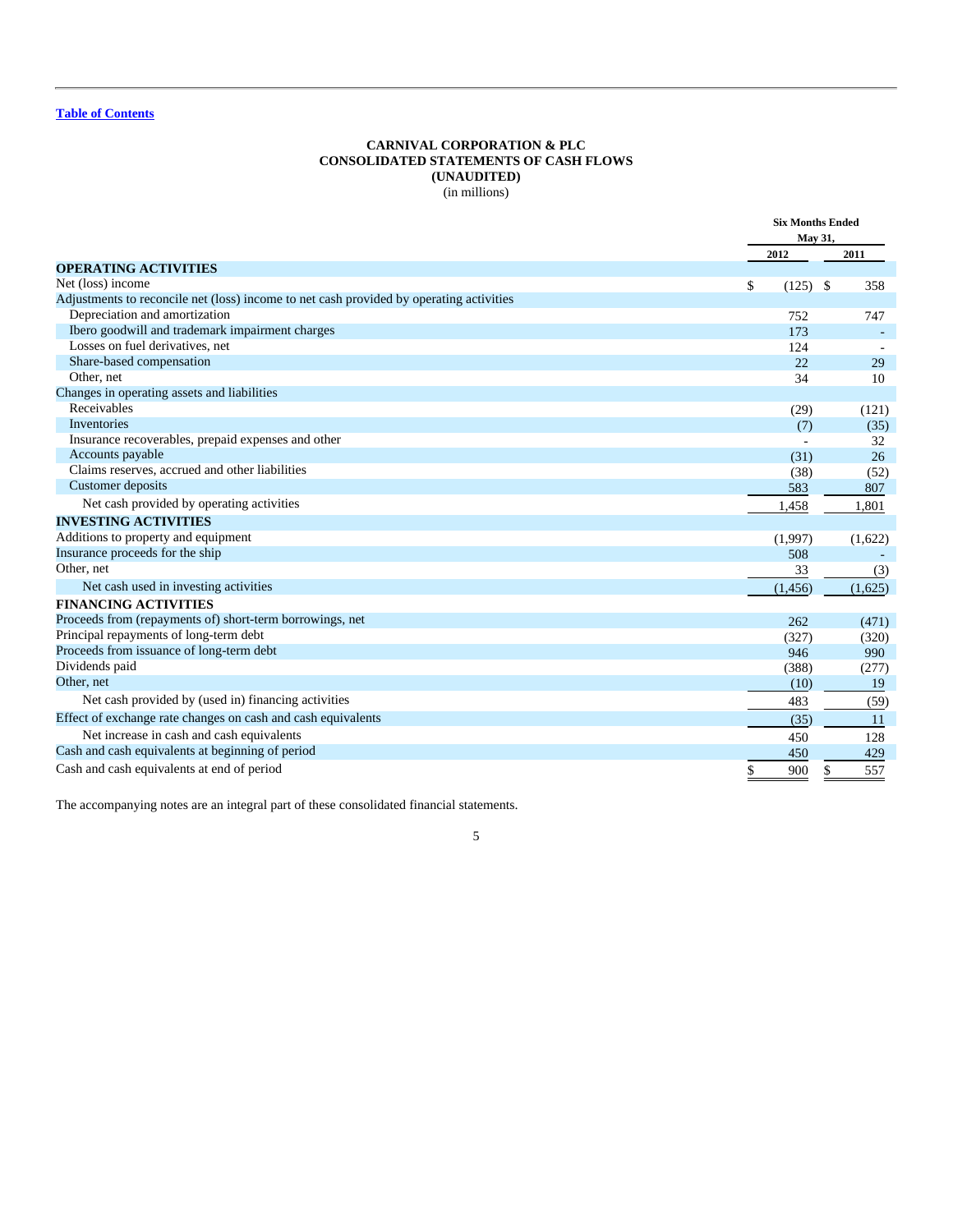[Table of Contents](#)

# CARNIVAL CORPORATION & PLC
## CONSOLIDATED STATEMENTS OF CASH FLOWS
### (UNAUDITED)
(in millions)

| | Six Months Ended May 31, | |
|---|---|---|
| | 2012 | 2011 |
| **OPERATING ACTIVITIES** | | |
| Net (loss) income | $ (125) | $ 358 |
| Adjustments to reconcile net (loss) income to net cash provided by operating activities | | |
| Depreciation and amortization | 752 | 747 |
| Ibero goodwill and trademark impairment charges | 173 | - |
| Losses on fuel derivatives, net | 124 | - |
| Share-based compensation | 22 | 29 |
| Other, net | 34 | 10 |
| Changes in operating assets and liabilities | | |
| Receivables | (29) | (121) |
| Inventories | (7) | (35) |
| Insurance recoverables, prepaid expenses and other | - | 32 |
| Accounts payable | (31) | 26 |
| Claims reserves, accrued and other liabilities | (38) | (52) |
| Customer deposits | 583 | 807 |
| Net cash provided by operating activities | 1,458 | 1,801 |
| **INVESTING ACTIVITIES** | | |
| Additions to property and equipment | (1,997) | (1,622) |
| Insurance proceeds for the ship | 508 | - |
| Other, net | 33 | (3) |
| Net cash used in investing activities | (1,456) | (1,625) |
| **FINANCING ACTIVITIES** | | |
| Proceeds from (repayments of) short-term borrowings, net | 262 | (471) |
| Principal repayments of long-term debt | (327) | (320) |
| Proceeds from issuance of long-term debt | 946 | 990 |
| Dividends paid | (388) | (277) |
| Other, net | (10) | 19 |
| Net cash provided by (used in) financing activities | 483 | (59) |
| Effect of exchange rate changes on cash and cash equivalents | (35) | 11 |
| Net increase in cash and cash equivalents | 450 | 128 |
| Cash and cash equivalents at beginning of period | 450 | 429 |
| Cash and cash equivalents at end of period | $ 900 | $ 557 |

The accompanying notes are an integral part of these consolidated financial statements.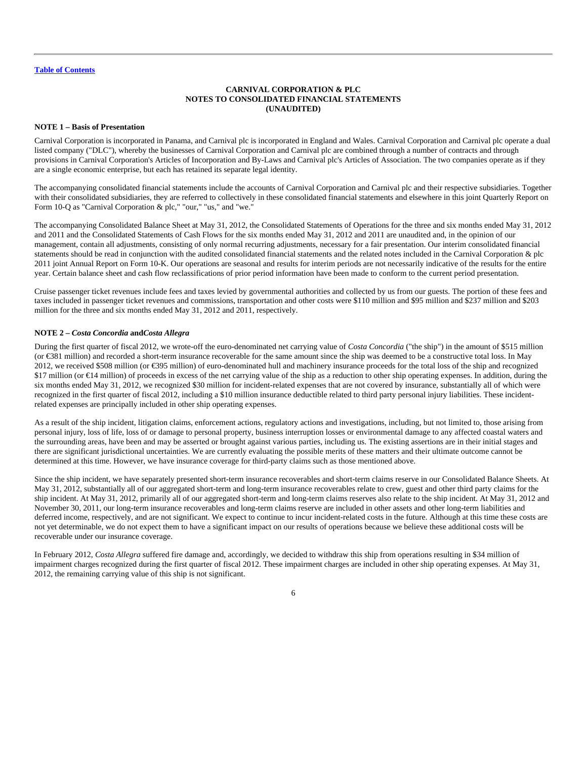[Table of Contents](#)

**CARNIVAL CORPORATION & PLC**
**NOTES TO CONSOLIDATED FINANCIAL STATEMENTS**
**(UNAUDITED)**

**NOTE 1 – Basis of Presentation**

Carnival Corporation is incorporated in Panama, and Carnival plc is incorporated in England and Wales. Carnival Corporation and Carnival plc operate a dual listed company ("DLC"), whereby the businesses of Carnival Corporation and Carnival plc are combined through a number of contracts and through provisions in Carnival Corporation's Articles of Incorporation and By-Laws and Carnival plc's Articles of Association. The two companies operate as if they are a single economic enterprise, but each has retained its separate legal identity.

The accompanying consolidated financial statements include the accounts of Carnival Corporation and Carnival plc and their respective subsidiaries. Together with their consolidated subsidiaries, they are referred to collectively in these consolidated financial statements and elsewhere in this joint Quarterly Report on Form 10-Q as "Carnival Corporation & plc," "our," "us," and "we."

The accompanying Consolidated Balance Sheet at May 31, 2012, the Consolidated Statements of Operations for the three and six months ended May 31, 2012 and 2011 and the Consolidated Statements of Cash Flows for the six months ended May 31, 2012 and 2011 are unaudited and, in the opinion of our management, contain all adjustments, consisting of only normal recurring adjustments, necessary for a fair presentation. Our interim consolidated financial statements should be read in conjunction with the audited consolidated financial statements and the related notes included in the Carnival Corporation & plc 2011 joint Annual Report on Form 10-K. Our operations are seasonal and results for interim periods are not necessarily indicative of the results for the entire year. Certain balance sheet and cash flow reclassifications of prior period information have been made to conform to the current period presentation.

Cruise passenger ticket revenues include fees and taxes levied by governmental authorities and collected by us from our guests. The portion of these fees and taxes included in passenger ticket revenues and commissions, transportation and other costs were $110 million and $95 million and $237 million and $203 million for the three and six months ended May 31, 2012 and 2011, respectively.

**NOTE 2 –** ***Costa Concordia*** **and** ***Costa Allegra***

During the first quarter of fiscal 2012, we wrote-off the euro-denominated net carrying value of *Costa Concordia* ("the ship") in the amount of $515 million (or €381 million) and recorded a short-term insurance recoverable for the same amount since the ship was deemed to be a constructive total loss. In May 2012, we received $508 million (or €395 million) of euro-denominated hull and machinery insurance proceeds for the total loss of the ship and recognized $17 million (or €14 million) of proceeds in excess of the net carrying value of the ship as a reduction to other ship operating expenses. In addition, during the six months ended May 31, 2012, we recognized $30 million for incident-related expenses that are not covered by insurance, substantially all of which were recognized in the first quarter of fiscal 2012, including a $10 million insurance deductible related to third party personal injury liabilities. These incident-related expenses are principally included in other ship operating expenses.

As a result of the ship incident, litigation claims, enforcement actions, regulatory actions and investigations, including, but not limited to, those arising from personal injury, loss of life, loss of or damage to personal property, business interruption losses or environmental damage to any affected coastal waters and the surrounding areas, have been and may be asserted or brought against various parties, including us. The existing assertions are in their initial stages and there are significant jurisdictional uncertainties. We are currently evaluating the possible merits of these matters and their ultimate outcome cannot be determined at this time. However, we have insurance coverage for third-party claims such as those mentioned above.

Since the ship incident, we have separately presented short-term insurance recoverables and short-term claims reserve in our Consolidated Balance Sheets. At May 31, 2012, substantially all of our aggregated short-term and long-term insurance recoverables relate to crew, guest and other third party claims for the ship incident. At May 31, 2012, primarily all of our aggregated short-term and long-term claims reserves also relate to the ship incident. At May 31, 2012 and November 30, 2011, our long-term insurance recoverables and long-term claims reserve are included in other assets and other long-term liabilities and deferred income, respectively, and are not significant. We expect to continue to incur incident-related costs in the future. Although at this time these costs are not yet determinable, we do not expect them to have a significant impact on our results of operations because we believe these additional costs will be recoverable under our insurance coverage.

In February 2012, *Costa Allegra* suffered fire damage and, accordingly, we decided to withdraw this ship from operations resulting in $34 million of impairment charges recognized during the first quarter of fiscal 2012. These impairment charges are included in other ship operating expenses. At May 31, 2012, the remaining carrying value of this ship is not significant.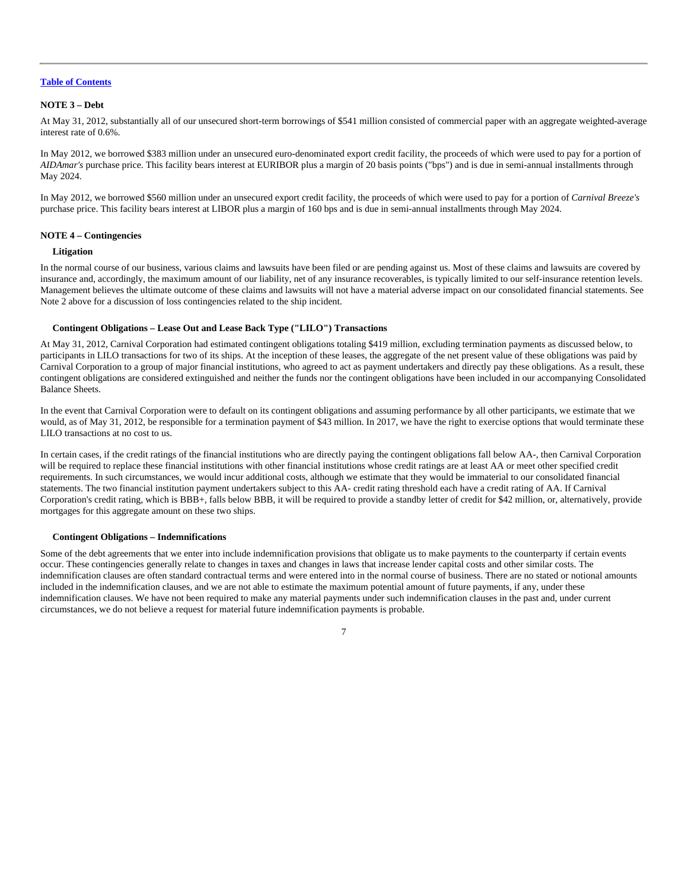[Table of Contents](#)

**NOTE 3 – Debt**

At May 31, 2012, substantially all of our unsecured short-term borrowings of $541 million consisted of commercial paper with an aggregate weighted-average interest rate of 0.6%.

In May 2012, we borrowed $383 million under an unsecured euro-denominated export credit facility, the proceeds of which were used to pay for a portion of *AIDAmar's* purchase price. This facility bears interest at EURIBOR plus a margin of 20 basis points ("bps") and is due in semi-annual installments through May 2024.

In May 2012, we borrowed $560 million under an unsecured export credit facility, the proceeds of which were used to pay for a portion of *Carnival Breeze's* purchase price. This facility bears interest at LIBOR plus a margin of 160 bps and is due in semi-annual installments through May 2024.

**NOTE 4 – Contingencies**

**Litigation**

In the normal course of our business, various claims and lawsuits have been filed or are pending against us. Most of these claims and lawsuits are covered by insurance and, accordingly, the maximum amount of our liability, net of any insurance recoverables, is typically limited to our self-insurance retention levels. Management believes the ultimate outcome of these claims and lawsuits will not have a material adverse impact on our consolidated financial statements. See Note 2 above for a discussion of loss contingencies related to the ship incident.

**Contingent Obligations – Lease Out and Lease Back Type ("LILO") Transactions**

At May 31, 2012, Carnival Corporation had estimated contingent obligations totaling $419 million, excluding termination payments as discussed below, to participants in LILO transactions for two of its ships. At the inception of these leases, the aggregate of the net present value of these obligations was paid by Carnival Corporation to a group of major financial institutions, who agreed to act as payment undertakers and directly pay these obligations. As a result, these contingent obligations are considered extinguished and neither the funds nor the contingent obligations have been included in our accompanying Consolidated Balance Sheets.

In the event that Carnival Corporation were to default on its contingent obligations and assuming performance by all other participants, we estimate that we would, as of May 31, 2012, be responsible for a termination payment of $43 million. In 2017, we have the right to exercise options that would terminate these LILO transactions at no cost to us.

In certain cases, if the credit ratings of the financial institutions who are directly paying the contingent obligations fall below AA-, then Carnival Corporation will be required to replace these financial institutions with other financial institutions whose credit ratings are at least AA or meet other specified credit requirements. In such circumstances, we would incur additional costs, although we estimate that they would be immaterial to our consolidated financial statements. The two financial institution payment undertakers subject to this AA- credit rating threshold each have a credit rating of AA. If Carnival Corporation's credit rating, which is BBB+, falls below BBB, it will be required to provide a standby letter of credit for $42 million, or, alternatively, provide mortgages for this aggregate amount on these two ships.

**Contingent Obligations – Indemnifications**

Some of the debt agreements that we enter into include indemnification provisions that obligate us to make payments to the counterparty if certain events occur. These contingencies generally relate to changes in taxes and changes in laws that increase lender capital costs and other similar costs. The indemnification clauses are often standard contractual terms and were entered into in the normal course of business. There are no stated or notional amounts included in the indemnification clauses, and we are not able to estimate the maximum potential amount of future payments, if any, under these indemnification clauses. We have not been required to make any material payments under such indemnification clauses in the past and, under current circumstances, we do not believe a request for material future indemnification payments is probable.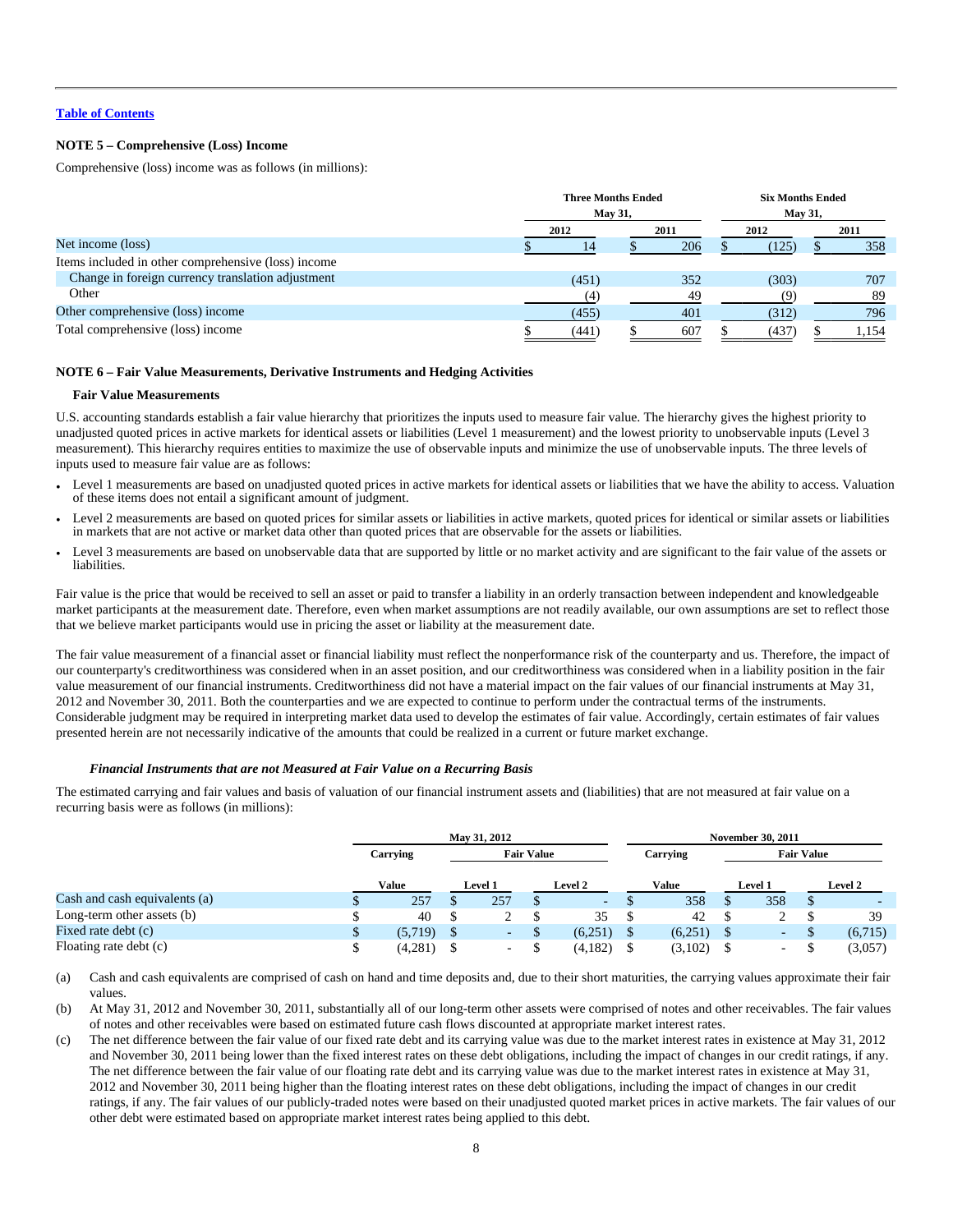[Table of Contents](#)

**NOTE 5 – Comprehensive (Loss) Income**

Comprehensive (loss) income was as follows (in millions):

| | Three Months Ended May 31, | | Six Months Ended May 31, | |
|---|---|---|---|---|
| | 2012 | 2011 | 2012 | 2011 |
| Net income (loss) | $ 14 | $ 206 | $ (125) | $ 358 |
| Items included in other comprehensive (loss) income | | | | |
| Change in foreign currency translation adjustment | (451) | 352 | (303) | 707 |
| Other | (4) | 49 | (9) | 89 |
| Other comprehensive (loss) income | (455) | 401 | (312) | 796 |
| Total comprehensive (loss) income | $ (441) | $ 607 | $ (437) | $ 1,154 |

**NOTE 6 – Fair Value Measurements, Derivative Instruments and Hedging Activities**

**Fair Value Measurements**

U.S. accounting standards establish a fair value hierarchy that prioritizes the inputs used to measure fair value. The hierarchy gives the highest priority to unadjusted quoted prices in active markets for identical assets or liabilities (Level 1 measurement) and the lowest priority to unobservable inputs (Level 3 measurement). This hierarchy requires entities to maximize the use of observable inputs and minimize the use of unobservable inputs. The three levels of inputs used to measure fair value are as follows:

- Level 1 measurements are based on unadjusted quoted prices in active markets for identical assets or liabilities that we have the ability to access. Valuation of these items does not entail a significant amount of judgment.
- Level 2 measurements are based on quoted prices for similar assets or liabilities in active markets, quoted prices for identical or similar assets or liabilities in markets that are not active or market data other than quoted prices that are observable for the assets or liabilities.
- Level 3 measurements are based on unobservable data that are supported by little or no market activity and are significant to the fair value of the assets or liabilities.

Fair value is the price that would be received to sell an asset or paid to transfer a liability in an orderly transaction between independent and knowledgeable market participants at the measurement date. Therefore, even when market assumptions are not readily available, our own assumptions are set to reflect those that we believe market participants would use in pricing the asset or liability at the measurement date.

The fair value measurement of a financial asset or financial liability must reflect the nonperformance risk of the counterparty and us. Therefore, the impact of our counterparty's creditworthiness was considered when in an asset position, and our creditworthiness was considered when in a liability position in the fair value measurement of our financial instruments. Creditworthiness did not have a material impact on the fair values of our financial instruments at May 31, 2012 and November 30, 2011. Both the counterparties and we are expected to continue to perform under the contractual terms of the instruments. Considerable judgment may be required in interpreting market data used to develop the estimates of fair value. Accordingly, certain estimates of fair values presented herein are not necessarily indicative of the amounts that could be realized in a current or future market exchange.

***Financial Instruments that are not Measured at Fair Value on a Recurring Basis***

The estimated carrying and fair values and basis of valuation of our financial instrument assets and (liabilities) that are not measured at fair value on a recurring basis were as follows (in millions):

| | May 31, 2012 | | | November 30, 2011 | | |
|---|---|---|---|---|---|---|
| | Carrying | Fair Value | | Carrying | Fair Value | |
| | Value | Level 1 | Level 2 | Value | Level 1 | Level 2 |
| Cash and cash equivalents (a) | $ 257 | $ 257 | $ - | $ 358 | $ 358 | $ - |
| Long-term other assets (b) | $ 40 | $ 2 | $ 35 | $ 42 | $ 2 | $ 39 |
| Fixed rate debt (c) | $ (5,719) | $ - | $ (6,251) | $ (6,251) | $ - | $ (6,715) |
| Floating rate debt (c) | $ (4,281) | $ - | $ (4,182) | $ (3,102) | $ - | $ (3,057) |

(a) Cash and cash equivalents are comprised of cash on hand and time deposits and, due to their short maturities, the carrying values approximate their fair values.

(b) At May 31, 2012 and November 30, 2011, substantially all of our long-term other assets were comprised of notes and other receivables. The fair values of notes and other receivables were based on estimated future cash flows discounted at appropriate market interest rates.

(c) The net difference between the fair value of our fixed rate debt and its carrying value was due to the market interest rates in existence at May 31, 2012 and November 30, 2011 being lower than the fixed interest rates on these debt obligations, including the impact of changes in our credit ratings, if any. The net difference between the fair value of our floating rate debt and its carrying value was due to the market interest rates in existence at May 31, 2012 and November 30, 2011 being higher than the floating interest rates on these debt obligations, including the impact of changes in our credit ratings, if any. The fair values of our publicly-traded notes were based on their unadjusted quoted market prices in active markets. The fair values of our other debt were estimated based on appropriate market interest rates being applied to this debt.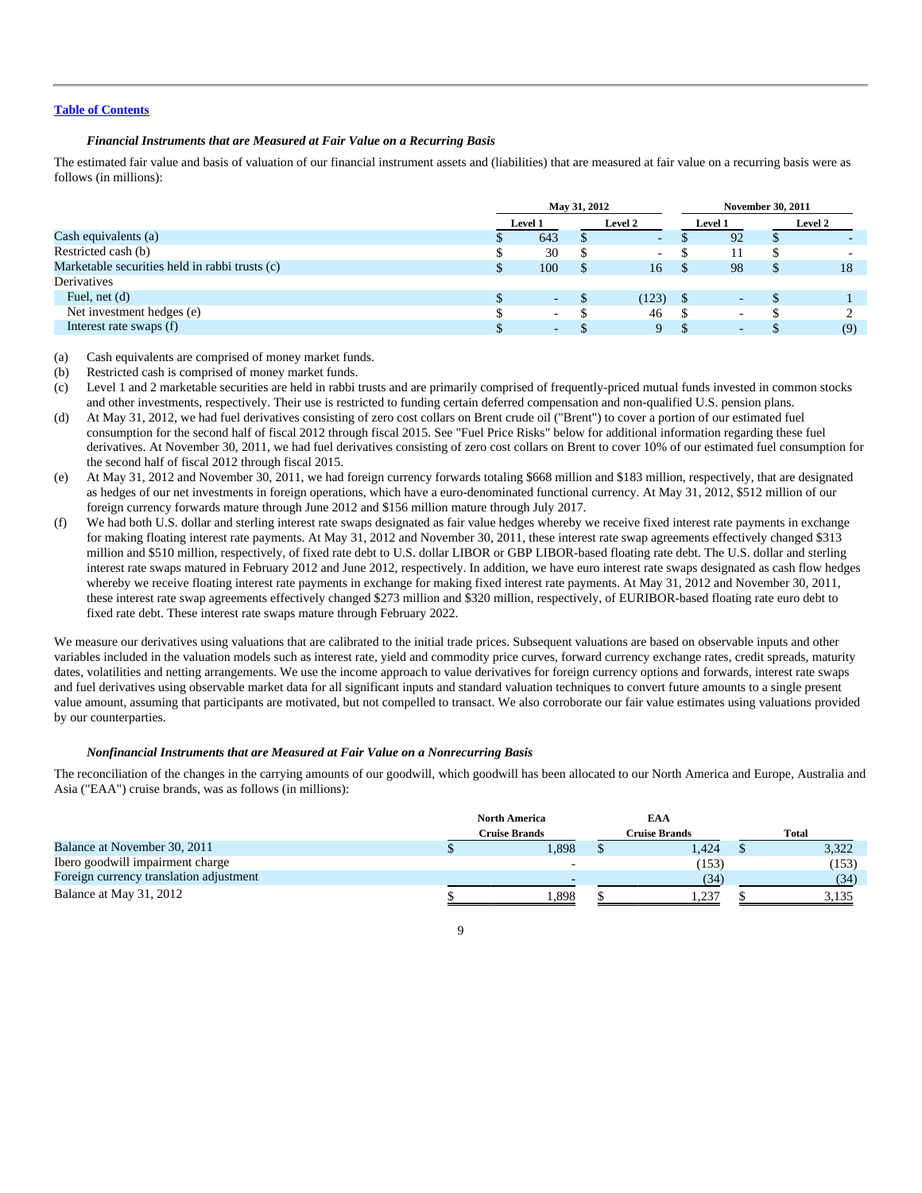[Table of Contents](#)

***Financial Instruments that are Measured at Fair Value on a Recurring Basis***

The estimated fair value and basis of valuation of our financial instrument assets and (liabilities) that are measured at fair value on a recurring basis were as follows (in millions):

| | May 31, 2012 | | November 30, 2011 | |
|---|---|---|---|---|
| | Level 1 | Level 2 | Level 1 | Level 2 |
| Cash equivalents (a) | $ 643 | $ - | $ 92 | $ - |
| Restricted cash (b) | $ 30 | $ - | $ 11 | $ - |
| Marketable securities held in rabbi trusts (c) | $ 100 | $ 16 | $ 98 | $ 18 |
| Derivatives | | | | |
| Fuel, net (d) | $ - | $ (123) | $ - | $ 1 |
| Net investment hedges (e) | $ - | $ 46 | $ - | $ 2 |
| Interest rate swaps (f) | $ - | $ 9 | $ - | $ (9) |

(a) Cash equivalents are comprised of money market funds.

(b) Restricted cash is comprised of money market funds.

(c) Level 1 and 2 marketable securities are held in rabbi trusts and are primarily comprised of frequently-priced mutual funds invested in common stocks and other investments, respectively. Their use is restricted to funding certain deferred compensation and non-qualified U.S. pension plans.

(d) At May 31, 2012, we had fuel derivatives consisting of zero cost collars on Brent crude oil ("Brent") to cover a portion of our estimated fuel consumption for the second half of fiscal 2012 through fiscal 2015. See "Fuel Price Risks" below for additional information regarding these fuel derivatives. At November 30, 2011, we had fuel derivatives consisting of zero cost collars on Brent to cover 10% of our estimated fuel consumption for the second half of fiscal 2012 through fiscal 2015.

(e) At May 31, 2012 and November 30, 2011, we had foreign currency forwards totaling $668 million and $183 million, respectively, that are designated as hedges of our net investments in foreign operations, which have a euro-denominated functional currency. At May 31, 2012, $512 million of our foreign currency forwards mature through June 2012 and $156 million mature through July 2017.

(f) We had both U.S. dollar and sterling interest rate swaps designated as fair value hedges whereby we receive fixed interest rate payments in exchange for making floating interest rate payments. At May 31, 2012 and November 30, 2011, these interest rate swap agreements effectively changed $313 million and $510 million, respectively, of fixed rate debt to U.S. dollar LIBOR or GBP LIBOR-based floating rate debt. The U.S. dollar and sterling interest rate swaps matured in February 2012 and June 2012, respectively. In addition, we have euro interest rate swaps designated as cash flow hedges whereby we receive floating interest rate payments in exchange for making fixed interest rate payments. At May 31, 2012 and November 30, 2011, these interest rate swap agreements effectively changed $273 million and $320 million, respectively, of EURIBOR-based floating rate euro debt to fixed rate debt. These interest rate swaps mature through February 2022.

We measure our derivatives using valuations that are calibrated to the initial trade prices. Subsequent valuations are based on observable inputs and other variables included in the valuation models such as interest rate, yield and commodity price curves, forward currency exchange rates, credit spreads, maturity dates, volatilities and netting arrangements. We use the income approach to value derivatives for foreign currency options and forwards, interest rate swaps and fuel derivatives using observable market data for all significant inputs and standard valuation techniques to convert future amounts to a single present value amount, assuming that participants are motivated, but not compelled to transact. We also corroborate our fair value estimates using valuations provided by our counterparties.

***Nonfinancial Instruments that are Measured at Fair Value on a Nonrecurring Basis***

The reconciliation of the changes in the carrying amounts of our goodwill, which goodwill has been allocated to our North America and Europe, Australia and Asia ("EAA") cruise brands, was as follows (in millions):

| | North America Cruise Brands | EAA Cruise Brands | Total |
|---|---|---|---|
| Balance at November 30, 2011 | $ 1,898 | $ 1,424 | $ 3,322 |
| Ibero goodwill impairment charge | - | (153) | (153) |
| Foreign currency translation adjustment | - | (34) | (34) |
| Balance at May 31, 2012 | $ 1,898 | $ 1,237 | $ 3,135 |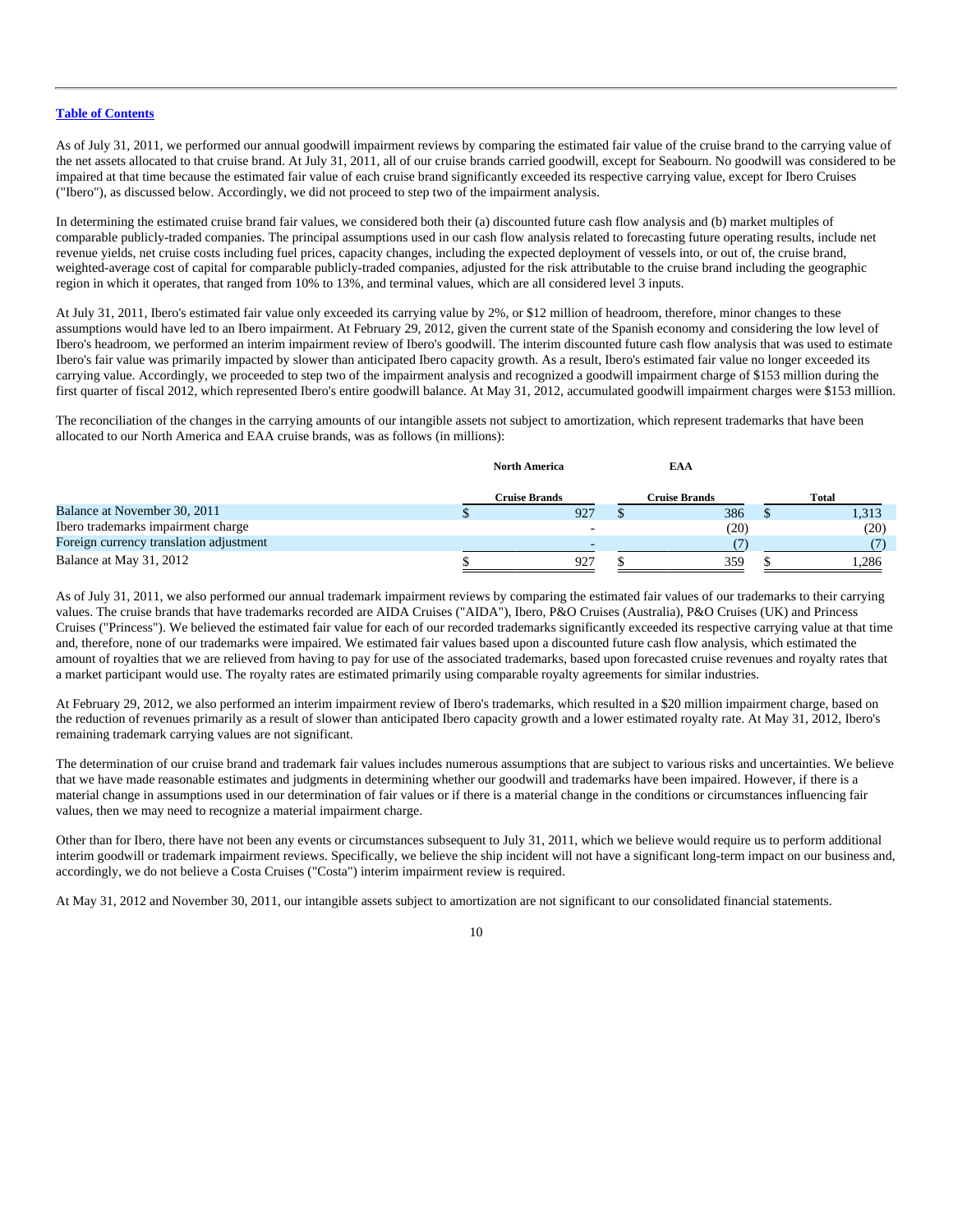Table of Contents

As of July 31, 2011, we performed our annual goodwill impairment reviews by comparing the estimated fair value of the cruise brand to the carrying value of the net assets allocated to that cruise brand. At July 31, 2011, all of our cruise brands carried goodwill, except for Seabourn. No goodwill was considered to be impaired at that time because the estimated fair value of each cruise brand significantly exceeded its respective carrying value, except for Ibero Cruises ("Ibero"), as discussed below. Accordingly, we did not proceed to step two of the impairment analysis.

In determining the estimated cruise brand fair values, we considered both their (a) discounted future cash flow analysis and (b) market multiples of comparable publicly-traded companies. The principal assumptions used in our cash flow analysis related to forecasting future operating results, include net revenue yields, net cruise costs including fuel prices, capacity changes, including the expected deployment of vessels into, or out of, the cruise brand, weighted-average cost of capital for comparable publicly-traded companies, adjusted for the risk attributable to the cruise brand including the geographic region in which it operates, that ranged from 10% to 13%, and terminal values, which are all considered level 3 inputs.

At July 31, 2011, Ibero's estimated fair value only exceeded its carrying value by 2%, or $12 million of headroom, therefore, minor changes to these assumptions would have led to an Ibero impairment. At February 29, 2012, given the current state of the Spanish economy and considering the low level of Ibero's headroom, we performed an interim impairment review of Ibero's goodwill. The interim discounted future cash flow analysis that was used to estimate Ibero's fair value was primarily impacted by slower than anticipated Ibero capacity growth. As a result, Ibero's estimated fair value no longer exceeded its carrying value. Accordingly, we proceeded to step two of the impairment analysis and recognized a goodwill impairment charge of $153 million during the first quarter of fiscal 2012, which represented Ibero's entire goodwill balance. At May 31, 2012, accumulated goodwill impairment charges were $153 million.

The reconciliation of the changes in the carrying amounts of our intangible assets not subject to amortization, which represent trademarks that have been allocated to our North America and EAA cruise brands, was as follows (in millions):

| | North America Cruise Brands | EAA Cruise Brands | Total |
|---|---|---|---|
| Balance at November 30, 2011 | $ 927 | $ 386 | $ 1,313 |
| Ibero trademarks impairment charge | - | (20) | (20) |
| Foreign currency translation adjustment | - | (7) | (7) |
| Balance at May 31, 2012 | $ 927 | $ 359 | $ 1,286 |

As of July 31, 2011, we also performed our annual trademark impairment reviews by comparing the estimated fair values of our trademarks to their carrying values. The cruise brands that have trademarks recorded are AIDA Cruises ("AIDA"), Ibero, P&O Cruises (Australia), P&O Cruises (UK) and Princess Cruises ("Princess"). We believed the estimated fair value for each of our recorded trademarks significantly exceeded its respective carrying value at that time and, therefore, none of our trademarks were impaired. We estimated fair values based upon a discounted future cash flow analysis, which estimated the amount of royalties that we are relieved from having to pay for use of the associated trademarks, based upon forecasted cruise revenues and royalty rates that a market participant would use. The royalty rates are estimated primarily using comparable royalty agreements for similar industries.

At February 29, 2012, we also performed an interim impairment review of Ibero's trademarks, which resulted in a $20 million impairment charge, based on the reduction of revenues primarily as a result of slower than anticipated Ibero capacity growth and a lower estimated royalty rate. At May 31, 2012, Ibero's remaining trademark carrying values are not significant.

The determination of our cruise brand and trademark fair values includes numerous assumptions that are subject to various risks and uncertainties. We believe that we have made reasonable estimates and judgments in determining whether our goodwill and trademarks have been impaired. However, if there is a material change in assumptions used in our determination of fair values or if there is a material change in the conditions or circumstances influencing fair values, then we may need to recognize a material impairment charge.

Other than for Ibero, there have not been any events or circumstances subsequent to July 31, 2011, which we believe would require us to perform additional interim goodwill or trademark impairment reviews. Specifically, we believe the ship incident will not have a significant long-term impact on our business and, accordingly, we do not believe a Costa Cruises ("Costa") interim impairment review is required.

At May 31, 2012 and November 30, 2011, our intangible assets subject to amortization are not significant to our consolidated financial statements.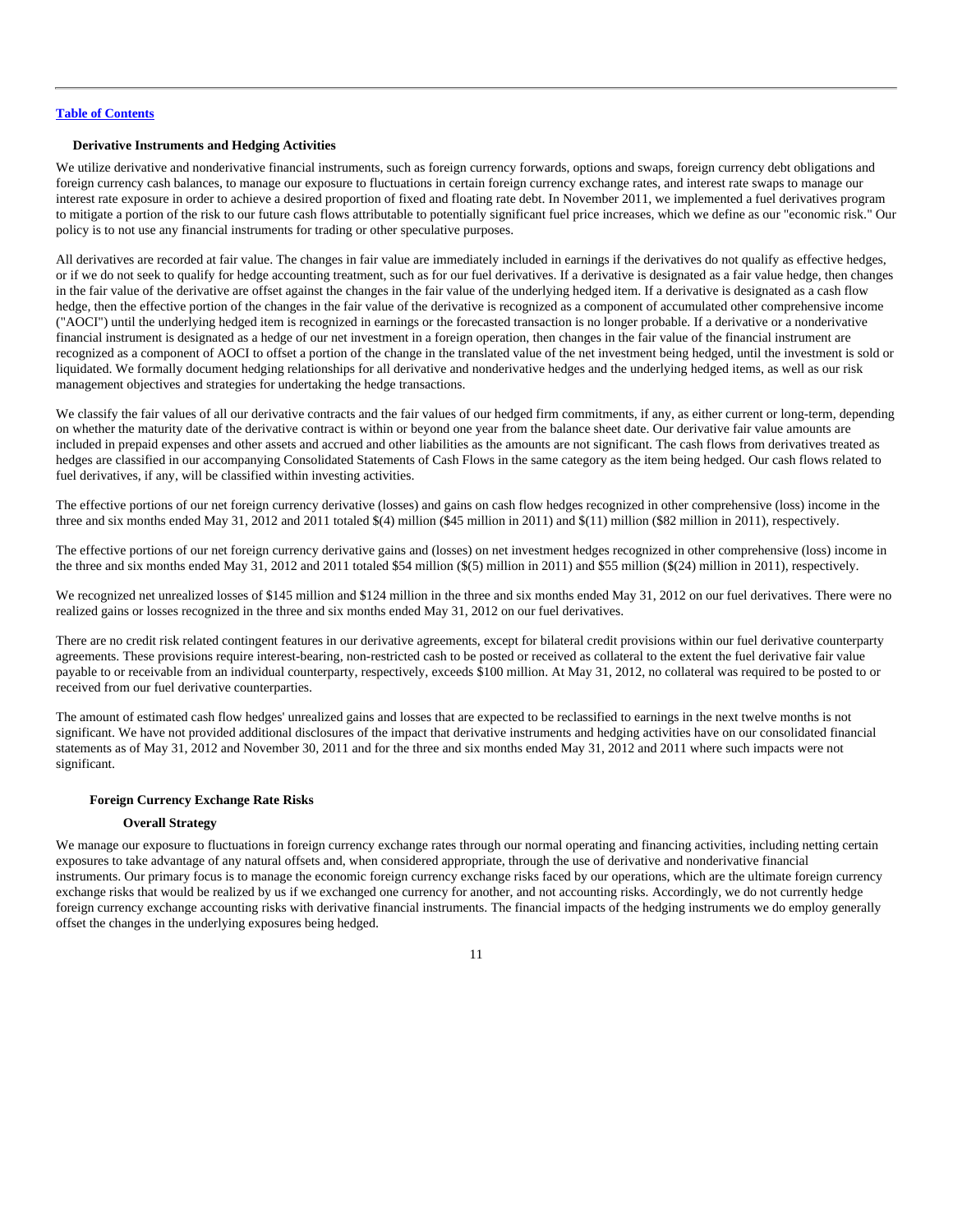#### Derivative Instruments and Hedging Activities

We utilize derivative and nonderivative financial instruments, such as foreign currency forwards, options and swaps, foreign currency debt obligations and foreign currency cash balances, to manage our exposure to fluctuations in certain foreign currency exchange rates, and interest rate swaps to manage our interest rate exposure in order to achieve a desired proportion of fixed and floating rate debt. In November 2011, we implemented a fuel derivatives program to mitigate a portion of the risk to our future cash flows attributable to potentially significant fuel price increases, which we define as our "economic risk." Our policy is to not use any financial instruments for trading or other speculative purposes.

All derivatives are recorded at fair value. The changes in fair value are immediately included in earnings if the derivatives do not qualify as effective hedges, or if we do not seek to qualify for hedge accounting treatment, such as for our fuel derivatives. If a derivative is designated as a fair value hedge, then changes in the fair value of the derivative are offset against the changes in the fair value of the underlying hedged item. If a derivative is designated as a cash flow hedge, then the effective portion of the changes in the fair value of the derivative is recognized as a component of accumulated other comprehensive income ("AOCI") until the underlying hedged item is recognized in earnings or the forecasted transaction is no longer probable. If a derivative or a nonderivative financial instrument is designated as a hedge of our net investment in a foreign operation, then changes in the fair value of the financial instrument are recognized as a component of AOCI to offset a portion of the change in the translated value of the net investment being hedged, until the investment is sold or liquidated. We formally document hedging relationships for all derivative and nonderivative hedges and the underlying hedged items, as well as our risk management objectives and strategies for undertaking the hedge transactions.

We classify the fair values of all our derivative contracts and the fair values of our hedged firm commitments, if any, as either current or long-term, depending on whether the maturity date of the derivative contract is within or beyond one year from the balance sheet date. Our derivative fair value amounts are included in prepaid expenses and other assets and accrued and other liabilities as the amounts are not significant. The cash flows from derivatives treated as hedges are classified in our accompanying Consolidated Statements of Cash Flows in the same category as the item being hedged. Our cash flows related to fuel derivatives, if any, will be classified within investing activities.

The effective portions of our net foreign currency derivative (losses) and gains on cash flow hedges recognized in other comprehensive (loss) income in the three and six months ended May 31, 2012 and 2011 totaled $(4) million ($45 million in 2011) and $(11) million ($82 million in 2011), respectively.

The effective portions of our net foreign currency derivative gains and (losses) on net investment hedges recognized in other comprehensive (loss) income in the three and six months ended May 31, 2012 and 2011 totaled $54 million ($(5) million in 2011) and $55 million ($(24) million in 2011), respectively.

We recognized net unrealized losses of $145 million and $124 million in the three and six months ended May 31, 2012 on our fuel derivatives. There were no realized gains or losses recognized in the three and six months ended May 31, 2012 on our fuel derivatives.

There are no credit risk related contingent features in our derivative agreements, except for bilateral credit provisions within our fuel derivative counterparty agreements. These provisions require interest-bearing, non-restricted cash to be posted or received as collateral to the extent the fuel derivative fair value payable to or receivable from an individual counterparty, respectively, exceeds $100 million. At May 31, 2012, no collateral was required to be posted to or received from our fuel derivative counterparties.

The amount of estimated cash flow hedges' unrealized gains and losses that are expected to be reclassified to earnings in the next twelve months is not significant. We have not provided additional disclosures of the impact that derivative instruments and hedging activities have on our consolidated financial statements as of May 31, 2012 and November 30, 2011 and for the three and six months ended May 31, 2012 and 2011 where such impacts were not significant.

#### Foreign Currency Exchange Rate Risks

##### Overall Strategy

We manage our exposure to fluctuations in foreign currency exchange rates through our normal operating and financing activities, including netting certain exposures to take advantage of any natural offsets and, when considered appropriate, through the use of derivative and nonderivative financial instruments. Our primary focus is to manage the economic foreign currency exchange risks faced by our operations, which are the ultimate foreign currency exchange risks that would be realized by us if we exchanged one currency for another, and not accounting risks. Accordingly, we do not currently hedge foreign currency exchange accounting risks with derivative financial instruments. The financial impacts of the hedging instruments we do employ generally offset the changes in the underlying exposures being hedged.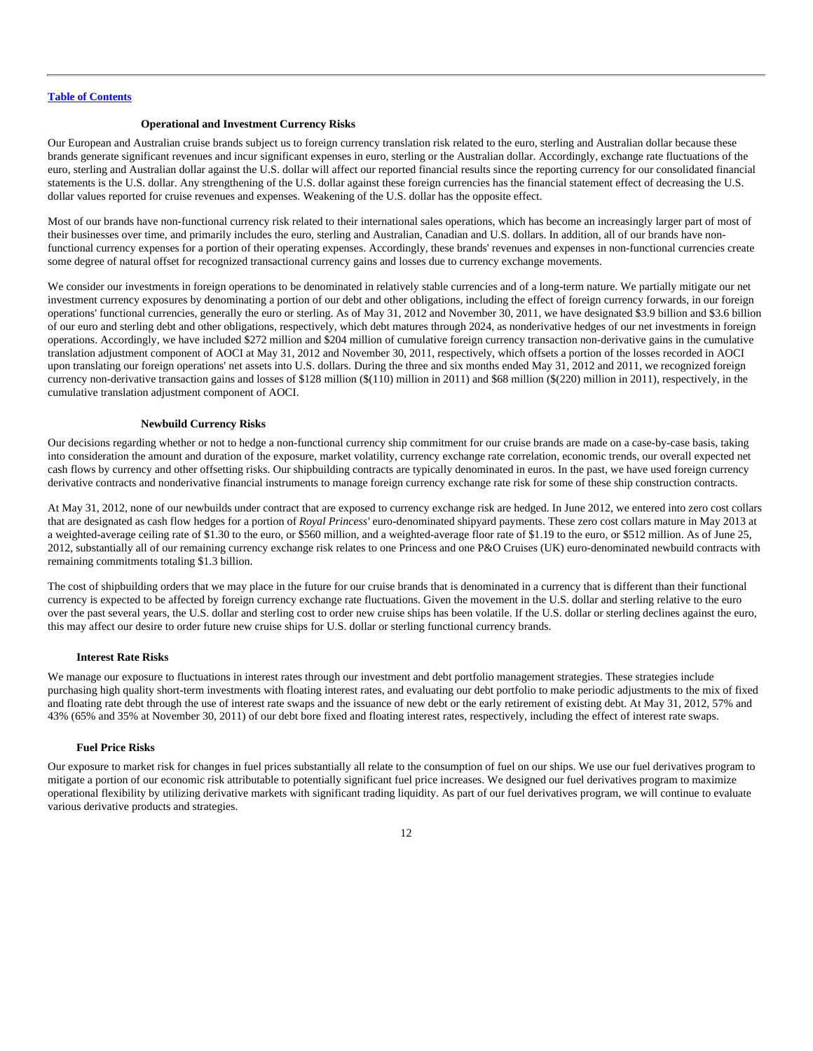#### Operational and Investment Currency Risks

Our European and Australian cruise brands subject us to foreign currency translation risk related to the euro, sterling and Australian dollar because these brands generate significant revenues and incur significant expenses in euro, sterling or the Australian dollar. Accordingly, exchange rate fluctuations of the euro, sterling and Australian dollar against the U.S. dollar will affect our reported financial results since the reporting currency for our consolidated financial statements is the U.S. dollar. Any strengthening of the U.S. dollar against these foreign currencies has the financial statement effect of decreasing the U.S. dollar values reported for cruise revenues and expenses. Weakening of the U.S. dollar has the opposite effect.

Most of our brands have non-functional currency risk related to their international sales operations, which has become an increasingly larger part of most of their businesses over time, and primarily includes the euro, sterling and Australian, Canadian and U.S. dollars. In addition, all of our brands have non-functional currency expenses for a portion of their operating expenses. Accordingly, these brands' revenues and expenses in non-functional currencies create some degree of natural offset for recognized transactional currency gains and losses due to currency exchange movements.

We consider our investments in foreign operations to be denominated in relatively stable currencies and of a long-term nature. We partially mitigate our net investment currency exposures by denominating a portion of our debt and other obligations, including the effect of foreign currency forwards, in our foreign operations' functional currencies, generally the euro or sterling. As of May 31, 2012 and November 30, 2011, we have designated $3.9 billion and $3.6 billion of our euro and sterling debt and other obligations, respectively, which debt matures through 2024, as nonderivative hedges of our net investments in foreign operations. Accordingly, we have included $272 million and $204 million of cumulative foreign currency transaction non-derivative gains in the cumulative translation adjustment component of AOCI at May 31, 2012 and November 30, 2011, respectively, which offsets a portion of the losses recorded in AOCI upon translating our foreign operations' net assets into U.S. dollars. During the three and six months ended May 31, 2012 and 2011, we recognized foreign currency non-derivative transaction gains and losses of $128 million ($(110) million in 2011) and $68 million ($(220) million in 2011), respectively, in the cumulative translation adjustment component of AOCI.

#### Newbuild Currency Risks

Our decisions regarding whether or not to hedge a non-functional currency ship commitment for our cruise brands are made on a case-by-case basis, taking into consideration the amount and duration of the exposure, market volatility, currency exchange rate correlation, economic trends, our overall expected net cash flows by currency and other offsetting risks. Our shipbuilding contracts are typically denominated in euros. In the past, we have used foreign currency derivative contracts and nonderivative financial instruments to manage foreign currency exchange rate risk for some of these ship construction contracts.

At May 31, 2012, none of our newbuilds under contract that are exposed to currency exchange risk are hedged. In June 2012, we entered into zero cost collars that are designated as cash flow hedges for a portion of *Royal Princess'* euro-denominated shipyard payments. These zero cost collars mature in May 2013 at a weighted-average ceiling rate of $1.30 to the euro, or $560 million, and a weighted-average floor rate of $1.19 to the euro, or $512 million. As of June 25, 2012, substantially all of our remaining currency exchange risk relates to one Princess and one P&O Cruises (UK) euro-denominated newbuild contracts with remaining commitments totaling $1.3 billion.

The cost of shipbuilding orders that we may place in the future for our cruise brands that is denominated in a currency that is different than their functional currency is expected to be affected by foreign currency exchange rate fluctuations. Given the movement in the U.S. dollar and sterling relative to the euro over the past several years, the U.S. dollar and sterling cost to order new cruise ships has been volatile. If the U.S. dollar or sterling declines against the euro, this may affect our desire to order future new cruise ships for U.S. dollar or sterling functional currency brands.

### Interest Rate Risks

We manage our exposure to fluctuations in interest rates through our investment and debt portfolio management strategies. These strategies include purchasing high quality short-term investments with floating interest rates, and evaluating our debt portfolio to make periodic adjustments to the mix of fixed and floating rate debt through the use of interest rate swaps and the issuance of new debt or the early retirement of existing debt. At May 31, 2012, 57% and 43% (65% and 35% at November 30, 2011) of our debt bore fixed and floating interest rates, respectively, including the effect of interest rate swaps.

### Fuel Price Risks

Our exposure to market risk for changes in fuel prices substantially all relate to the consumption of fuel on our ships. We use our fuel derivatives program to mitigate a portion of our economic risk attributable to potentially significant fuel price increases. We designed our fuel derivatives program to maximize operational flexibility by utilizing derivative markets with significant trading liquidity. As part of our fuel derivatives program, we will continue to evaluate various derivative products and strategies.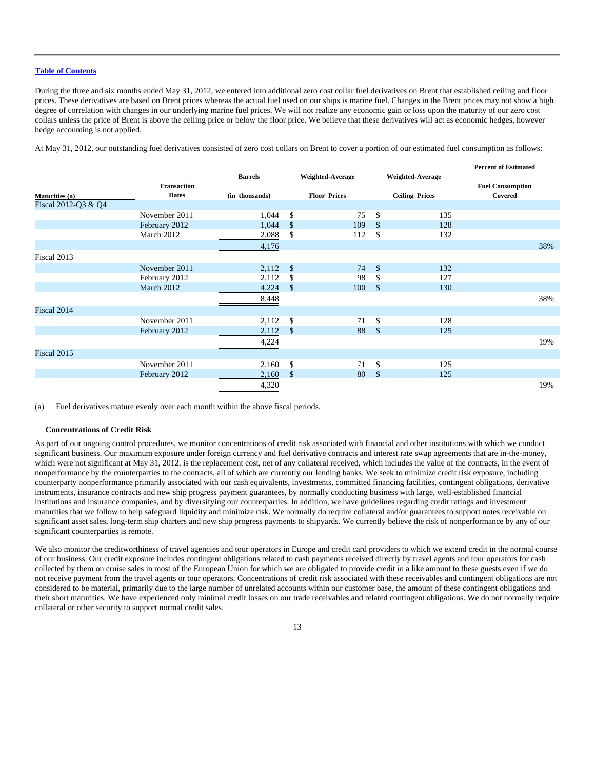[Table of Contents](#)

During the three and six months ended May 31, 2012, we entered into additional zero cost collar fuel derivatives on Brent that established ceiling and floor prices. These derivatives are based on Brent prices whereas the actual fuel used on our ships is marine fuel. Changes in the Brent prices may not show a high degree of correlation with changes in our underlying marine fuel prices. We will not realize any economic gain or loss upon the maturity of our zero cost collars unless the price of Brent is above the ceiling price or below the floor price. We believe that these derivatives will act as economic hedges, however hedge accounting is not applied.

At May 31, 2012, our outstanding fuel derivatives consisted of zero cost collars on Brent to cover a portion of our estimated fuel consumption as follows:

| Maturities (a) | Transaction Dates | Barrels (in thousands) | Weighted-Average Floor Prices | Weighted-Average Ceiling Prices | Percent of Estimated Fuel Consumption Covered |
|---|---|---|---|---|---|
| Fiscal 2012-Q3 & Q4 | | | | | |
| | November 2011 | 1,044 | $ 75 | $ 135 | |
| | February 2012 | 1,044 | $ 109 | $ 128 | |
| | March 2012 | 2,088 | $ 112 | $ 132 | |
| | | 4,176 | | | 38% |
| Fiscal 2013 | | | | | |
| | November 2011 | 2,112 | $ 74 | $ 132 | |
| | February 2012 | 2,112 | $ 98 | $ 127 | |
| | March 2012 | 4,224 | $ 100 | $ 130 | |
| | | 8,448 | | | 38% |
| Fiscal 2014 | | | | | |
| | November 2011 | 2,112 | $ 71 | $ 128 | |
| | February 2012 | 2,112 | $ 88 | $ 125 | |
| | | 4,224 | | | 19% |
| Fiscal 2015 | | | | | |
| | November 2011 | 2,160 | $ 71 | $ 125 | |
| | February 2012 | 2,160 | $ 80 | $ 125 | |
| | | 4,320 | | | 19% |

(a) Fuel derivatives mature evenly over each month within the above fiscal periods.

### Concentrations of Credit Risk

As part of our ongoing control procedures, we monitor concentrations of credit risk associated with financial and other institutions with which we conduct significant business. Our maximum exposure under foreign currency and fuel derivative contracts and interest rate swap agreements that are in-the-money, which were not significant at May 31, 2012, is the replacement cost, net of any collateral received, which includes the value of the contracts, in the event of nonperformance by the counterparties to the contracts, all of which are currently our lending banks. We seek to minimize credit risk exposure, including counterparty nonperformance primarily associated with our cash equivalents, investments, committed financing facilities, contingent obligations, derivative instruments, insurance contracts and new ship progress payment guarantees, by normally conducting business with large, well-established financial institutions and insurance companies, and by diversifying our counterparties. In addition, we have guidelines regarding credit ratings and investment maturities that we follow to help safeguard liquidity and minimize risk. We normally do require collateral and/or guarantees to support notes receivable on significant asset sales, long-term ship charters and new ship progress payments to shipyards. We currently believe the risk of nonperformance by any of our significant counterparties is remote.

We also monitor the creditworthiness of travel agencies and tour operators in Europe and credit card providers to which we extend credit in the normal course of our business. Our credit exposure includes contingent obligations related to cash payments received directly by travel agents and tour operators for cash collected by them on cruise sales in most of the European Union for which we are obligated to provide credit in a like amount to these guests even if we do not receive payment from the travel agents or tour operators. Concentrations of credit risk associated with these receivables and contingent obligations are not considered to be material, primarily due to the large number of unrelated accounts within our customer base, the amount of these contingent obligations and their short maturities. We have experienced only minimal credit losses on our trade receivables and related contingent obligations. We do not normally require collateral or other security to support normal credit sales.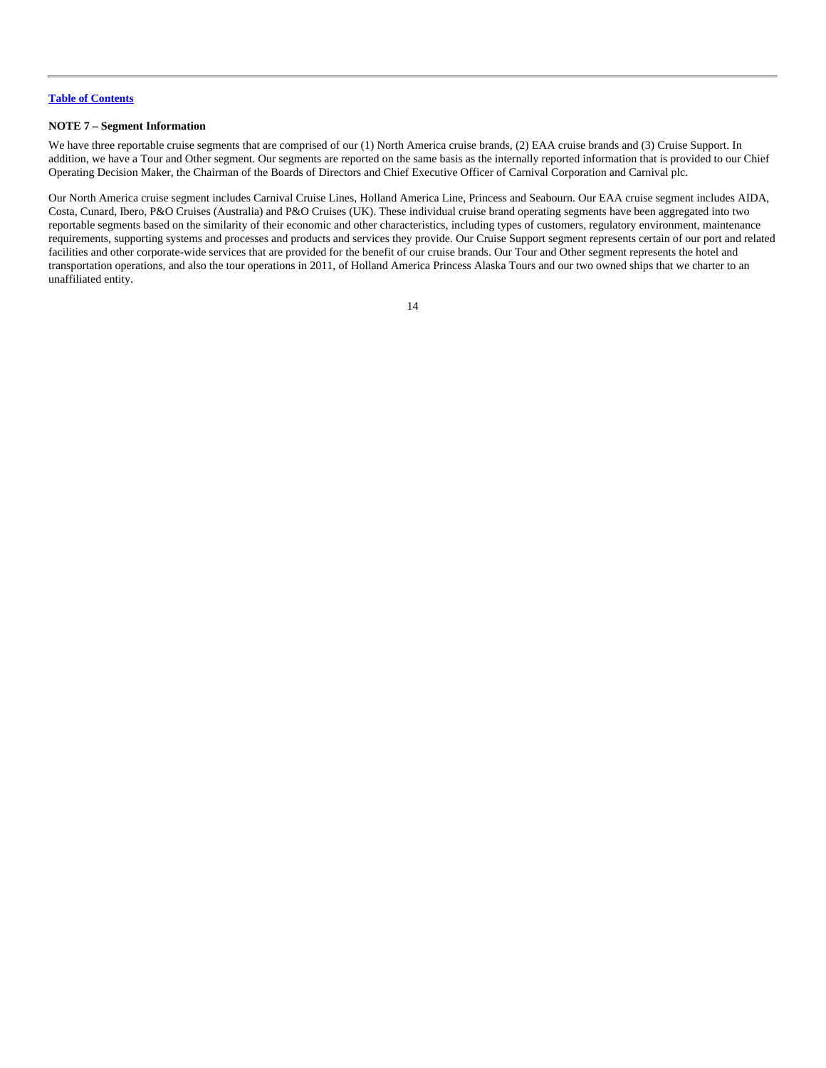**NOTE 7 – Segment Information**

We have three reportable cruise segments that are comprised of our (1) North America cruise brands, (2) EAA cruise brands and (3) Cruise Support. In addition, we have a Tour and Other segment. Our segments are reported on the same basis as the internally reported information that is provided to our Chief Operating Decision Maker, the Chairman of the Boards of Directors and Chief Executive Officer of Carnival Corporation and Carnival plc.

Our North America cruise segment includes Carnival Cruise Lines, Holland America Line, Princess and Seabourn. Our EAA cruise segment includes AIDA, Costa, Cunard, Ibero, P&O Cruises (Australia) and P&O Cruises (UK). These individual cruise brand operating segments have been aggregated into two reportable segments based on the similarity of their economic and other characteristics, including types of customers, regulatory environment, maintenance requirements, supporting systems and processes and products and services they provide. Our Cruise Support segment represents certain of our port and related facilities and other corporate-wide services that are provided for the benefit of our cruise brands. Our Tour and Other segment represents the hotel and transportation operations, and also the tour operations in 2011, of Holland America Princess Alaska Tours and our two owned ships that we charter to an unaffiliated entity.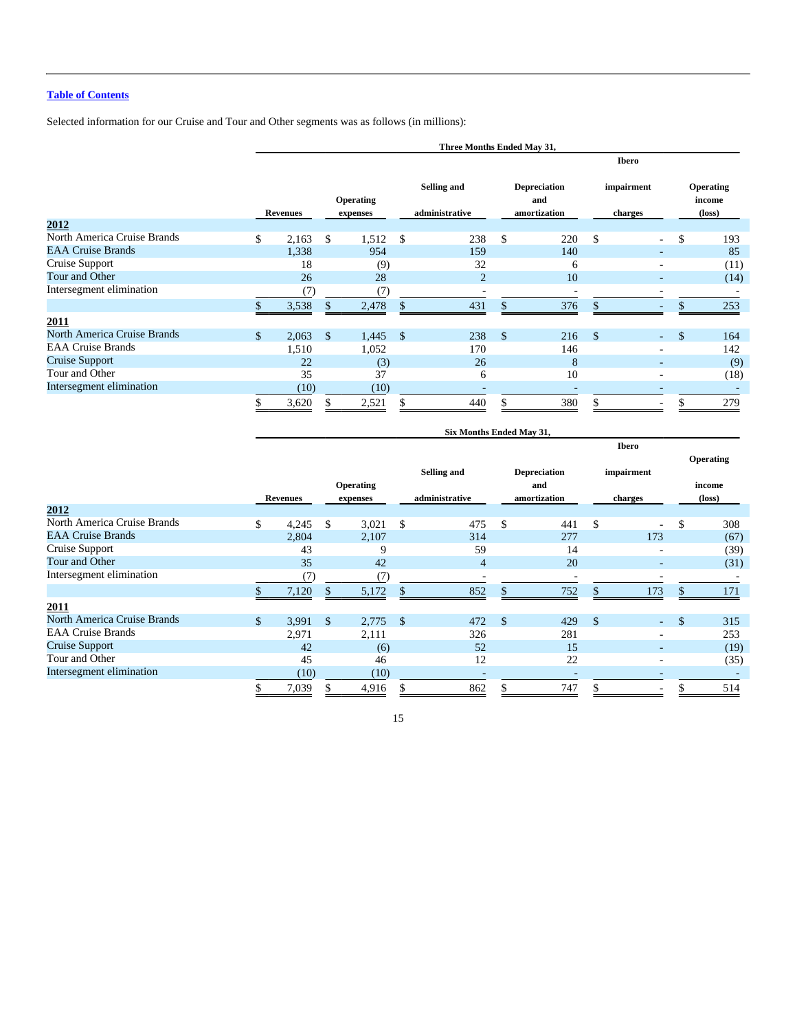[Table of Contents](#)

Selected information for our Cruise and Tour and Other segments was as follows (in millions):

| | Three Months Ended May 31, | | | | | |
|---|---|---|---|---|---|---|
| | Revenues | Operating expenses | Selling and administrative | Depreciation and amortization | Ibero impairment charges | Operating income (loss) |
| **2012** | | | | | | |
| North America Cruise Brands | $ 2,163 | $ 1,512 | $ 238 | $ 220 | $ - | $ 193 |
| EAA Cruise Brands | 1,338 | 954 | 159 | 140 | - | 85 |
| Cruise Support | 18 | (9) | 32 | 6 | - | (11) |
| Tour and Other | 26 | 28 | 2 | 10 | - | (14) |
| Intersegment elimination | (7) | (7) | - | - | - | - |
| | $ 3,538 | $ 2,478 | $ 431 | $ 376 | $ - | $ 253 |
| **2011** | | | | | | |
| North America Cruise Brands | $ 2,063 | $ 1,445 | $ 238 | $ 216 | $ - | $ 164 |
| EAA Cruise Brands | 1,510 | 1,052 | 170 | 146 | - | 142 |
| Cruise Support | 22 | (3) | 26 | 8 | - | (9) |
| Tour and Other | 35 | 37 | 6 | 10 | - | (18) |
| Intersegment elimination | (10) | (10) | - | - | - | - |
| | $ 3,620 | $ 2,521 | $ 440 | $ 380 | $ - | $ 279 |

| | Six Months Ended May 31, | | | | | |
|---|---|---|---|---|---|---|
| | Revenues | Operating expenses | Selling and administrative | Depreciation and amortization | Ibero impairment charges | Operating income (loss) |
| **2012** | | | | | | |
| North America Cruise Brands | $ 4,245 | $ 3,021 | $ 475 | $ 441 | $ - | $ 308 |
| EAA Cruise Brands | 2,804 | 2,107 | 314 | 277 | 173 | (67) |
| Cruise Support | 43 | 9 | 59 | 14 | - | (39) |
| Tour and Other | 35 | 42 | 4 | 20 | - | (31) |
| Intersegment elimination | (7) | (7) | - | - | - | - |
| | $ 7,120 | $ 5,172 | $ 852 | $ 752 | $ 173 | $ 171 |
| **2011** | | | | | | |
| North America Cruise Brands | $ 3,991 | $ 2,775 | $ 472 | $ 429 | $ - | $ 315 |
| EAA Cruise Brands | 2,971 | 2,111 | 326 | 281 | - | 253 |
| Cruise Support | 42 | (6) | 52 | 15 | - | (19) |
| Tour and Other | 45 | 46 | 12 | 22 | - | (35) |
| Intersegment elimination | (10) | (10) | - | - | - | - |
| | $ 7,039 | $ 4,916 | $ 862 | $ 747 | $ - | $ 514 |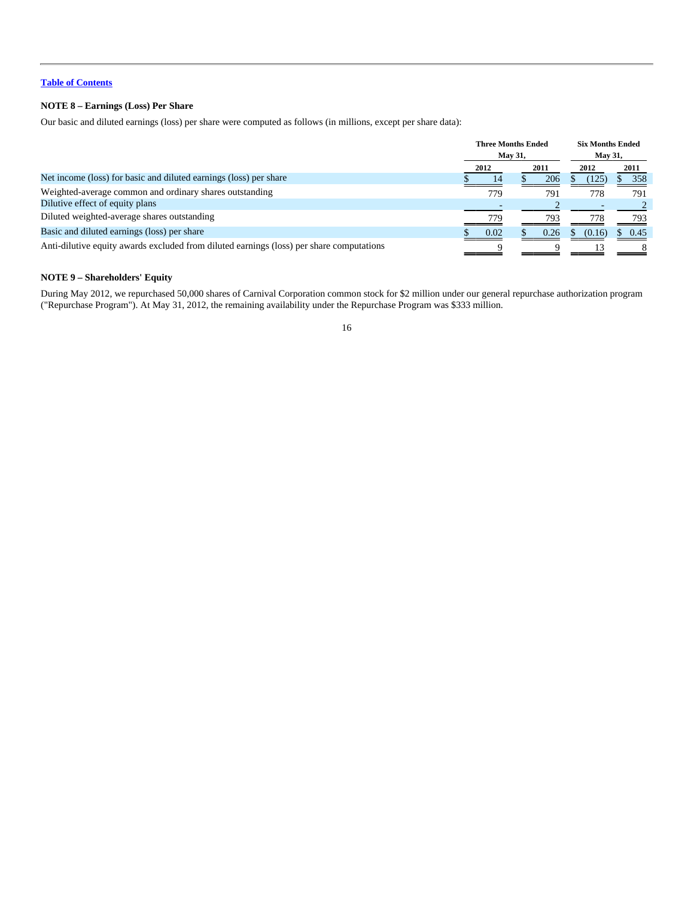[Table of Contents]

### NOTE 8 – Earnings (Loss) Per Share

Our basic and diluted earnings (loss) per share were computed as follows (in millions, except per share data):

| | Three Months Ended May 31, | | Six Months Ended May 31, | |
|---|---|---|---|---|
| | 2012 | 2011 | 2012 | 2011 |
| Net income (loss) for basic and diluted earnings (loss) per share | $ 14 | $ 206 | $ (125) | $ 358 |
| Weighted-average common and ordinary shares outstanding | 779 | 791 | 778 | 791 |
| Dilutive effect of equity plans | - | 2 | - | 2 |
| Diluted weighted-average shares outstanding | 779 | 793 | 778 | 793 |
| Basic and diluted earnings (loss) per share | $ 0.02 | $ 0.26 | $ (0.16) | $ 0.45 |
| Anti-dilutive equity awards excluded from diluted earnings (loss) per share computations | 9 | 9 | 13 | 8 |

### NOTE 9 – Shareholders' Equity

During May 2012, we repurchased 50,000 shares of Carnival Corporation common stock for $2 million under our general repurchase authorization program ("Repurchase Program"). At May 31, 2012, the remaining availability under the Repurchase Program was $333 million.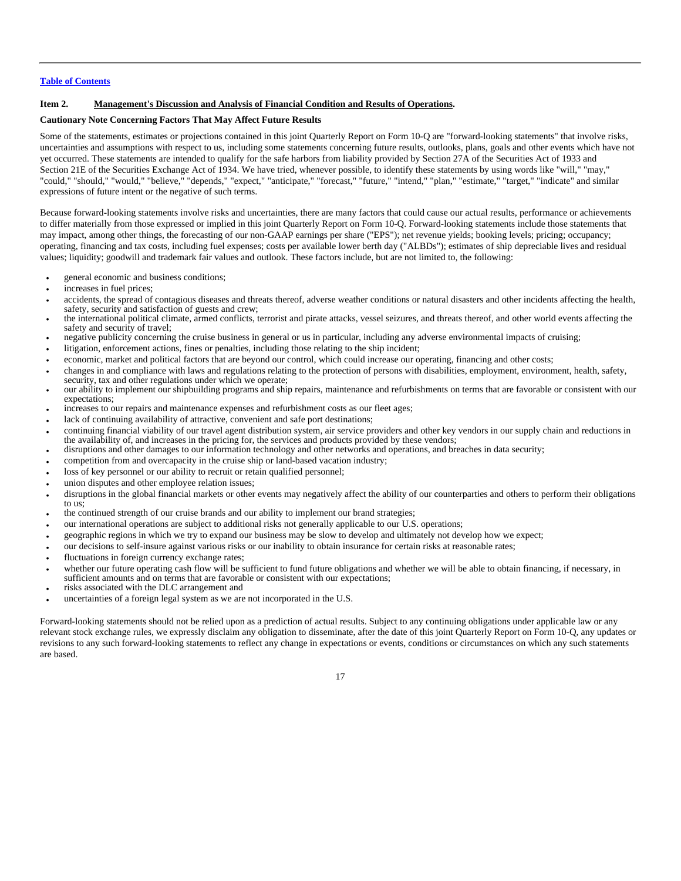[Table of Contents](#)

### Item 2. Management's Discussion and Analysis of Financial Condition and Results of Operations.

**Cautionary Note Concerning Factors That May Affect Future Results**

Some of the statements, estimates or projections contained in this joint Quarterly Report on Form 10-Q are "forward-looking statements" that involve risks, uncertainties and assumptions with respect to us, including some statements concerning future results, outlooks, plans, goals and other events which have not yet occurred. These statements are intended to qualify for the safe harbors from liability provided by Section 27A of the Securities Act of 1933 and Section 21E of the Securities Exchange Act of 1934. We have tried, whenever possible, to identify these statements by using words like "will," "may," "could," "should," "would," "believe," "depends," "expect," "anticipate," "forecast," "future," "intend," "plan," "estimate," "target," "indicate" and similar expressions of future intent or the negative of such terms.

Because forward-looking statements involve risks and uncertainties, there are many factors that could cause our actual results, performance or achievements to differ materially from those expressed or implied in this joint Quarterly Report on Form 10-Q. Forward-looking statements include those statements that may impact, among other things, the forecasting of our non-GAAP earnings per share ("EPS"); net revenue yields; booking levels; pricing; occupancy; operating, financing and tax costs, including fuel expenses; costs per available lower berth day ("ALBDs"); estimates of ship depreciable lives and residual values; liquidity; goodwill and trademark fair values and outlook. These factors include, but are not limited to, the following:

- general economic and business conditions;
- increases in fuel prices;
- accidents, the spread of contagious diseases and threats thereof, adverse weather conditions or natural disasters and other incidents affecting the health, safety, security and satisfaction of guests and crew;
- the international political climate, armed conflicts, terrorist and pirate attacks, vessel seizures, and threats thereof, and other world events affecting the safety and security of travel;
- negative publicity concerning the cruise business in general or us in particular, including any adverse environmental impacts of cruising;
- litigation, enforcement actions, fines or penalties, including those relating to the ship incident;
- economic, market and political factors that are beyond our control, which could increase our operating, financing and other costs;
- changes in and compliance with laws and regulations relating to the protection of persons with disabilities, employment, environment, health, safety, security, tax and other regulations under which we operate;
- our ability to implement our shipbuilding programs and ship repairs, maintenance and refurbishments on terms that are favorable or consistent with our expectations;
- increases to our repairs and maintenance expenses and refurbishment costs as our fleet ages;
- lack of continuing availability of attractive, convenient and safe port destinations;
- continuing financial viability of our travel agent distribution system, air service providers and other key vendors in our supply chain and reductions in the availability of, and increases in the pricing for, the services and products provided by these vendors;
- disruptions and other damages to our information technology and other networks and operations, and breaches in data security;
- competition from and overcapacity in the cruise ship or land-based vacation industry;
- loss of key personnel or our ability to recruit or retain qualified personnel;
- union disputes and other employee relation issues;
- disruptions in the global financial markets or other events may negatively affect the ability of our counterparties and others to perform their obligations to us;
- the continued strength of our cruise brands and our ability to implement our brand strategies;
- our international operations are subject to additional risks not generally applicable to our U.S. operations;
- geographic regions in which we try to expand our business may be slow to develop and ultimately not develop how we expect;
- our decisions to self-insure against various risks or our inability to obtain insurance for certain risks at reasonable rates;
- fluctuations in foreign currency exchange rates;
- whether our future operating cash flow will be sufficient to fund future obligations and whether we will be able to obtain financing, if necessary, in sufficient amounts and on terms that are favorable or consistent with our expectations;
- risks associated with the DLC arrangement and
- uncertainties of a foreign legal system as we are not incorporated in the U.S.

Forward-looking statements should not be relied upon as a prediction of actual results. Subject to any continuing obligations under applicable law or any relevant stock exchange rules, we expressly disclaim any obligation to disseminate, after the date of this joint Quarterly Report on Form 10-Q, any updates or revisions to any such forward-looking statements to reflect any change in expectations or events, conditions or circumstances on which any such statements are based.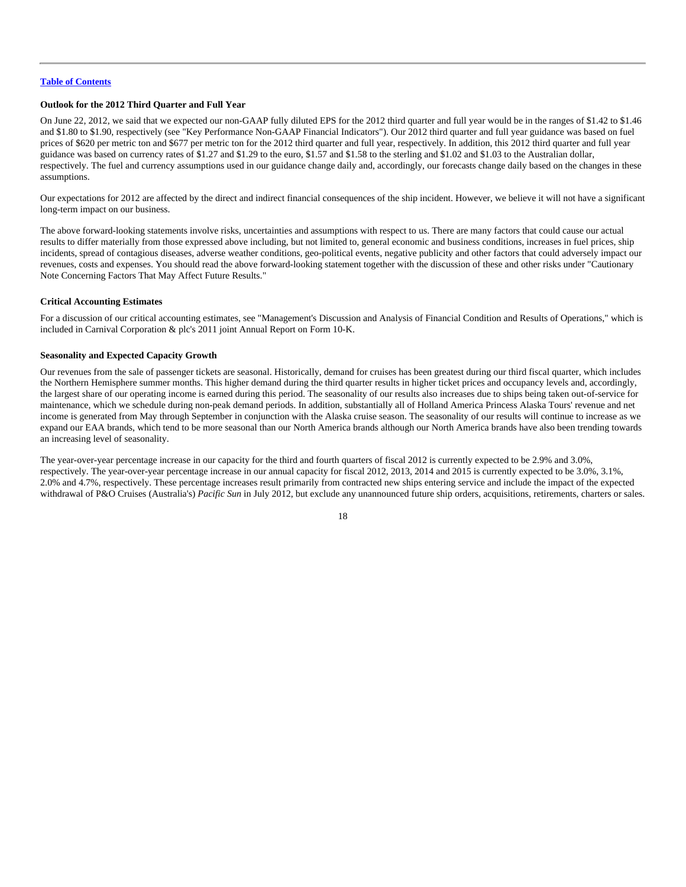[Table of Contents](#)

**Outlook for the 2012 Third Quarter and Full Year**

On June 22, 2012, we said that we expected our non-GAAP fully diluted EPS for the 2012 third quarter and full year would be in the ranges of $1.42 to $1.46 and $1.80 to $1.90, respectively (see "Key Performance Non-GAAP Financial Indicators"). Our 2012 third quarter and full year guidance was based on fuel prices of $620 per metric ton and $677 per metric ton for the 2012 third quarter and full year, respectively. In addition, this 2012 third quarter and full year guidance was based on currency rates of $1.27 and $1.29 to the euro, $1.57 and $1.58 to the sterling and $1.02 and $1.03 to the Australian dollar, respectively. The fuel and currency assumptions used in our guidance change daily and, accordingly, our forecasts change daily based on the changes in these assumptions.

Our expectations for 2012 are affected by the direct and indirect financial consequences of the ship incident. However, we believe it will not have a significant long-term impact on our business.

The above forward-looking statements involve risks, uncertainties and assumptions with respect to us. There are many factors that could cause our actual results to differ materially from those expressed above including, but not limited to, general economic and business conditions, increases in fuel prices, ship incidents, spread of contagious diseases, adverse weather conditions, geo-political events, negative publicity and other factors that could adversely impact our revenues, costs and expenses. You should read the above forward-looking statement together with the discussion of these and other risks under "Cautionary Note Concerning Factors That May Affect Future Results."

**Critical Accounting Estimates**

For a discussion of our critical accounting estimates, see "Management's Discussion and Analysis of Financial Condition and Results of Operations," which is included in Carnival Corporation & plc's 2011 joint Annual Report on Form 10-K.

**Seasonality and Expected Capacity Growth**

Our revenues from the sale of passenger tickets are seasonal. Historically, demand for cruises has been greatest during our third fiscal quarter, which includes the Northern Hemisphere summer months. This higher demand during the third quarter results in higher ticket prices and occupancy levels and, accordingly, the largest share of our operating income is earned during this period. The seasonality of our results also increases due to ships being taken out-of-service for maintenance, which we schedule during non-peak demand periods. In addition, substantially all of Holland America Princess Alaska Tours' revenue and net income is generated from May through September in conjunction with the Alaska cruise season. The seasonality of our results will continue to increase as we expand our EAA brands, which tend to be more seasonal than our North America brands although our North America brands have also been trending towards an increasing level of seasonality.

The year-over-year percentage increase in our capacity for the third and fourth quarters of fiscal 2012 is currently expected to be 2.9% and 3.0%, respectively. The year-over-year percentage increase in our annual capacity for fiscal 2012, 2013, 2014 and 2015 is currently expected to be 3.0%, 3.1%, 2.0% and 4.7%, respectively. These percentage increases result primarily from contracted new ships entering service and include the impact of the expected withdrawal of P&O Cruises (Australia's) *Pacific Sun* in July 2012, but exclude any unannounced future ship orders, acquisitions, retirements, charters or sales.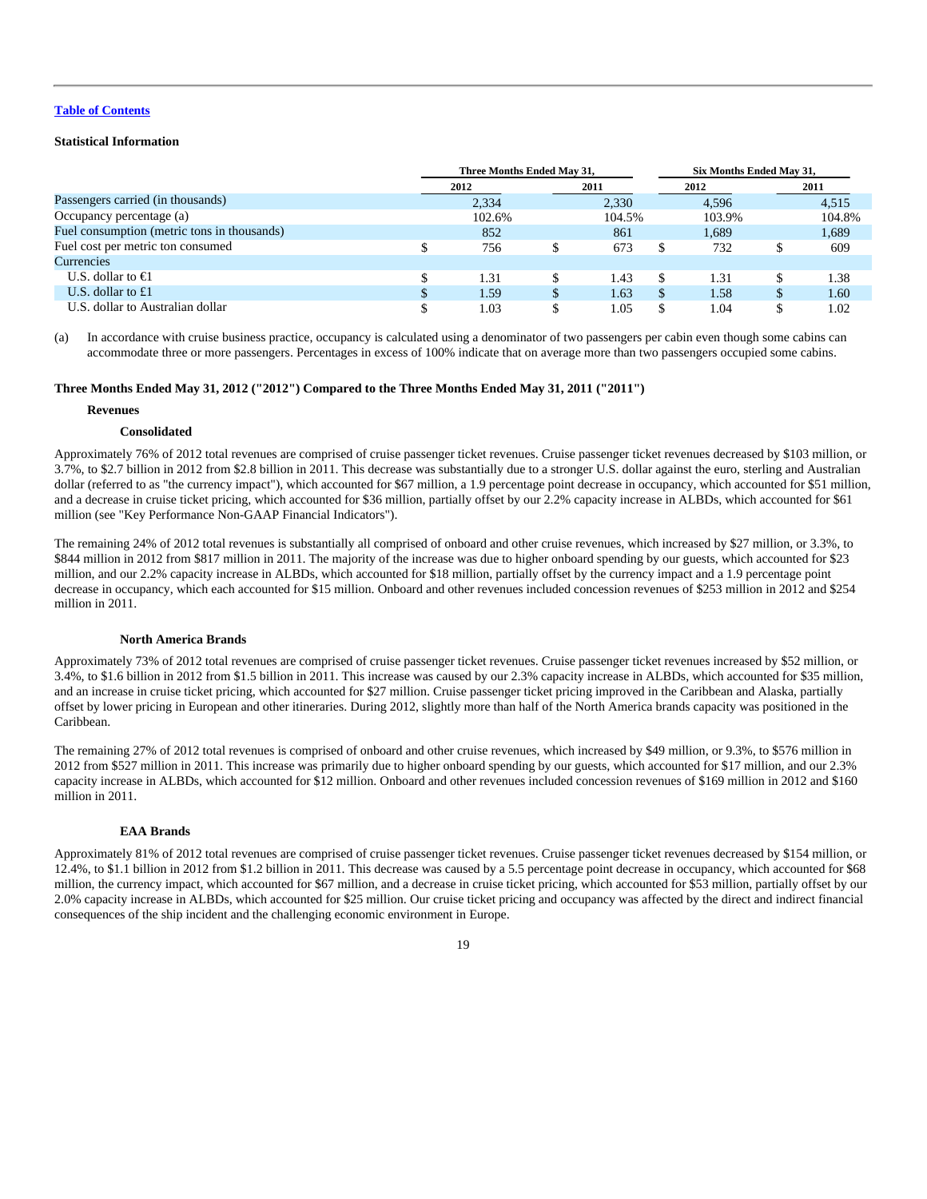Table of Contents

**Statistical Information**

| | Three Months Ended May 31, | | Six Months Ended May 31, | |
|---|---|---|---|---|
| | 2012 | 2011 | 2012 | 2011 |
| Passengers carried (in thousands) | 2,334 | 2,330 | 4,596 | 4,515 |
| Occupancy percentage (a) | 102.6% | 104.5% | 103.9% | 104.8% |
| Fuel consumption (metric tons in thousands) | 852 | 861 | 1,689 | 1,689 |
| Fuel cost per metric ton consumed | $ 756 | $ 673 | $ 732 | $ 609 |
| Currencies | | | | |
| U.S. dollar to €1 | $ 1.31 | $ 1.43 | $ 1.31 | $ 1.38 |
| U.S. dollar to £1 | $ 1.59 | $ 1.63 | $ 1.58 | $ 1.60 |
| U.S. dollar to Australian dollar | $ 1.03 | $ 1.05 | $ 1.04 | $ 1.02 |

(a) In accordance with cruise business practice, occupancy is calculated using a denominator of two passengers per cabin even though some cabins can accommodate three or more passengers. Percentages in excess of 100% indicate that on average more than two passengers occupied some cabins.

**Three Months Ended May 31, 2012 ("2012") Compared to the Three Months Ended May 31, 2011 ("2011")**

**Revenues**

**Consolidated**

Approximately 76% of 2012 total revenues are comprised of cruise passenger ticket revenues. Cruise passenger ticket revenues decreased by $103 million, or 3.7%, to $2.7 billion in 2012 from $2.8 billion in 2011. This decrease was substantially due to a stronger U.S. dollar against the euro, sterling and Australian dollar (referred to as "the currency impact"), which accounted for $67 million, a 1.9 percentage point decrease in occupancy, which accounted for $51 million, and a decrease in cruise ticket pricing, which accounted for $36 million, partially offset by our 2.2% capacity increase in ALBDs, which accounted for $61 million (see "Key Performance Non-GAAP Financial Indicators").

The remaining 24% of 2012 total revenues is substantially all comprised of onboard and other cruise revenues, which increased by $27 million, or 3.3%, to $844 million in 2012 from $817 million in 2011. The majority of the increase was due to higher onboard spending by our guests, which accounted for $23 million, and our 2.2% capacity increase in ALBDs, which accounted for $18 million, partially offset by the currency impact and a 1.9 percentage point decrease in occupancy, which each accounted for $15 million. Onboard and other revenues included concession revenues of $253 million in 2012 and $254 million in 2011.

**North America Brands**

Approximately 73% of 2012 total revenues are comprised of cruise passenger ticket revenues. Cruise passenger ticket revenues increased by $52 million, or 3.4%, to $1.6 billion in 2012 from $1.5 billion in 2011. This increase was caused by our 2.3% capacity increase in ALBDs, which accounted for $35 million, and an increase in cruise ticket pricing, which accounted for $27 million. Cruise passenger ticket pricing improved in the Caribbean and Alaska, partially offset by lower pricing in European and other itineraries. During 2012, slightly more than half of the North America brands capacity was positioned in the Caribbean.

The remaining 27% of 2012 total revenues is comprised of onboard and other cruise revenues, which increased by $49 million, or 9.3%, to $576 million in 2012 from $527 million in 2011. This increase was primarily due to higher onboard spending by our guests, which accounted for $17 million, and our 2.3% capacity increase in ALBDs, which accounted for $12 million. Onboard and other revenues included concession revenues of $169 million in 2012 and $160 million in 2011.

**EAA Brands**

Approximately 81% of 2012 total revenues are comprised of cruise passenger ticket revenues. Cruise passenger ticket revenues decreased by $154 million, or 12.4%, to $1.1 billion in 2012 from $1.2 billion in 2011. This decrease was caused by a 5.5 percentage point decrease in occupancy, which accounted for $68 million, the currency impact, which accounted for $67 million, and a decrease in cruise ticket pricing, which accounted for $53 million, partially offset by our 2.0% capacity increase in ALBDs, which accounted for $25 million. Our cruise ticket pricing and occupancy was affected by the direct and indirect financial consequences of the ship incident and the challenging economic environment in Europe.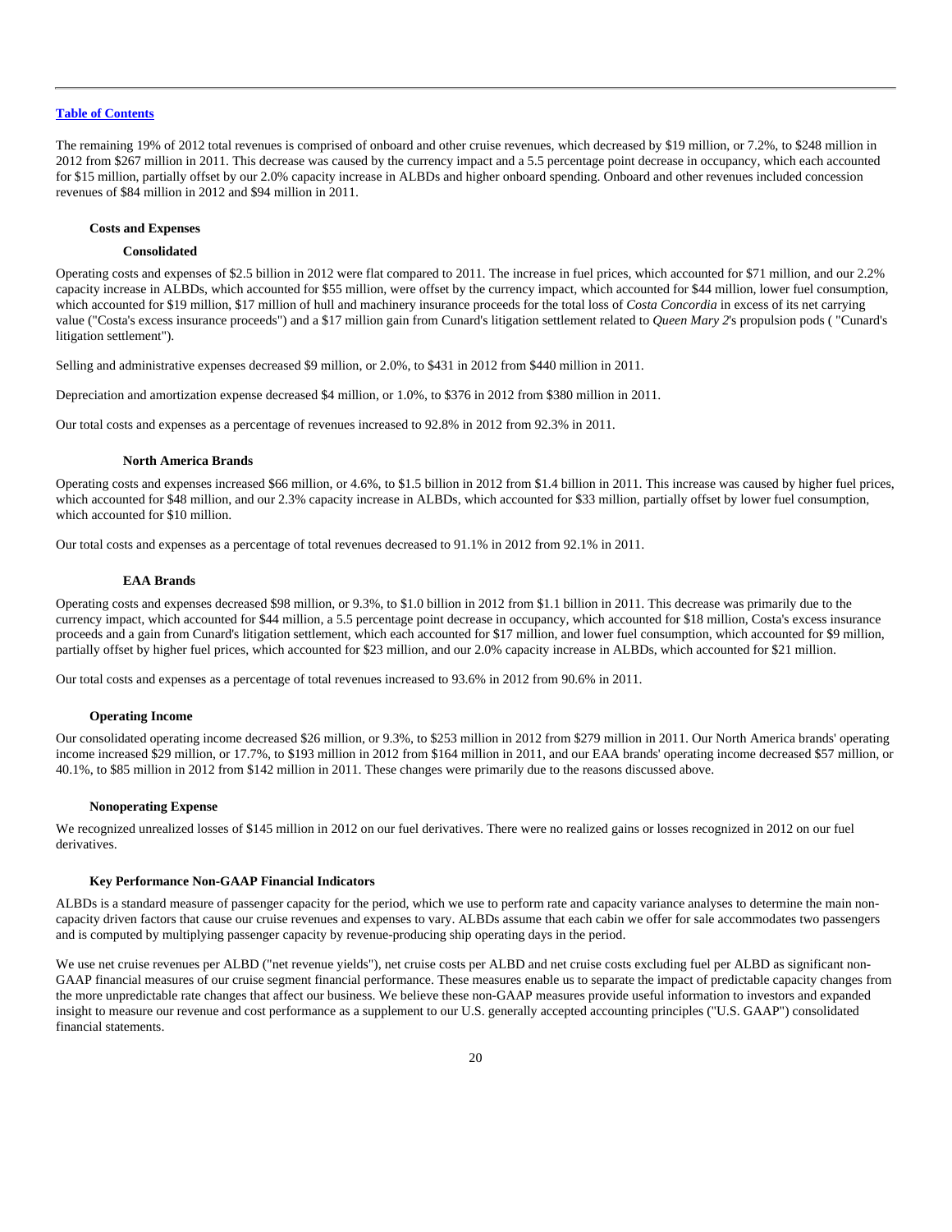The remaining 19% of 2012 total revenues is comprised of onboard and other cruise revenues, which decreased by $19 million, or 7.2%, to $248 million in 2012 from $267 million in 2011. This decrease was caused by the currency impact and a 5.5 percentage point decrease in occupancy, which each accounted for $15 million, partially offset by our 2.0% capacity increase in ALBDs and higher onboard spending. Onboard and other revenues included concession revenues of $84 million in 2012 and $94 million in 2011.

**Costs and Expenses**

**Consolidated**

Operating costs and expenses of $2.5 billion in 2012 were flat compared to 2011. The increase in fuel prices, which accounted for $71 million, and our 2.2% capacity increase in ALBDs, which accounted for $55 million, were offset by the currency impact, which accounted for $44 million, lower fuel consumption, which accounted for $19 million, $17 million of hull and machinery insurance proceeds for the total loss of *Costa Concordia* in excess of its net carrying value ("Costa's excess insurance proceeds") and a $17 million gain from Cunard's litigation settlement related to *Queen Mary 2*'s propulsion pods ( "Cunard's litigation settlement").

Selling and administrative expenses decreased $9 million, or 2.0%, to $431 in 2012 from $440 million in 2011.

Depreciation and amortization expense decreased $4 million, or 1.0%, to $376 in 2012 from $380 million in 2011.

Our total costs and expenses as a percentage of revenues increased to 92.8% in 2012 from 92.3% in 2011.

**North America Brands**

Operating costs and expenses increased $66 million, or 4.6%, to $1.5 billion in 2012 from $1.4 billion in 2011. This increase was caused by higher fuel prices, which accounted for $48 million, and our 2.3% capacity increase in ALBDs, which accounted for $33 million, partially offset by lower fuel consumption, which accounted for $10 million.

Our total costs and expenses as a percentage of total revenues decreased to 91.1% in 2012 from 92.1% in 2011.

**EAA Brands**

Operating costs and expenses decreased $98 million, or 9.3%, to $1.0 billion in 2012 from $1.1 billion in 2011. This decrease was primarily due to the currency impact, which accounted for $44 million, a 5.5 percentage point decrease in occupancy, which accounted for $18 million, Costa's excess insurance proceeds and a gain from Cunard's litigation settlement, which each accounted for $17 million, and lower fuel consumption, which accounted for $9 million, partially offset by higher fuel prices, which accounted for $23 million, and our 2.0% capacity increase in ALBDs, which accounted for $21 million.

Our total costs and expenses as a percentage of total revenues increased to 93.6% in 2012 from 90.6% in 2011.

**Operating Income**

Our consolidated operating income decreased $26 million, or 9.3%, to $253 million in 2012 from $279 million in 2011. Our North America brands' operating income increased $29 million, or 17.7%, to $193 million in 2012 from $164 million in 2011, and our EAA brands' operating income decreased $57 million, or 40.1%, to $85 million in 2012 from $142 million in 2011. These changes were primarily due to the reasons discussed above.

**Nonoperating Expense**

We recognized unrealized losses of $145 million in 2012 on our fuel derivatives. There were no realized gains or losses recognized in 2012 on our fuel derivatives.

**Key Performance Non-GAAP Financial Indicators**

ALBDs is a standard measure of passenger capacity for the period, which we use to perform rate and capacity variance analyses to determine the main non-capacity driven factors that cause our cruise revenues and expenses to vary. ALBDs assume that each cabin we offer for sale accommodates two passengers and is computed by multiplying passenger capacity by revenue-producing ship operating days in the period.

We use net cruise revenues per ALBD ("net revenue yields"), net cruise costs per ALBD and net cruise costs excluding fuel per ALBD as significant non-GAAP financial measures of our cruise segment financial performance. These measures enable us to separate the impact of predictable capacity changes from the more unpredictable rate changes that affect our business. We believe these non-GAAP measures provide useful information to investors and expanded insight to measure our revenue and cost performance as a supplement to our U.S. generally accepted accounting principles ("U.S. GAAP") consolidated financial statements.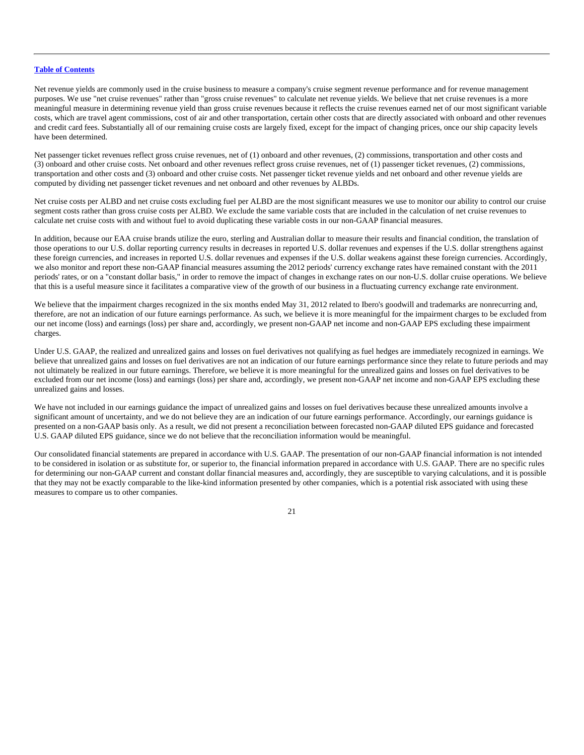Net revenue yields are commonly used in the cruise business to measure a company's cruise segment revenue performance and for revenue management purposes. We use "net cruise revenues" rather than "gross cruise revenues" to calculate net revenue yields. We believe that net cruise revenues is a more meaningful measure in determining revenue yield than gross cruise revenues because it reflects the cruise revenues earned net of our most significant variable costs, which are travel agent commissions, cost of air and other transportation, certain other costs that are directly associated with onboard and other revenues and credit card fees. Substantially all of our remaining cruise costs are largely fixed, except for the impact of changing prices, once our ship capacity levels have been determined.

Net passenger ticket revenues reflect gross cruise revenues, net of (1) onboard and other revenues, (2) commissions, transportation and other costs and (3) onboard and other cruise costs. Net onboard and other revenues reflect gross cruise revenues, net of (1) passenger ticket revenues, (2) commissions, transportation and other costs and (3) onboard and other cruise costs. Net passenger ticket revenue yields and net onboard and other revenue yields are computed by dividing net passenger ticket revenues and net onboard and other revenues by ALBDs.

Net cruise costs per ALBD and net cruise costs excluding fuel per ALBD are the most significant measures we use to monitor our ability to control our cruise segment costs rather than gross cruise costs per ALBD. We exclude the same variable costs that are included in the calculation of net cruise revenues to calculate net cruise costs with and without fuel to avoid duplicating these variable costs in our non-GAAP financial measures.

In addition, because our EAA cruise brands utilize the euro, sterling and Australian dollar to measure their results and financial condition, the translation of those operations to our U.S. dollar reporting currency results in decreases in reported U.S. dollar revenues and expenses if the U.S. dollar strengthens against these foreign currencies, and increases in reported U.S. dollar revenues and expenses if the U.S. dollar weakens against these foreign currencies. Accordingly, we also monitor and report these non-GAAP financial measures assuming the 2012 periods' currency exchange rates have remained constant with the 2011 periods' rates, or on a "constant dollar basis," in order to remove the impact of changes in exchange rates on our non-U.S. dollar cruise operations. We believe that this is a useful measure since it facilitates a comparative view of the growth of our business in a fluctuating currency exchange rate environment.

We believe that the impairment charges recognized in the six months ended May 31, 2012 related to Ibero's goodwill and trademarks are nonrecurring and, therefore, are not an indication of our future earnings performance. As such, we believe it is more meaningful for the impairment charges to be excluded from our net income (loss) and earnings (loss) per share and, accordingly, we present non-GAAP net income and non-GAAP EPS excluding these impairment charges.

Under U.S. GAAP, the realized and unrealized gains and losses on fuel derivatives not qualifying as fuel hedges are immediately recognized in earnings. We believe that unrealized gains and losses on fuel derivatives are not an indication of our future earnings performance since they relate to future periods and may not ultimately be realized in our future earnings. Therefore, we believe it is more meaningful for the unrealized gains and losses on fuel derivatives to be excluded from our net income (loss) and earnings (loss) per share and, accordingly, we present non-GAAP net income and non-GAAP EPS excluding these unrealized gains and losses.

We have not included in our earnings guidance the impact of unrealized gains and losses on fuel derivatives because these unrealized amounts involve a significant amount of uncertainty, and we do not believe they are an indication of our future earnings performance. Accordingly, our earnings guidance is presented on a non-GAAP basis only. As a result, we did not present a reconciliation between forecasted non-GAAP diluted EPS guidance and forecasted U.S. GAAP diluted EPS guidance, since we do not believe that the reconciliation information would be meaningful.

Our consolidated financial statements are prepared in accordance with U.S. GAAP. The presentation of our non-GAAP financial information is not intended to be considered in isolation or as substitute for, or superior to, the financial information prepared in accordance with U.S. GAAP. There are no specific rules for determining our non-GAAP current and constant dollar financial measures and, accordingly, they are susceptible to varying calculations, and it is possible that they may not be exactly comparable to the like-kind information presented by other companies, which is a potential risk associated with using these measures to compare us to other companies.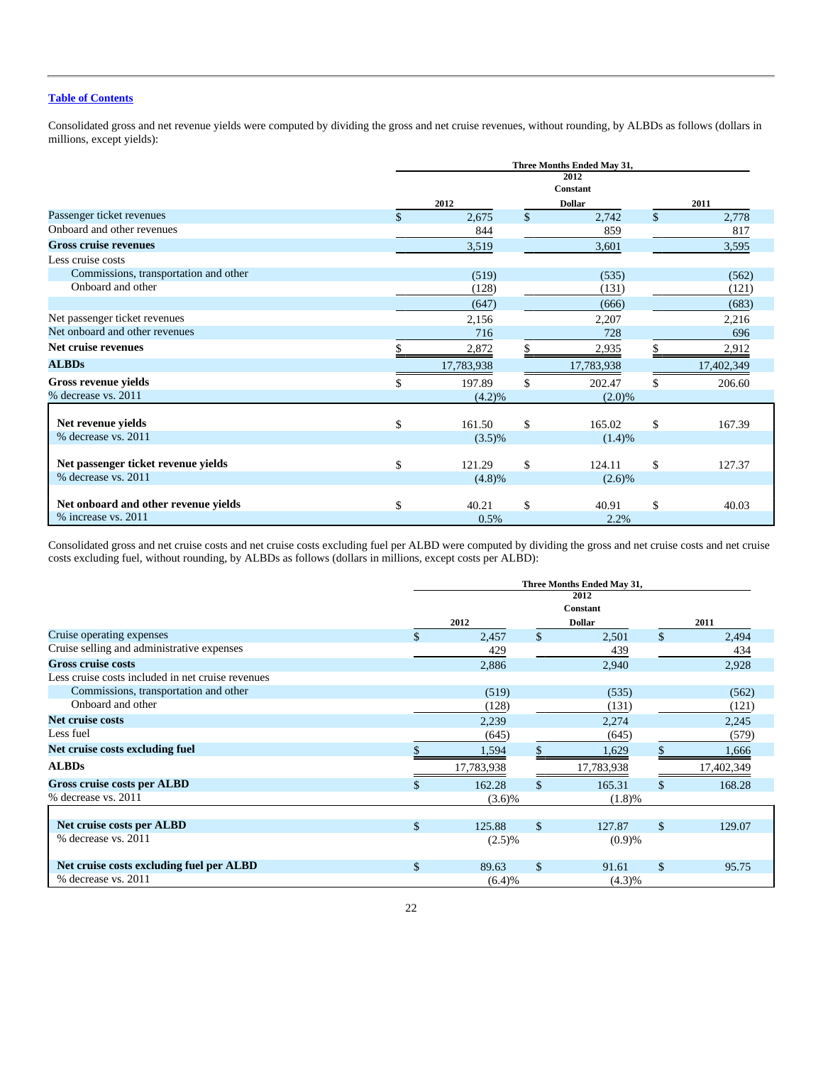[Table of Contents](#)

Consolidated gross and net revenue yields were computed by dividing the gross and net cruise revenues, without rounding, by ALBDs as follows (dollars in millions, except yields):

| | Three Months Ended May 31, | | |
|---|---|---|---|
| | 2012 | 2012 Constant Dollar | 2011 |
| Passenger ticket revenues | $ 2,675 | $ 2,742 | $ 2,778 |
| Onboard and other revenues | 844 | 859 | 817 |
| **Gross cruise revenues** | 3,519 | 3,601 | 3,595 |
| Less cruise costs | | | |
| Commissions, transportation and other | (519) | (535) | (562) |
| Onboard and other | (128) | (131) | (121) |
| | (647) | (666) | (683) |
| Net passenger ticket revenues | 2,156 | 2,207 | 2,216 |
| Net onboard and other revenues | 716 | 728 | 696 |
| **Net cruise revenues** | $ 2,872 | $ 2,935 | $ 2,912 |
| **ALBDs** | 17,783,938 | 17,783,938 | 17,402,349 |
| **Gross revenue yields** | $ 197.89 | $ 202.47 | $ 206.60 |
| % decrease vs. 2011 | (4.2)% | (2.0)% | |
| **Net revenue yields** | $ 161.50 | $ 165.02 | $ 167.39 |
| % decrease vs. 2011 | (3.5)% | (1.4)% | |
| **Net passenger ticket revenue yields** | $ 121.29 | $ 124.11 | $ 127.37 |
| % decrease vs. 2011 | (4.8)% | (2.6)% | |
| **Net onboard and other revenue yields** | $ 40.21 | $ 40.91 | $ 40.03 |
| % increase vs. 2011 | 0.5% | 2.2% | |

Consolidated gross and net cruise costs and net cruise costs excluding fuel per ALBD were computed by dividing the gross and net cruise costs and net cruise costs excluding fuel, without rounding, by ALBDs as follows (dollars in millions, except costs per ALBD):

| | Three Months Ended May 31, | | |
|---|---|---|---|
| | 2012 | 2012 Constant Dollar | 2011 |
| Cruise operating expenses | $ 2,457 | $ 2,501 | $ 2,494 |
| Cruise selling and administrative expenses | 429 | 439 | 434 |
| **Gross cruise costs** | 2,886 | 2,940 | 2,928 |
| Less cruise costs included in net cruise revenues | | | |
| Commissions, transportation and other | (519) | (535) | (562) |
| Onboard and other | (128) | (131) | (121) |
| **Net cruise costs** | 2,239 | 2,274 | 2,245 |
| Less fuel | (645) | (645) | (579) |
| **Net cruise costs excluding fuel** | $ 1,594 | $ 1,629 | $ 1,666 |
| **ALBDs** | 17,783,938 | 17,783,938 | 17,402,349 |
| **Gross cruise costs per ALBD** | $ 162.28 | $ 165.31 | $ 168.28 |
| % decrease vs. 2011 | (3.6)% | (1.8)% | |
| **Net cruise costs per ALBD** | $ 125.88 | $ 127.87 | $ 129.07 |
| % decrease vs. 2011 | (2.5)% | (0.9)% | |
| **Net cruise costs excluding fuel per ALBD** | $ 89.63 | $ 91.61 | $ 95.75 |
| % decrease vs. 2011 | (6.4)% | (4.3)% | |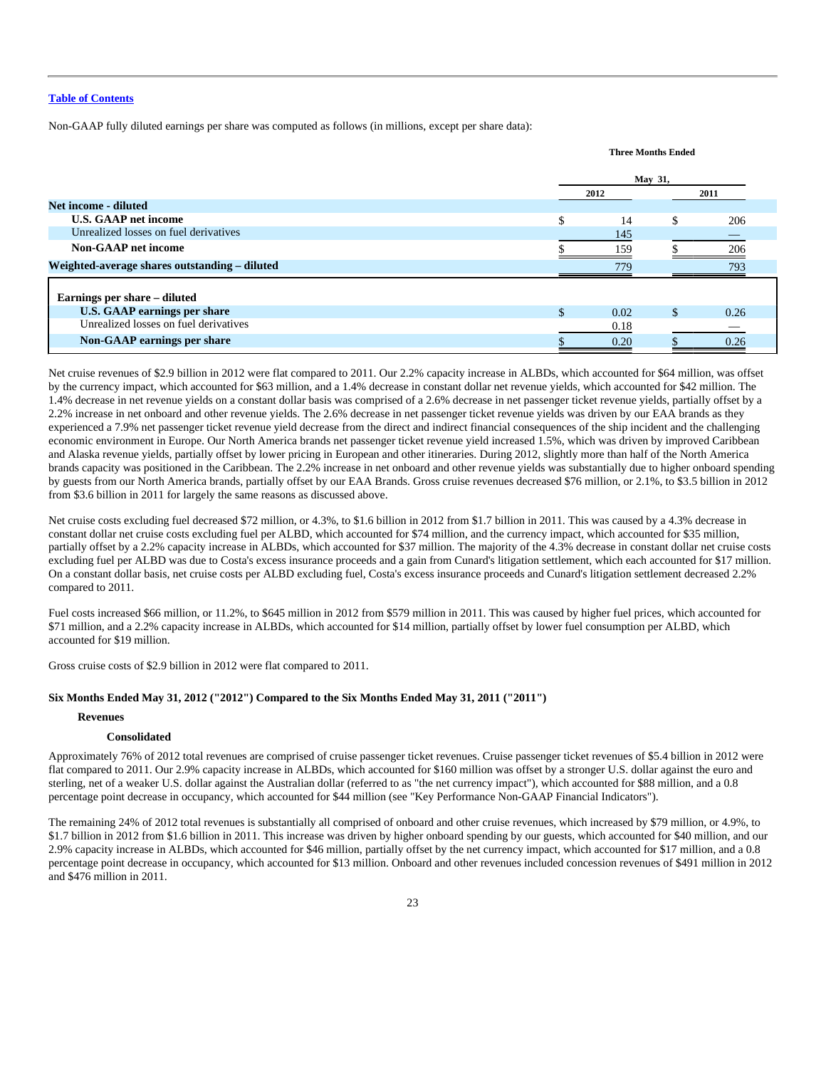Table of Contents

Non-GAAP fully diluted earnings per share was computed as follows (in millions, except per share data):

| | Three Months Ended May 31, | |
|---|---|---|
| | 2012 | 2011 |
| **Net income - diluted** | | |
| **U.S. GAAP net income** | $ 14 | $ 206 |
| Unrealized losses on fuel derivatives | 145 | — |
| **Non-GAAP net income** | $ 159 | $ 206 |
| **Weighted-average shares outstanding – diluted** | 779 | 793 |
| | | |
| **Earnings per share – diluted** | | |
| **U.S. GAAP earnings per share** | $ 0.02 | $ 0.26 |
| Unrealized losses on fuel derivatives | 0.18 | — |
| **Non-GAAP earnings per share** | $ 0.20 | $ 0.26 |

Net cruise revenues of $2.9 billion in 2012 were flat compared to 2011. Our 2.2% capacity increase in ALBDs, which accounted for $64 million, was offset by the currency impact, which accounted for $63 million, and a 1.4% decrease in constant dollar net revenue yields, which accounted for $42 million. The 1.4% decrease in net revenue yields on a constant dollar basis was comprised of a 2.6% decrease in net passenger ticket revenue yields, partially offset by a 2.2% increase in net onboard and other revenue yields. The 2.6% decrease in net passenger ticket revenue yields was driven by our EAA brands as they experienced a 7.9% net passenger ticket revenue yield decrease from the direct and indirect financial consequences of the ship incident and the challenging economic environment in Europe. Our North America brands net passenger ticket revenue yield increased 1.5%, which was driven by improved Caribbean and Alaska revenue yields, partially offset by lower pricing in European and other itineraries. During 2012, slightly more than half of the North America brands capacity was positioned in the Caribbean. The 2.2% increase in net onboard and other revenue yields was substantially due to higher onboard spending by guests from our North America brands, partially offset by our EAA Brands. Gross cruise revenues decreased $76 million, or 2.1%, to $3.5 billion in 2012 from $3.6 billion in 2011 for largely the same reasons as discussed above.

Net cruise costs excluding fuel decreased $72 million, or 4.3%, to $1.6 billion in 2012 from $1.7 billion in 2011. This was caused by a 4.3% decrease in constant dollar net cruise costs excluding fuel per ALBD, which accounted for $74 million, and the currency impact, which accounted for $35 million, partially offset by a 2.2% capacity increase in ALBDs, which accounted for $37 million. The majority of the 4.3% decrease in constant dollar net cruise costs excluding fuel per ALBD was due to Costa's excess insurance proceeds and a gain from Cunard's litigation settlement, which each accounted for $17 million. On a constant dollar basis, net cruise costs per ALBD excluding fuel, Costa's excess insurance proceeds and Cunard's litigation settlement decreased 2.2% compared to 2011.

Fuel costs increased $66 million, or 11.2%, to $645 million in 2012 from $579 million in 2011. This was caused by higher fuel prices, which accounted for $71 million, and a 2.2% capacity increase in ALBDs, which accounted for $14 million, partially offset by lower fuel consumption per ALBD, which accounted for $19 million.

Gross cruise costs of $2.9 billion in 2012 were flat compared to 2011.

### Six Months Ended May 31, 2012 ("2012") Compared to the Six Months Ended May 31, 2011 ("2011")

#### Revenues

##### Consolidated

Approximately 76% of 2012 total revenues are comprised of cruise passenger ticket revenues. Cruise passenger ticket revenues of $5.4 billion in 2012 were flat compared to 2011. Our 2.9% capacity increase in ALBDs, which accounted for $160 million was offset by a stronger U.S. dollar against the euro and sterling, net of a weaker U.S. dollar against the Australian dollar (referred to as "the net currency impact"), which accounted for $88 million, and a 0.8 percentage point decrease in occupancy, which accounted for $44 million (see "Key Performance Non-GAAP Financial Indicators").

The remaining 24% of 2012 total revenues is substantially all comprised of onboard and other cruise revenues, which increased by $79 million, or 4.9%, to $1.7 billion in 2012 from $1.6 billion in 2011. This increase was driven by higher onboard spending by our guests, which accounted for $40 million, and our 2.9% capacity increase in ALBDs, which accounted for $46 million, partially offset by the net currency impact, which accounted for $17 million, and a 0.8 percentage point decrease in occupancy, which accounted for $13 million. Onboard and other revenues included concession revenues of $491 million in 2012 and $476 million in 2011.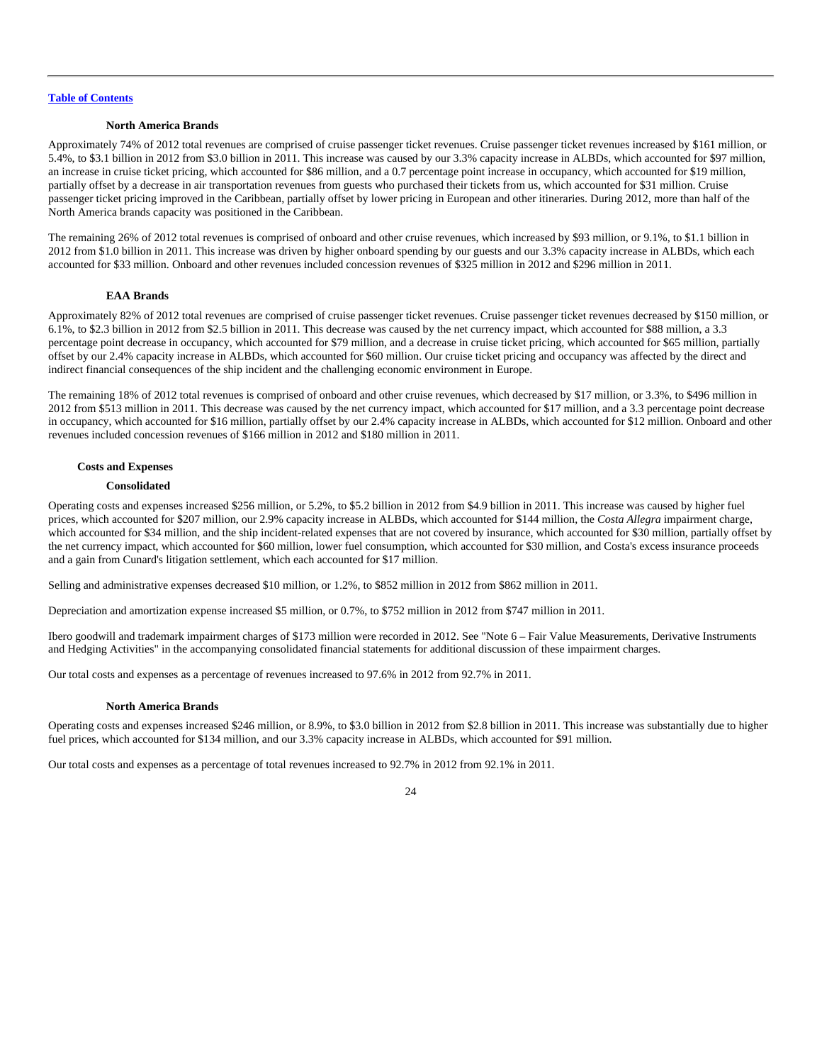#### North America Brands

Approximately 74% of 2012 total revenues are comprised of cruise passenger ticket revenues. Cruise passenger ticket revenues increased by $161 million, or 5.4%, to $3.1 billion in 2012 from $3.0 billion in 2011. This increase was caused by our 3.3% capacity increase in ALBDs, which accounted for $97 million, an increase in cruise ticket pricing, which accounted for $86 million, and a 0.7 percentage point increase in occupancy, which accounted for $19 million, partially offset by a decrease in air transportation revenues from guests who purchased their tickets from us, which accounted for $31 million. Cruise passenger ticket pricing improved in the Caribbean, partially offset by lower pricing in European and other itineraries. During 2012, more than half of the North America brands capacity was positioned in the Caribbean.

The remaining 26% of 2012 total revenues is comprised of onboard and other cruise revenues, which increased by $93 million, or 9.1%, to $1.1 billion in 2012 from $1.0 billion in 2011. This increase was driven by higher onboard spending by our guests and our 3.3% capacity increase in ALBDs, which each accounted for $33 million. Onboard and other revenues included concession revenues of $325 million in 2012 and $296 million in 2011.

#### EAA Brands

Approximately 82% of 2012 total revenues are comprised of cruise passenger ticket revenues. Cruise passenger ticket revenues decreased by $150 million, or 6.1%, to $2.3 billion in 2012 from $2.5 billion in 2011. This decrease was caused by the net currency impact, which accounted for $88 million, a 3.3 percentage point decrease in occupancy, which accounted for $79 million, and a decrease in cruise ticket pricing, which accounted for $65 million, partially offset by our 2.4% capacity increase in ALBDs, which accounted for $60 million. Our cruise ticket pricing and occupancy was affected by the direct and indirect financial consequences of the ship incident and the challenging economic environment in Europe.

The remaining 18% of 2012 total revenues is comprised of onboard and other cruise revenues, which decreased by $17 million, or 3.3%, to $496 million in 2012 from $513 million in 2011. This decrease was caused by the net currency impact, which accounted for $17 million, and a 3.3 percentage point decrease in occupancy, which accounted for $16 million, partially offset by our 2.4% capacity increase in ALBDs, which accounted for $12 million. Onboard and other revenues included concession revenues of $166 million in 2012 and $180 million in 2011.

### Costs and Expenses

#### Consolidated

Operating costs and expenses increased $256 million, or 5.2%, to $5.2 billion in 2012 from $4.9 billion in 2011. This increase was caused by higher fuel prices, which accounted for $207 million, our 2.9% capacity increase in ALBDs, which accounted for $144 million, the *Costa Allegra* impairment charge, which accounted for $34 million, and the ship incident-related expenses that are not covered by insurance, which accounted for $30 million, partially offset by the net currency impact, which accounted for $60 million, lower fuel consumption, which accounted for $30 million, and Costa's excess insurance proceeds and a gain from Cunard's litigation settlement, which each accounted for $17 million.

Selling and administrative expenses decreased $10 million, or 1.2%, to $852 million in 2012 from $862 million in 2011.

Depreciation and amortization expense increased $5 million, or 0.7%, to $752 million in 2012 from $747 million in 2011.

Ibero goodwill and trademark impairment charges of $173 million were recorded in 2012. See "Note 6 – Fair Value Measurements, Derivative Instruments and Hedging Activities" in the accompanying consolidated financial statements for additional discussion of these impairment charges.

Our total costs and expenses as a percentage of revenues increased to 97.6% in 2012 from 92.7% in 2011.

#### North America Brands

Operating costs and expenses increased $246 million, or 8.9%, to $3.0 billion in 2012 from $2.8 billion in 2011. This increase was substantially due to higher fuel prices, which accounted for $134 million, and our 3.3% capacity increase in ALBDs, which accounted for $91 million.

Our total costs and expenses as a percentage of total revenues increased to 92.7% in 2012 from 92.1% in 2011.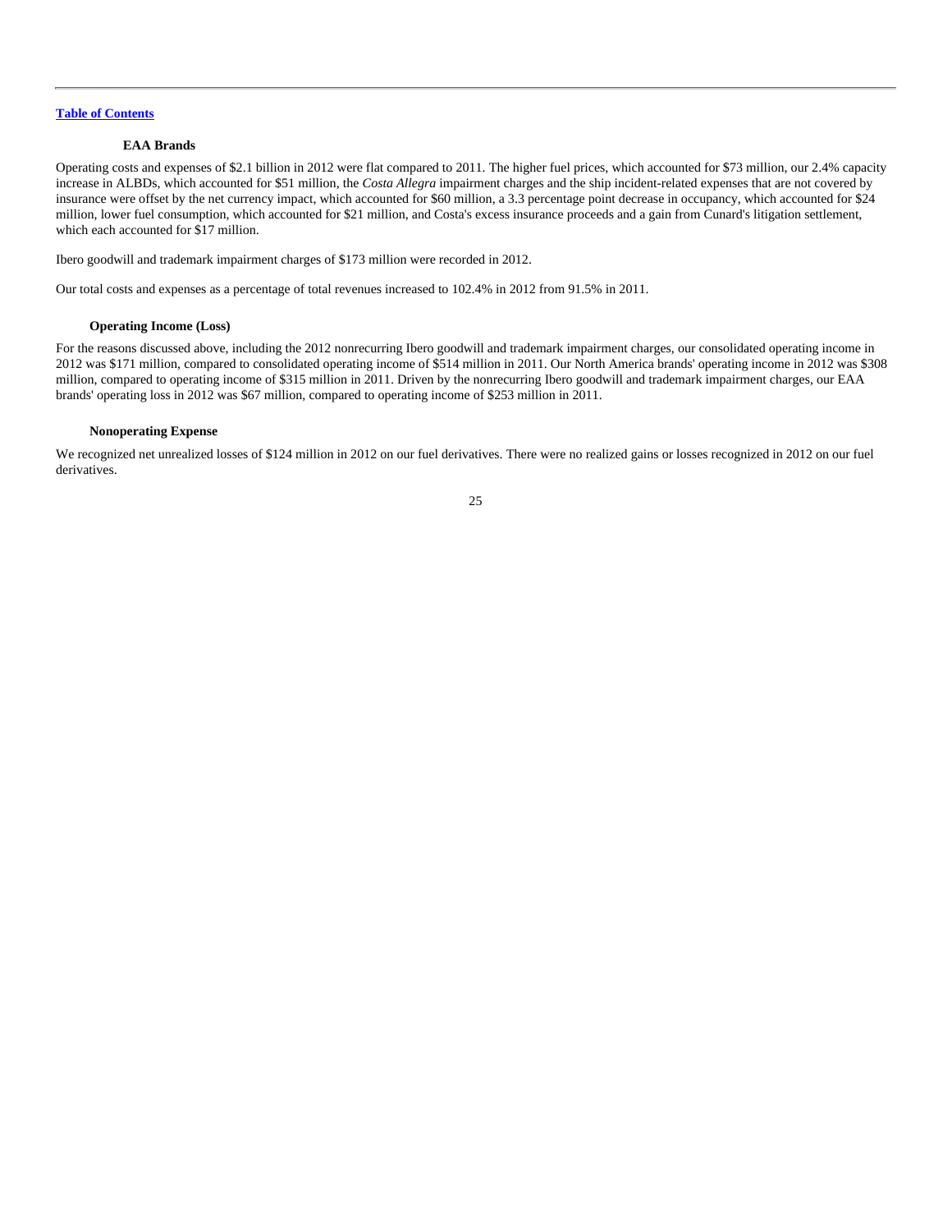#### EAA Brands

Operating costs and expenses of $2.1 billion in 2012 were flat compared to 2011. The higher fuel prices, which accounted for $73 million, our 2.4% capacity increase in ALBDs, which accounted for $51 million, the *Costa Allegra* impairment charges and the ship incident-related expenses that are not covered by insurance were offset by the net currency impact, which accounted for $60 million, a 3.3 percentage point decrease in occupancy, which accounted for $24 million, lower fuel consumption, which accounted for $21 million, and Costa's excess insurance proceeds and a gain from Cunard's litigation settlement, which each accounted for $17 million.

Ibero goodwill and trademark impairment charges of $173 million were recorded in 2012.

Our total costs and expenses as a percentage of total revenues increased to 102.4% in 2012 from 91.5% in 2011.

### Operating Income (Loss)

For the reasons discussed above, including the 2012 nonrecurring Ibero goodwill and trademark impairment charges, our consolidated operating income in 2012 was $171 million, compared to consolidated operating income of $514 million in 2011. Our North America brands' operating income in 2012 was $308 million, compared to operating income of $315 million in 2011. Driven by the nonrecurring Ibero goodwill and trademark impairment charges, our EAA brands' operating loss in 2012 was $67 million, compared to operating income of $253 million in 2011.

### Nonoperating Expense

We recognized net unrealized losses of $124 million in 2012 on our fuel derivatives. There were no realized gains or losses recognized in 2012 on our fuel derivatives.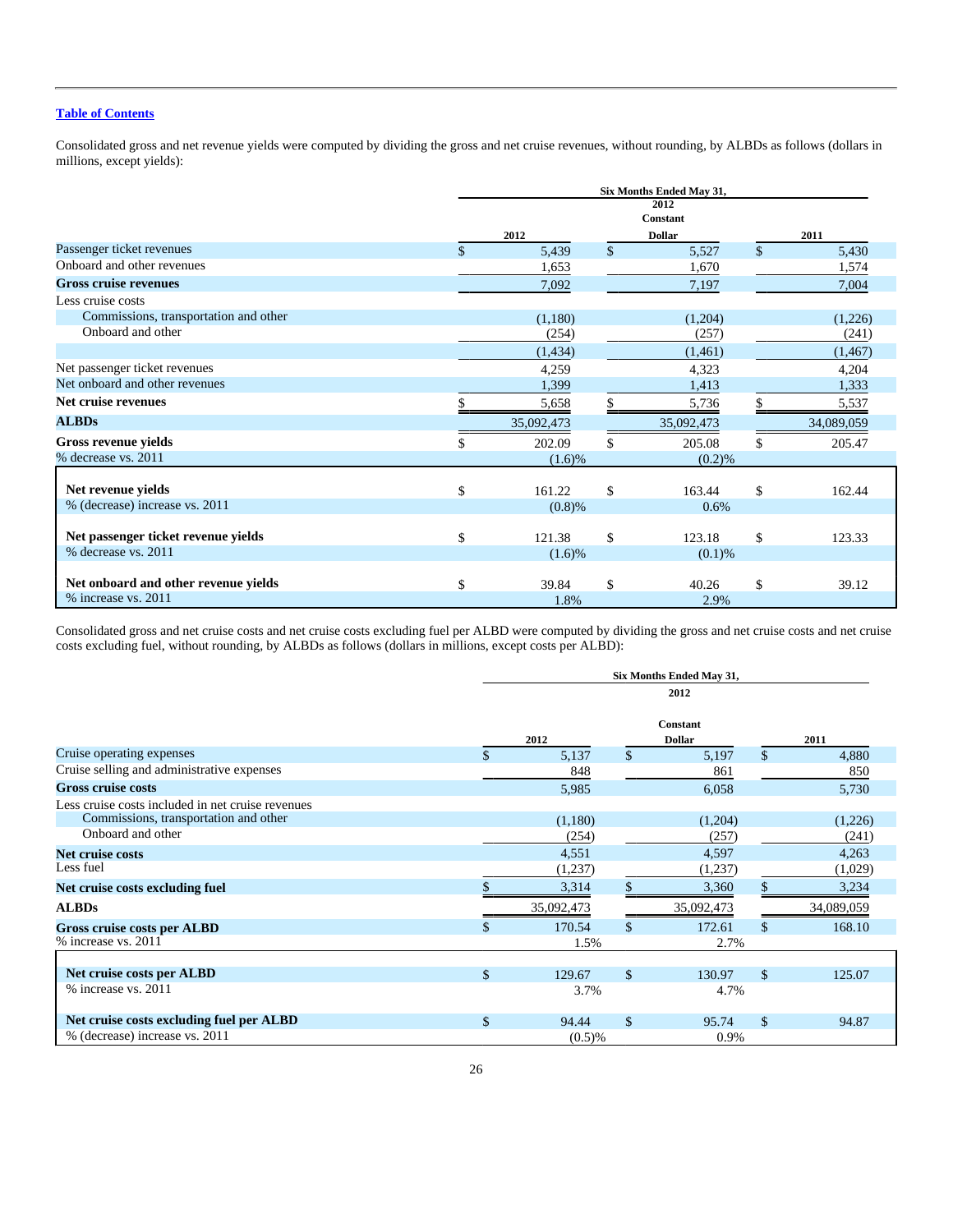[Table of Contents](#)

Consolidated gross and net revenue yields were computed by dividing the gross and net cruise revenues, without rounding, by ALBDs as follows (dollars in millions, except yields):

| | Six Months Ended May 31, | | |
|---|---|---|---|
| | 2012 | 2012 Constant Dollar | 2011 |
| Passenger ticket revenues | $ 5,439 | $ 5,527 | $ 5,430 |
| Onboard and other revenues | 1,653 | 1,670 | 1,574 |
| **Gross cruise revenues** | 7,092 | 7,197 | 7,004 |
| Less cruise costs | | | |
| Commissions, transportation and other | (1,180) | (1,204) | (1,226) |
| Onboard and other | (254) | (257) | (241) |
| | (1,434) | (1,461) | (1,467) |
| Net passenger ticket revenues | 4,259 | 4,323 | 4,204 |
| Net onboard and other revenues | 1,399 | 1,413 | 1,333 |
| **Net cruise revenues** | $ 5,658 | $ 5,736 | $ 5,537 |
| **ALBDs** | 35,092,473 | 35,092,473 | 34,089,059 |
| **Gross revenue yields** | $ 202.09 | $ 205.08 | $ 205.47 |
| % decrease vs. 2011 | (1.6)% | (0.2)% | |
| **Net revenue yields** | $ 161.22 | $ 163.44 | $ 162.44 |
| % (decrease) increase vs. 2011 | (0.8)% | 0.6% | |
| **Net passenger ticket revenue yields** | $ 121.38 | $ 123.18 | $ 123.33 |
| % decrease vs. 2011 | (1.6)% | (0.1)% | |
| **Net onboard and other revenue yields** | $ 39.84 | $ 40.26 | $ 39.12 |
| % increase vs. 2011 | 1.8% | 2.9% | |

Consolidated gross and net cruise costs and net cruise costs excluding fuel per ALBD were computed by dividing the gross and net cruise costs and net cruise costs excluding fuel, without rounding, by ALBDs as follows (dollars in millions, except costs per ALBD):

| | Six Months Ended May 31, | | |
|---|---|---|---|
| | 2012 | 2012 Constant Dollar | 2011 |
| Cruise operating expenses | $ 5,137 | $ 5,197 | $ 4,880 |
| Cruise selling and administrative expenses | 848 | 861 | 850 |
| **Gross cruise costs** | 5,985 | 6,058 | 5,730 |
| Less cruise costs included in net cruise revenues | | | |
| Commissions, transportation and other | (1,180) | (1,204) | (1,226) |
| Onboard and other | (254) | (257) | (241) |
| **Net cruise costs** | 4,551 | 4,597 | 4,263 |
| Less fuel | (1,237) | (1,237) | (1,029) |
| **Net cruise costs excluding fuel** | $ 3,314 | $ 3,360 | $ 3,234 |
| **ALBDs** | 35,092,473 | 35,092,473 | 34,089,059 |
| **Gross cruise costs per ALBD** | $ 170.54 | $ 172.61 | $ 168.10 |
| % increase vs. 2011 | 1.5% | 2.7% | |
| **Net cruise costs per ALBD** | $ 129.67 | $ 130.97 | $ 125.07 |
| % increase vs. 2011 | 3.7% | 4.7% | |
| **Net cruise costs excluding fuel per ALBD** | $ 94.44 | $ 95.74 | $ 94.87 |
| % (decrease) increase vs. 2011 | (0.5)% | 0.9% | |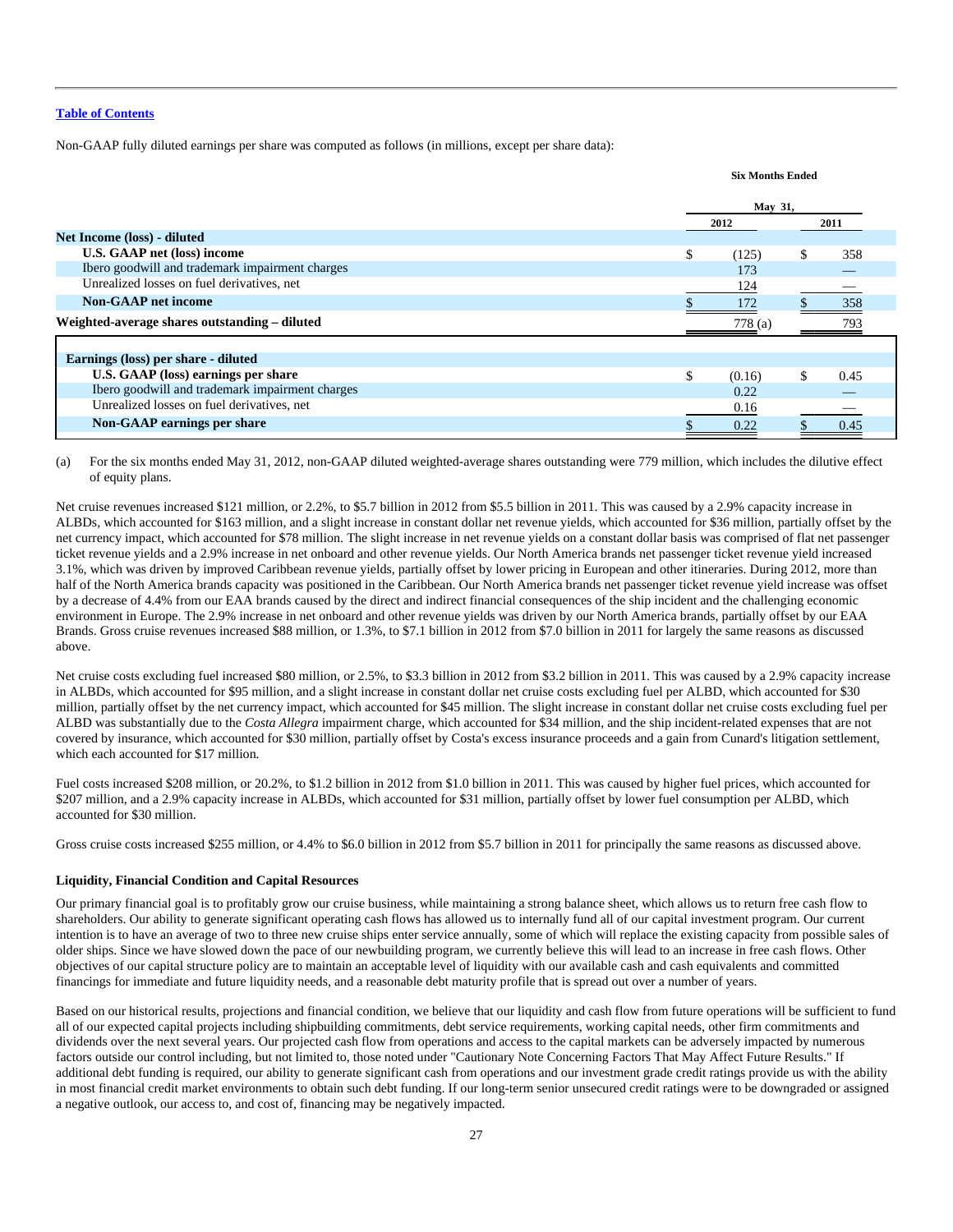[Table of Contents](#)

Non-GAAP fully diluted earnings per share was computed as follows (in millions, except per share data):

| | Six Months Ended May 31, 2012 | Six Months Ended May 31, 2011 |
|---|---|---|
| **Net Income (loss) - diluted** | | |
| **U.S. GAAP net (loss) income** | $ (125) | $ 358 |
| Ibero goodwill and trademark impairment charges | 173 | — |
| Unrealized losses on fuel derivatives, net | 124 | — |
| **Non-GAAP net income** | $ 172 | $ 358 |
| **Weighted-average shares outstanding – diluted** | 778 (a) | 793 |
| | | |
| **Earnings (loss) per share - diluted** | | |
| **U.S. GAAP (loss) earnings per share** | $ (0.16) | $ 0.45 |
| Ibero goodwill and trademark impairment charges | 0.22 | — |
| Unrealized losses on fuel derivatives, net | 0.16 | — |
| **Non-GAAP earnings per share** | $ 0.22 | $ 0.45 |

(a) For the six months ended May 31, 2012, non-GAAP diluted weighted-average shares outstanding were 779 million, which includes the dilutive effect of equity plans.

Net cruise revenues increased $121 million, or 2.2%, to $5.7 billion in 2012 from $5.5 billion in 2011. This was caused by a 2.9% capacity increase in ALBDs, which accounted for $163 million, and a slight increase in constant dollar net revenue yields, which accounted for $36 million, partially offset by the net currency impact, which accounted for $78 million. The slight increase in net revenue yields on a constant dollar basis was comprised of flat net passenger ticket revenue yields and a 2.9% increase in net onboard and other revenue yields. Our North America brands net passenger ticket revenue yield increased 3.1%, which was driven by improved Caribbean revenue yields, partially offset by lower pricing in European and other itineraries. During 2012, more than half of the North America brands capacity was positioned in the Caribbean. Our North America brands net passenger ticket revenue yield increase was offset by a decrease of 4.4% from our EAA brands caused by the direct and indirect financial consequences of the ship incident and the challenging economic environment in Europe. The 2.9% increase in net onboard and other revenue yields was driven by our North America brands, partially offset by our EAA Brands. Gross cruise revenues increased $88 million, or 1.3%, to $7.1 billion in 2012 from $7.0 billion in 2011 for largely the same reasons as discussed above.

Net cruise costs excluding fuel increased $80 million, or 2.5%, to $3.3 billion in 2012 from $3.2 billion in 2011. This was caused by a 2.9% capacity increase in ALBDs, which accounted for $95 million, and a slight increase in constant dollar net cruise costs excluding fuel per ALBD, which accounted for $30 million, partially offset by the net currency impact, which accounted for $45 million. The slight increase in constant dollar net cruise costs excluding fuel per ALBD was substantially due to the *Costa Allegra* impairment charge, which accounted for $34 million, and the ship incident-related expenses that are not covered by insurance, which accounted for $30 million, partially offset by Costa's excess insurance proceeds and a gain from Cunard's litigation settlement, which each accounted for $17 million.

Fuel costs increased $208 million, or 20.2%, to $1.2 billion in 2012 from $1.0 billion in 2011. This was caused by higher fuel prices, which accounted for $207 million, and a 2.9% capacity increase in ALBDs, which accounted for $31 million, partially offset by lower fuel consumption per ALBD, which accounted for $30 million.

Gross cruise costs increased $255 million, or 4.4% to $6.0 billion in 2012 from $5.7 billion in 2011 for principally the same reasons as discussed above.

### Liquidity, Financial Condition and Capital Resources

Our primary financial goal is to profitably grow our cruise business, while maintaining a strong balance sheet, which allows us to return free cash flow to shareholders. Our ability to generate significant operating cash flows has allowed us to internally fund all of our capital investment program. Our current intention is to have an average of two to three new cruise ships enter service annually, some of which will replace the existing capacity from possible sales of older ships. Since we have slowed down the pace of our newbuilding program, we currently believe this will lead to an increase in free cash flows. Other objectives of our capital structure policy are to maintain an acceptable level of liquidity with our available cash and cash equivalents and committed financings for immediate and future liquidity needs, and a reasonable debt maturity profile that is spread out over a number of years.

Based on our historical results, projections and financial condition, we believe that our liquidity and cash flow from future operations will be sufficient to fund all of our expected capital projects including shipbuilding commitments, debt service requirements, working capital needs, other firm commitments and dividends over the next several years. Our projected cash flow from operations and access to the capital markets can be adversely impacted by numerous factors outside our control including, but not limited to, those noted under "Cautionary Note Concerning Factors That May Affect Future Results." If additional debt funding is required, our ability to generate significant cash from operations and our investment grade credit ratings provide us with the ability in most financial credit market environments to obtain such debt funding. If our long-term senior unsecured credit ratings were to be downgraded or assigned a negative outlook, our access to, and cost of, financing may be negatively impacted.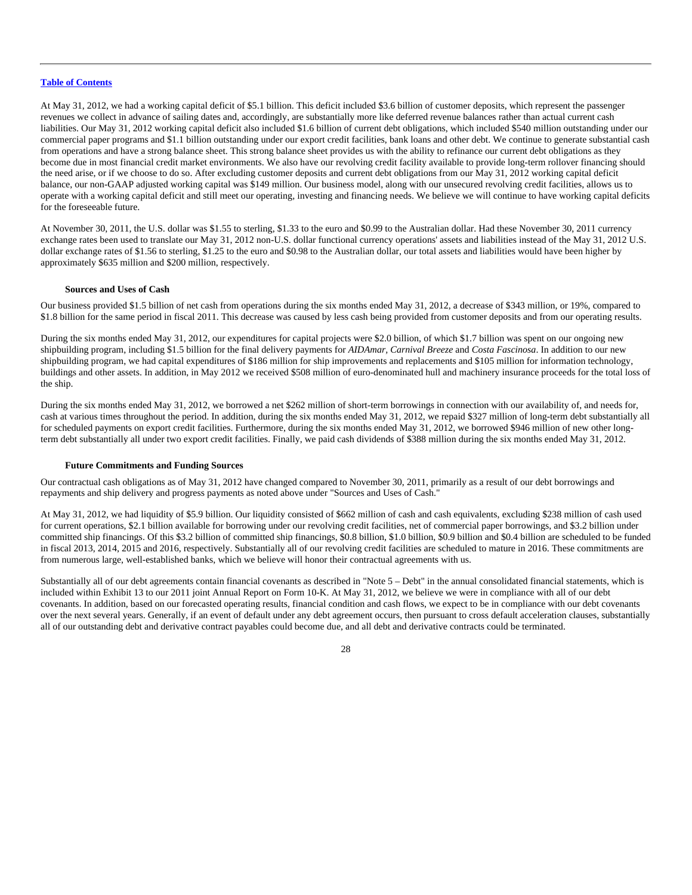[Table of Contents](#)

At May 31, 2012, we had a working capital deficit of $5.1 billion. This deficit included $3.6 billion of customer deposits, which represent the passenger revenues we collect in advance of sailing dates and, accordingly, are substantially more like deferred revenue balances rather than actual current cash liabilities. Our May 31, 2012 working capital deficit also included $1.6 billion of current debt obligations, which included $540 million outstanding under our commercial paper programs and $1.1 billion outstanding under our export credit facilities, bank loans and other debt. We continue to generate substantial cash from operations and have a strong balance sheet. This strong balance sheet provides us with the ability to refinance our current debt obligations as they become due in most financial credit market environments. We also have our revolving credit facility available to provide long-term rollover financing should the need arise, or if we choose to do so. After excluding customer deposits and current debt obligations from our May 31, 2012 working capital deficit balance, our non-GAAP adjusted working capital was $149 million. Our business model, along with our unsecured revolving credit facilities, allows us to operate with a working capital deficit and still meet our operating, investing and financing needs. We believe we will continue to have working capital deficits for the foreseeable future.

At November 30, 2011, the U.S. dollar was $1.55 to sterling, $1.33 to the euro and $0.99 to the Australian dollar. Had these November 30, 2011 currency exchange rates been used to translate our May 31, 2012 non-U.S. dollar functional currency operations' assets and liabilities instead of the May 31, 2012 U.S. dollar exchange rates of $1.56 to sterling, $1.25 to the euro and $0.98 to the Australian dollar, our total assets and liabilities would have been higher by approximately $635 million and $200 million, respectively.

### Sources and Uses of Cash

Our business provided $1.5 billion of net cash from operations during the six months ended May 31, 2012, a decrease of $343 million, or 19%, compared to $1.8 billion for the same period in fiscal 2011. This decrease was caused by less cash being provided from customer deposits and from our operating results.

During the six months ended May 31, 2012, our expenditures for capital projects were $2.0 billion, of which $1.7 billion was spent on our ongoing new shipbuilding program, including $1.5 billion for the final delivery payments for *AIDAmar*, *Carnival Breeze* and *Costa Fascinosa*. In addition to our new shipbuilding program, we had capital expenditures of $186 million for ship improvements and replacements and $105 million for information technology, buildings and other assets. In addition, in May 2012 we received $508 million of euro-denominated hull and machinery insurance proceeds for the total loss of the ship.

During the six months ended May 31, 2012, we borrowed a net $262 million of short-term borrowings in connection with our availability of, and needs for, cash at various times throughout the period. In addition, during the six months ended May 31, 2012, we repaid $327 million of long-term debt substantially all for scheduled payments on export credit facilities. Furthermore, during the six months ended May 31, 2012, we borrowed $946 million of new other long-term debt substantially all under two export credit facilities. Finally, we paid cash dividends of $388 million during the six months ended May 31, 2012.

### Future Commitments and Funding Sources

Our contractual cash obligations as of May 31, 2012 have changed compared to November 30, 2011, primarily as a result of our debt borrowings and repayments and ship delivery and progress payments as noted above under "Sources and Uses of Cash."

At May 31, 2012, we had liquidity of $5.9 billion. Our liquidity consisted of $662 million of cash and cash equivalents, excluding $238 million of cash used for current operations, $2.1 billion available for borrowing under our revolving credit facilities, net of commercial paper borrowings, and $3.2 billion under committed ship financings. Of this $3.2 billion of committed ship financings, $0.8 billion, $1.0 billion, $0.9 billion and $0.4 billion are scheduled to be funded in fiscal 2013, 2014, 2015 and 2016, respectively. Substantially all of our revolving credit facilities are scheduled to mature in 2016. These commitments are from numerous large, well-established banks, which we believe will honor their contractual agreements with us.

Substantially all of our debt agreements contain financial covenants as described in "Note 5 – Debt" in the annual consolidated financial statements, which is included within Exhibit 13 to our 2011 joint Annual Report on Form 10-K. At May 31, 2012, we believe we were in compliance with all of our debt covenants. In addition, based on our forecasted operating results, financial condition and cash flows, we expect to be in compliance with our debt covenants over the next several years. Generally, if an event of default under any debt agreement occurs, then pursuant to cross default acceleration clauses, substantially all of our outstanding debt and derivative contract payables could become due, and all debt and derivative contracts could be terminated.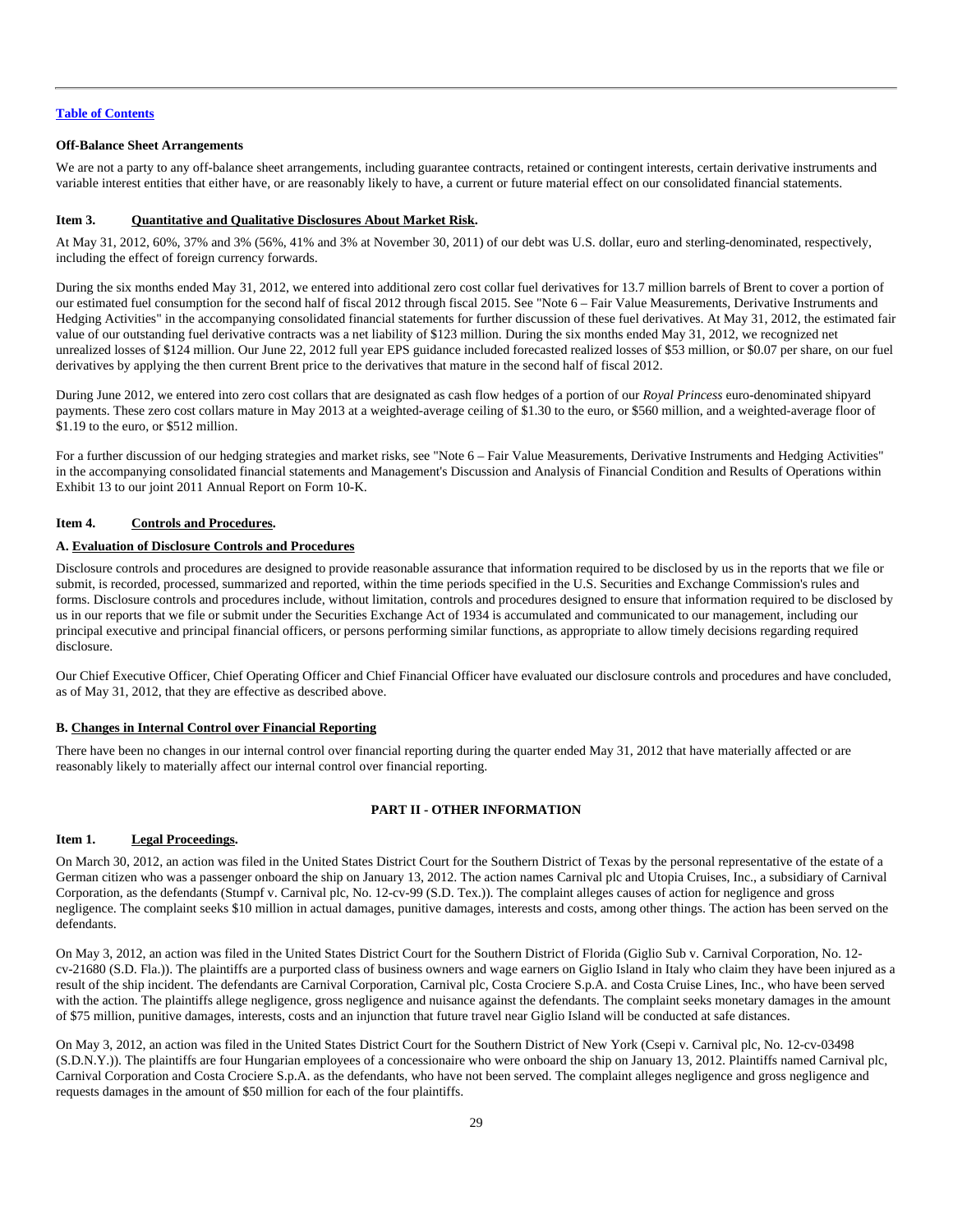[Table of Contents](#)

**Off-Balance Sheet Arrangements**

We are not a party to any off-balance sheet arrangements, including guarantee contracts, retained or contingent interests, certain derivative instruments and variable interest entities that either have, or are reasonably likely to have, a current or future material effect on our consolidated financial statements.

## Item 3. Quantitative and Qualitative Disclosures About Market Risk.

At May 31, 2012, 60%, 37% and 3% (56%, 41% and 3% at November 30, 2011) of our debt was U.S. dollar, euro and sterling-denominated, respectively, including the effect of foreign currency forwards.

During the six months ended May 31, 2012, we entered into additional zero cost collar fuel derivatives for 13.7 million barrels of Brent to cover a portion of our estimated fuel consumption for the second half of fiscal 2012 through fiscal 2015. See "Note 6 – Fair Value Measurements, Derivative Instruments and Hedging Activities" in the accompanying consolidated financial statements for further discussion of these fuel derivatives. At May 31, 2012, the estimated fair value of our outstanding fuel derivative contracts was a net liability of $123 million. During the six months ended May 31, 2012, we recognized net unrealized losses of $124 million. Our June 22, 2012 full year EPS guidance included forecasted realized losses of $53 million, or $0.07 per share, on our fuel derivatives by applying the then current Brent price to the derivatives that mature in the second half of fiscal 2012.

During June 2012, we entered into zero cost collars that are designated as cash flow hedges of a portion of our *Royal Princess* euro-denominated shipyard payments. These zero cost collars mature in May 2013 at a weighted-average ceiling of $1.30 to the euro, or $560 million, and a weighted-average floor of $1.19 to the euro, or $512 million.

For a further discussion of our hedging strategies and market risks, see "Note 6 – Fair Value Measurements, Derivative Instruments and Hedging Activities" in the accompanying consolidated financial statements and Management's Discussion and Analysis of Financial Condition and Results of Operations within Exhibit 13 to our joint 2011 Annual Report on Form 10-K.

## Item 4. Controls and Procedures.

### A. Evaluation of Disclosure Controls and Procedures

Disclosure controls and procedures are designed to provide reasonable assurance that information required to be disclosed by us in the reports that we file or submit, is recorded, processed, summarized and reported, within the time periods specified in the U.S. Securities and Exchange Commission's rules and forms. Disclosure controls and procedures include, without limitation, controls and procedures designed to ensure that information required to be disclosed by us in our reports that we file or submit under the Securities Exchange Act of 1934 is accumulated and communicated to our management, including our principal executive and principal financial officers, or persons performing similar functions, as appropriate to allow timely decisions regarding required disclosure.

Our Chief Executive Officer, Chief Operating Officer and Chief Financial Officer have evaluated our disclosure controls and procedures and have concluded, as of May 31, 2012, that they are effective as described above.

### B. Changes in Internal Control over Financial Reporting

There have been no changes in our internal control over financial reporting during the quarter ended May 31, 2012 that have materially affected or are reasonably likely to materially affect our internal control over financial reporting.

# PART II - OTHER INFORMATION

## Item 1. Legal Proceedings.

On March 30, 2012, an action was filed in the United States District Court for the Southern District of Texas by the personal representative of the estate of a German citizen who was a passenger onboard the ship on January 13, 2012. The action names Carnival plc and Utopia Cruises, Inc., a subsidiary of Carnival Corporation, as the defendants (Stumpf v. Carnival plc, No. 12-cv-99 (S.D. Tex.)). The complaint alleges causes of action for negligence and gross negligence. The complaint seeks $10 million in actual damages, punitive damages, interests and costs, among other things. The action has been served on the defendants.

On May 3, 2012, an action was filed in the United States District Court for the Southern District of Florida (Giglio Sub v. Carnival Corporation, No. 12-cv-21680 (S.D. Fla.)). The plaintiffs are a purported class of business owners and wage earners on Giglio Island in Italy who claim they have been injured as a result of the ship incident. The defendants are Carnival Corporation, Carnival plc, Costa Crociere S.p.A. and Costa Cruise Lines, Inc., who have been served with the action. The plaintiffs allege negligence, gross negligence and nuisance against the defendants. The complaint seeks monetary damages in the amount of $75 million, punitive damages, interests, costs and an injunction that future travel near Giglio Island will be conducted at safe distances.

On May 3, 2012, an action was filed in the United States District Court for the Southern District of New York (Csepi v. Carnival plc, No. 12-cv-03498 (S.D.N.Y.)). The plaintiffs are four Hungarian employees of a concessionaire who were onboard the ship on January 13, 2012. Plaintiffs named Carnival plc, Carnival Corporation and Costa Crociere S.p.A. as the defendants, who have not been served. The complaint alleges negligence and gross negligence and requests damages in the amount of $50 million for each of the four plaintiffs.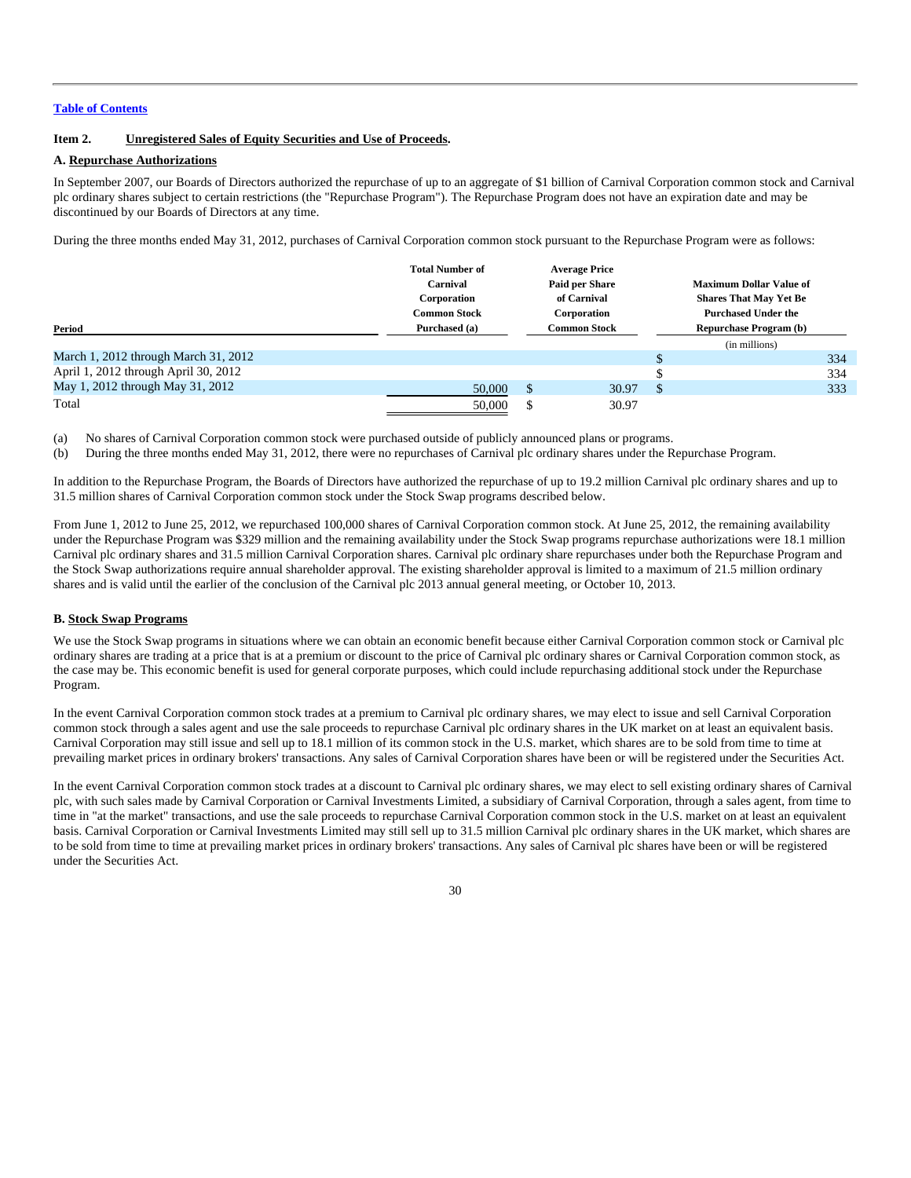[Table of Contents](#)

**Item 2. Unregistered Sales of Equity Securities and Use of Proceeds.**

**A. Repurchase Authorizations**

In September 2007, our Boards of Directors authorized the repurchase of up to an aggregate of $1 billion of Carnival Corporation common stock and Carnival plc ordinary shares subject to certain restrictions (the "Repurchase Program"). The Repurchase Program does not have an expiration date and may be discontinued by our Boards of Directors at any time.

During the three months ended May 31, 2012, purchases of Carnival Corporation common stock pursuant to the Repurchase Program were as follows:

| Period | Total Number of Carnival Corporation Common Stock Purchased (a) | Average Price Paid per Share of Carnival Corporation Common Stock | Maximum Dollar Value of Shares That May Yet Be Purchased Under the Repurchase Program (b) |
|---|---|---|---|
| | | | (in millions) |
| March 1, 2012 through March 31, 2012 | | | $ 334 |
| April 1, 2012 through April 30, 2012 | | | $ 334 |
| May 1, 2012 through May 31, 2012 | 50,000 | $ 30.97 | $ 333 |
| Total | 50,000 | $ 30.97 | |

(a) No shares of Carnival Corporation common stock were purchased outside of publicly announced plans or programs.

(b) During the three months ended May 31, 2012, there were no repurchases of Carnival plc ordinary shares under the Repurchase Program.

In addition to the Repurchase Program, the Boards of Directors have authorized the repurchase of up to 19.2 million Carnival plc ordinary shares and up to 31.5 million shares of Carnival Corporation common stock under the Stock Swap programs described below.

From June 1, 2012 to June 25, 2012, we repurchased 100,000 shares of Carnival Corporation common stock. At June 25, 2012, the remaining availability under the Repurchase Program was $329 million and the remaining availability under the Stock Swap programs repurchase authorizations were 18.1 million Carnival plc ordinary shares and 31.5 million Carnival Corporation shares. Carnival plc ordinary share repurchases under both the Repurchase Program and the Stock Swap authorizations require annual shareholder approval. The existing shareholder approval is limited to a maximum of 21.5 million ordinary shares and is valid until the earlier of the conclusion of the Carnival plc 2013 annual general meeting, or October 10, 2013.

**B. Stock Swap Programs**

We use the Stock Swap programs in situations where we can obtain an economic benefit because either Carnival Corporation common stock or Carnival plc ordinary shares are trading at a price that is at a premium or discount to the price of Carnival plc ordinary shares or Carnival Corporation common stock, as the case may be. This economic benefit is used for general corporate purposes, which could include repurchasing additional stock under the Repurchase Program.

In the event Carnival Corporation common stock trades at a premium to Carnival plc ordinary shares, we may elect to issue and sell Carnival Corporation common stock through a sales agent and use the sale proceeds to repurchase Carnival plc ordinary shares in the UK market on at least an equivalent basis. Carnival Corporation may still issue and sell up to 18.1 million of its common stock in the U.S. market, which shares are to be sold from time to time at prevailing market prices in ordinary brokers' transactions. Any sales of Carnival Corporation shares have been or will be registered under the Securities Act.

In the event Carnival Corporation common stock trades at a discount to Carnival plc ordinary shares, we may elect to sell existing ordinary shares of Carnival plc, with such sales made by Carnival Corporation or Carnival Investments Limited, a subsidiary of Carnival Corporation, through a sales agent, from time to time in "at the market" transactions, and use the sale proceeds to repurchase Carnival Corporation common stock in the U.S. market on at least an equivalent basis. Carnival Corporation or Carnival Investments Limited may still sell up to 31.5 million Carnival plc ordinary shares in the UK market, which shares are to be sold from time to time at prevailing market prices in ordinary brokers' transactions. Any sales of Carnival plc shares have been or will be registered under the Securities Act.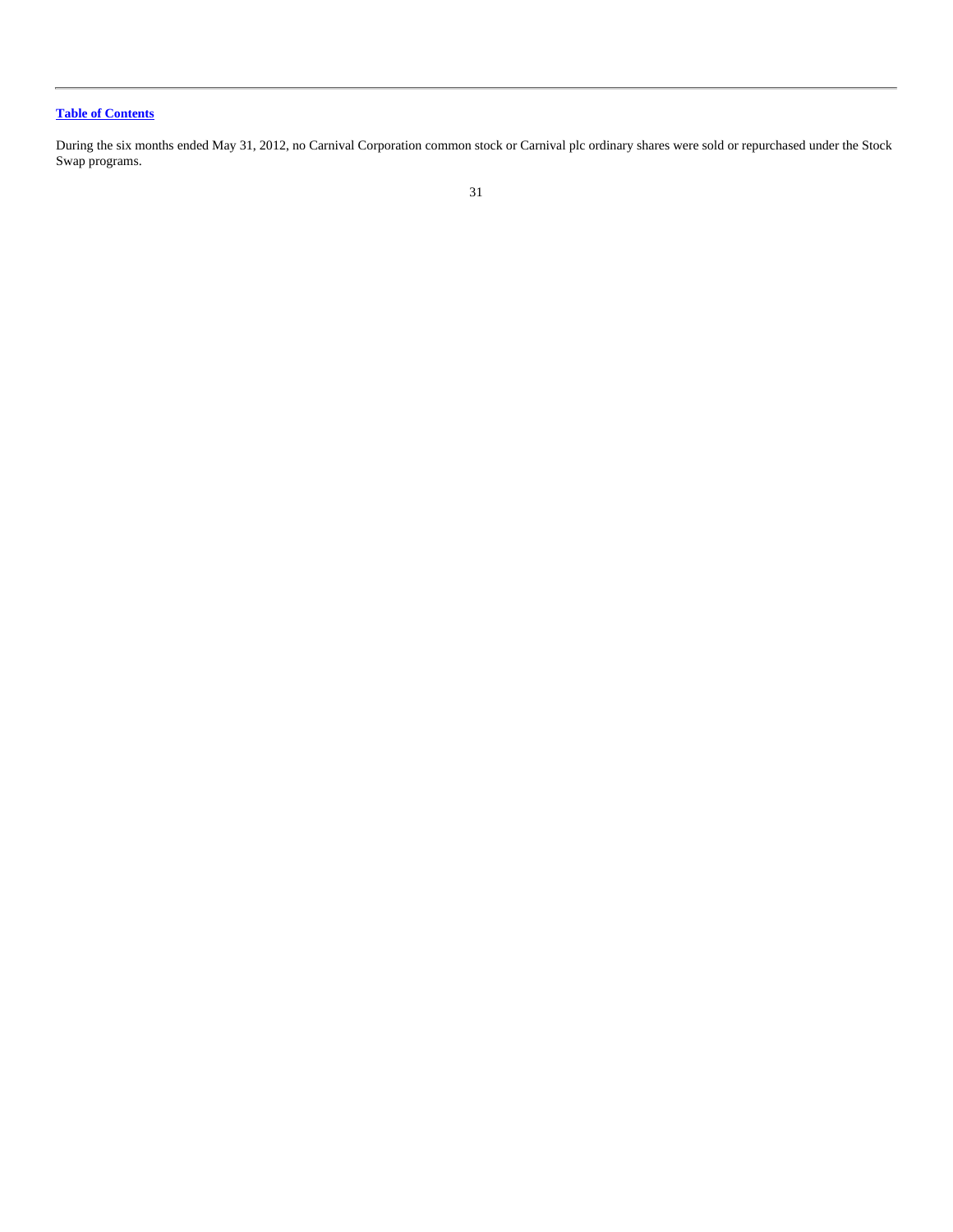During the six months ended May 31, 2012, no Carnival Corporation common stock or Carnival plc ordinary shares were sold or repurchased under the Stock Swap programs.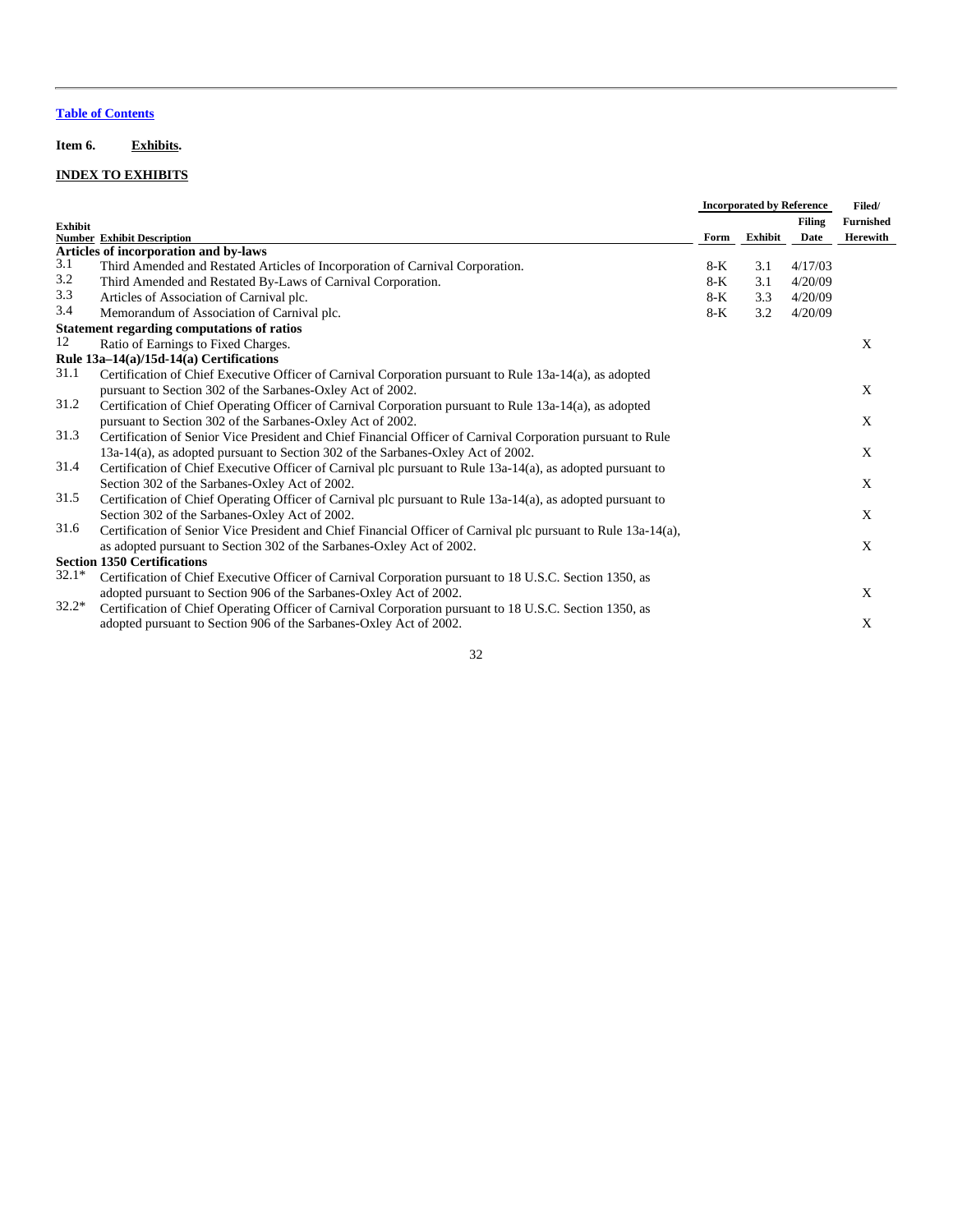[Table of Contents](#)

**Item 6. Exhibits.**

**INDEX TO EXHIBITS**

| Exhibit Number | Exhibit Description | Incorporated by Reference Form | Exhibit | Filing Date | Filed/ Furnished Herewith |
|---|---|---|---|---|---|
| **Articles of incorporation and by-laws** | | | | | |
| 3.1 | Third Amended and Restated Articles of Incorporation of Carnival Corporation. | 8-K | 3.1 | 4/17/03 | |
| 3.2 | Third Amended and Restated By-Laws of Carnival Corporation. | 8-K | 3.1 | 4/20/09 | |
| 3.3 | Articles of Association of Carnival plc. | 8-K | 3.3 | 4/20/09 | |
| 3.4 | Memorandum of Association of Carnival plc. | 8-K | 3.2 | 4/20/09 | |
| **Statement regarding computations of ratios** | | | | | |
| 12 | Ratio of Earnings to Fixed Charges. | | | | X |
| **Rule 13a–14(a)/15d-14(a) Certifications** | | | | | |
| 31.1 | Certification of Chief Executive Officer of Carnival Corporation pursuant to Rule 13a-14(a), as adopted pursuant to Section 302 of the Sarbanes-Oxley Act of 2002. | | | | X |
| 31.2 | Certification of Chief Operating Officer of Carnival Corporation pursuant to Rule 13a-14(a), as adopted pursuant to Section 302 of the Sarbanes-Oxley Act of 2002. | | | | X |
| 31.3 | Certification of Senior Vice President and Chief Financial Officer of Carnival Corporation pursuant to Rule 13a-14(a), as adopted pursuant to Section 302 of the Sarbanes-Oxley Act of 2002. | | | | X |
| 31.4 | Certification of Chief Executive Officer of Carnival plc pursuant to Rule 13a-14(a), as adopted pursuant to Section 302 of the Sarbanes-Oxley Act of 2002. | | | | X |
| 31.5 | Certification of Chief Operating Officer of Carnival plc pursuant to Rule 13a-14(a), as adopted pursuant to Section 302 of the Sarbanes-Oxley Act of 2002. | | | | X |
| 31.6 | Certification of Senior Vice President and Chief Financial Officer of Carnival plc pursuant to Rule 13a-14(a), as adopted pursuant to Section 302 of the Sarbanes-Oxley Act of 2002. | | | | X |
| **Section 1350 Certifications** | | | | | |
| 32.1* | Certification of Chief Executive Officer of Carnival Corporation pursuant to 18 U.S.C. Section 1350, as adopted pursuant to Section 906 of the Sarbanes-Oxley Act of 2002. | | | | X |
| 32.2* | Certification of Chief Operating Officer of Carnival Corporation pursuant to 18 U.S.C. Section 1350, as adopted pursuant to Section 906 of the Sarbanes-Oxley Act of 2002. | | | | X |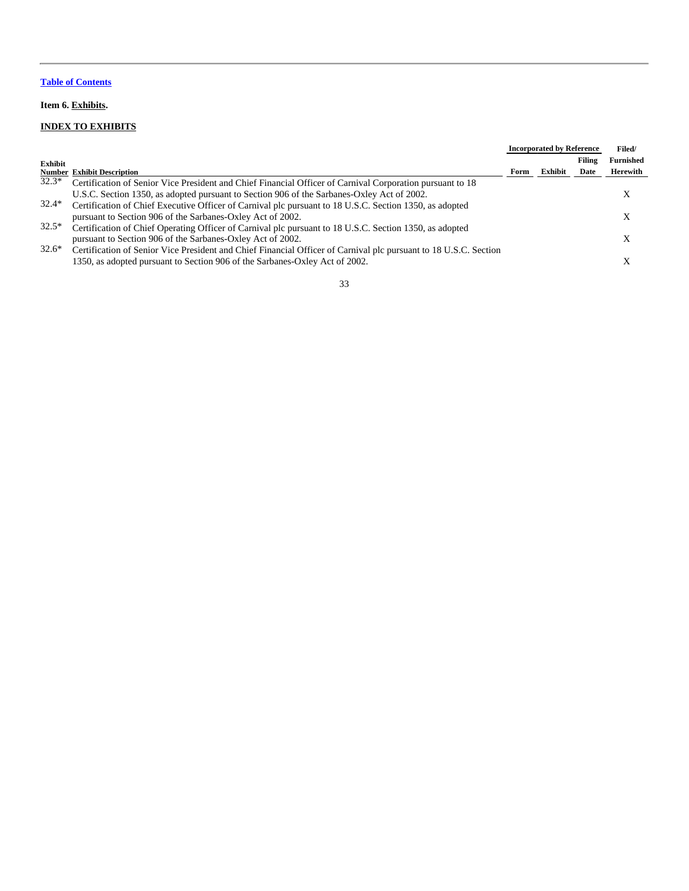Table of Contents

**Item 6. Exhibits.**

**INDEX TO EXHIBITS**

| Exhibit Number | Exhibit Description | Incorporated by Reference | | | Filed/ Furnished Herewith |
|---|---|---|---|---|---|
| | | Form | Exhibit | Filing Date | |
| 32.3* | Certification of Senior Vice President and Chief Financial Officer of Carnival Corporation pursuant to 18 U.S.C. Section 1350, as adopted pursuant to Section 906 of the Sarbanes-Oxley Act of 2002. | | | | X |
| 32.4* | Certification of Chief Executive Officer of Carnival plc pursuant to 18 U.S.C. Section 1350, as adopted pursuant to Section 906 of the Sarbanes-Oxley Act of 2002. | | | | X |
| 32.5* | Certification of Chief Operating Officer of Carnival plc pursuant to 18 U.S.C. Section 1350, as adopted pursuant to Section 906 of the Sarbanes-Oxley Act of 2002. | | | | X |
| 32.6* | Certification of Senior Vice President and Chief Financial Officer of Carnival plc pursuant to 18 U.S.C. Section 1350, as adopted pursuant to Section 906 of the Sarbanes-Oxley Act of 2002. | | | | X |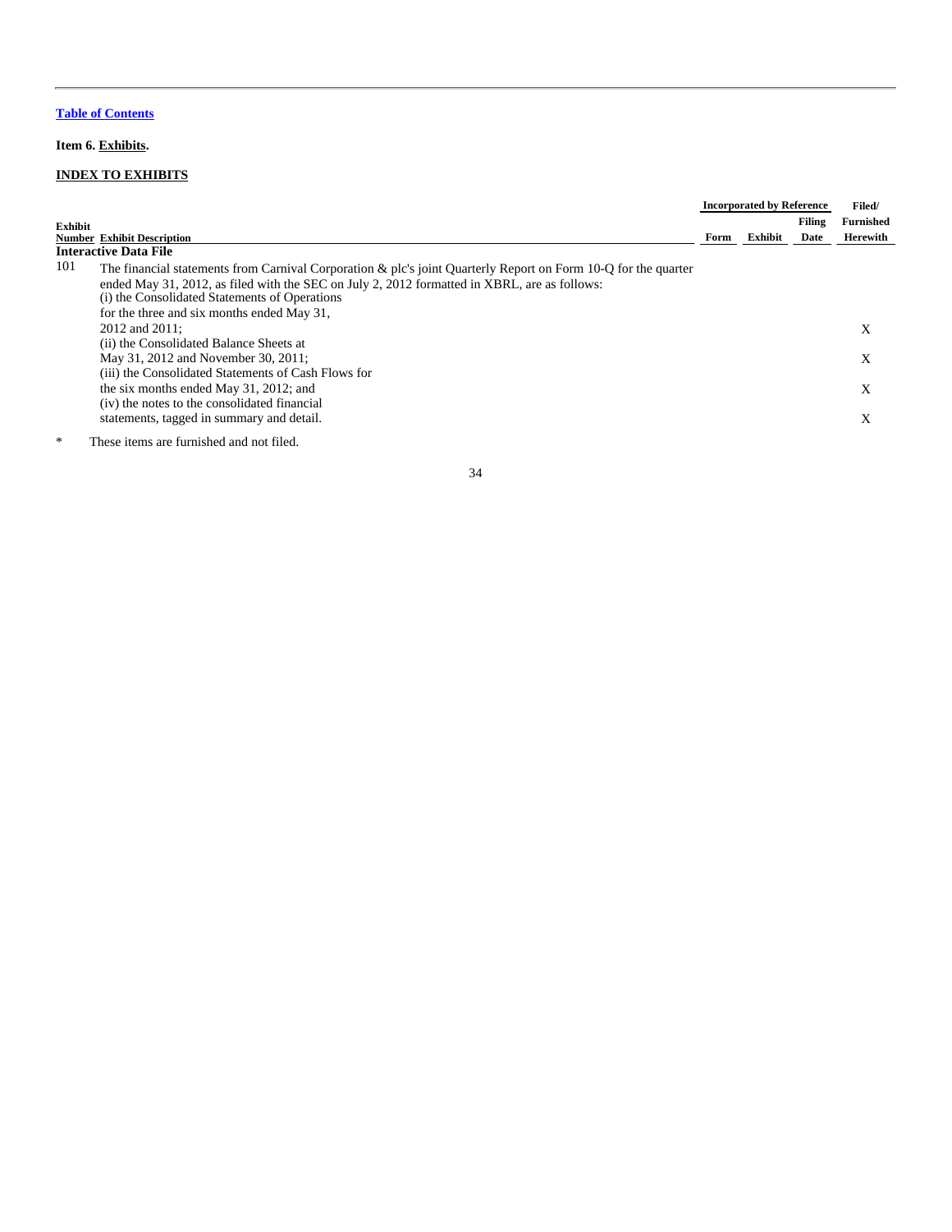[Table of Contents](#)

**Item 6. Exhibits.**

**INDEX TO EXHIBITS**

| Exhibit Number | Exhibit Description | Incorporated by Reference Form | Exhibit | Filing Date | Filed/ Furnished Herewith |
|---|---|---|---|---|---|
| | **Interactive Data File** | | | | |
| 101 | The financial statements from Carnival Corporation & plc's joint Quarterly Report on Form 10-Q for the quarter ended May 31, 2012, as filed with the SEC on July 2, 2012 formatted in XBRL, are as follows: | | | | |
| | (i) the Consolidated Statements of Operations for the three and six months ended May 31, 2012 and 2011; | | | | X |
| | (ii) the Consolidated Balance Sheets at May 31, 2012 and November 30, 2011; | | | | X |
| | (iii) the Consolidated Statements of Cash Flows for the six months ended May 31, 2012; and | | | | X |
| | (iv) the notes to the consolidated financial statements, tagged in summary and detail. | | | | X |

\* These items are furnished and not filed.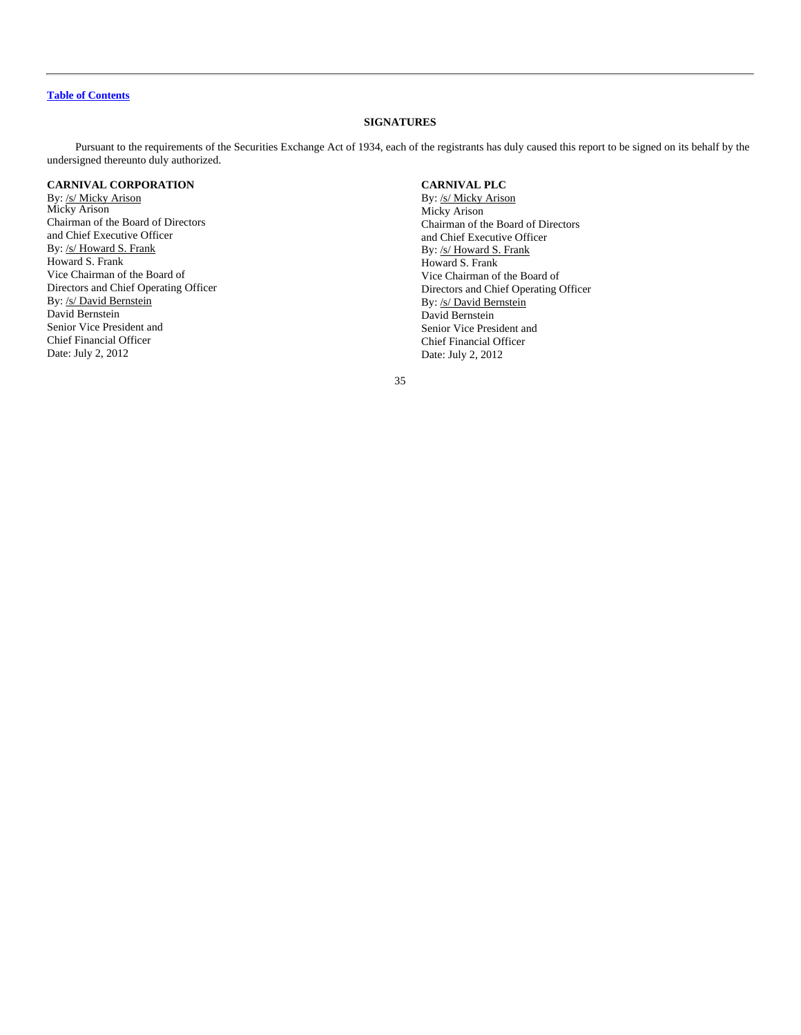[Table of Contents](#)

## SIGNATURES

Pursuant to the requirements of the Securities Exchange Act of 1934, each of the registrants has duly caused this report to be signed on its behalf by the undersigned thereunto duly authorized.

**CARNIVAL CORPORATION**

By: /s/ Micky Arison
Micky Arison
Chairman of the Board of Directors
and Chief Executive Officer

By: /s/ Howard S. Frank
Howard S. Frank
Vice Chairman of the Board of
Directors and Chief Operating Officer

By: /s/ David Bernstein
David Bernstein
Senior Vice President and
Chief Financial Officer

Date: July 2, 2012

**CARNIVAL PLC**

By: /s/ Micky Arison
Micky Arison
Chairman of the Board of Directors
and Chief Executive Officer

By: /s/ Howard S. Frank
Howard S. Frank
Vice Chairman of the Board of
Directors and Chief Operating Officer

By: /s/ David Bernstein
David Bernstein
Senior Vice President and
Chief Financial Officer

Date: July 2, 2012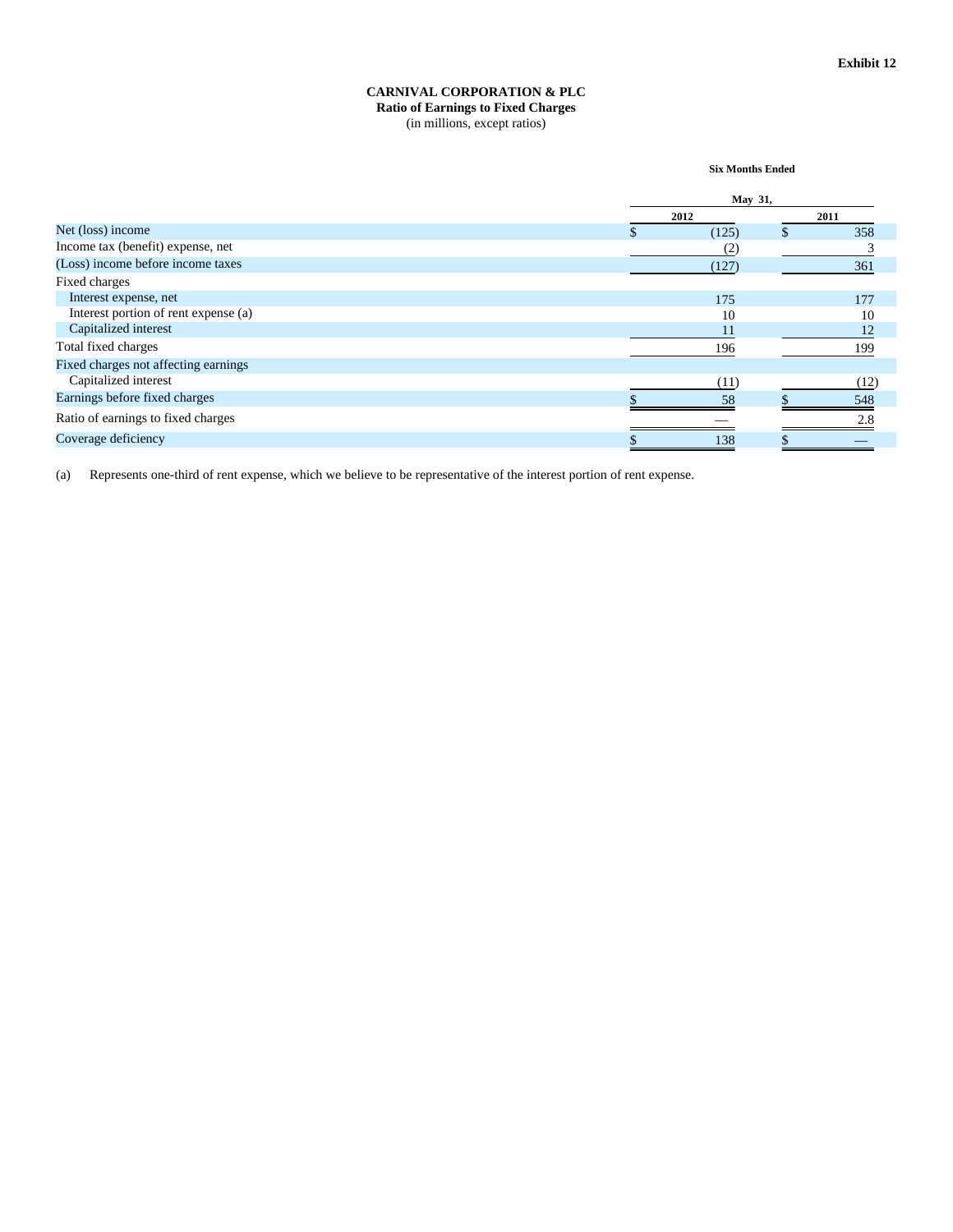**Exhibit 12**

**CARNIVAL CORPORATION & PLC**
**Ratio of Earnings to Fixed Charges**
(in millions, except ratios)

| | Six Months Ended | |
|---|---|---|
| | May 31, | |
| | 2012 | 2011 |
| Net (loss) income | $ (125) | $ 358 |
| Income tax (benefit) expense, net | (2) | 3 |
| (Loss) income before income taxes | (127) | 361 |
| Fixed charges | | |
| Interest expense, net | 175 | 177 |
| Interest portion of rent expense (a) | 10 | 10 |
| Capitalized interest | 11 | 12 |
| Total fixed charges | 196 | 199 |
| Fixed charges not affecting earnings | | |
| Capitalized interest | (11) | (12) |
| Earnings before fixed charges | $ 58 | $ 548 |
| Ratio of earnings to fixed charges | — | 2.8 |
| Coverage deficiency | $ 138 | $ — |

(a) Represents one-third of rent expense, which we believe to be representative of the interest portion of rent expense.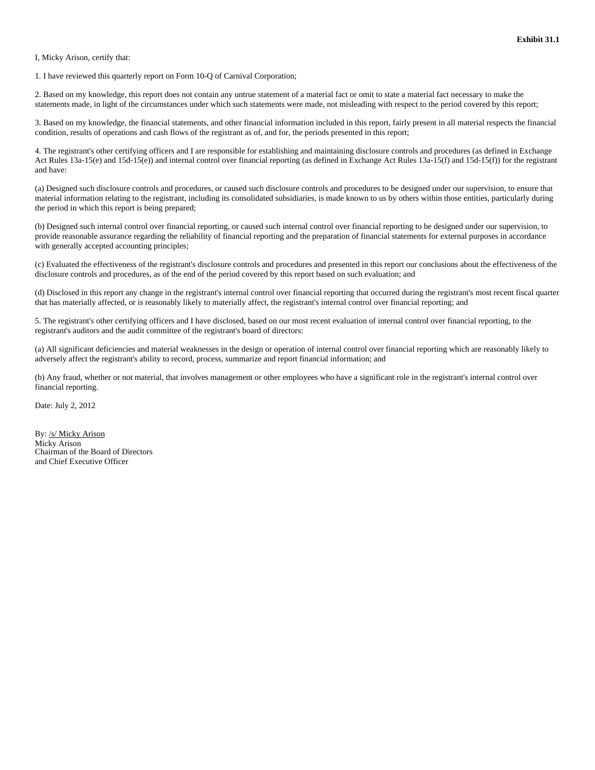**Exhibit 31.1**

I, Micky Arison, certify that:

1. I have reviewed this quarterly report on Form 10-Q of Carnival Corporation;

2. Based on my knowledge, this report does not contain any untrue statement of a material fact or omit to state a material fact necessary to make the statements made, in light of the circumstances under which such statements were made, not misleading with respect to the period covered by this report;

3. Based on my knowledge, the financial statements, and other financial information included in this report, fairly present in all material respects the financial condition, results of operations and cash flows of the registrant as of, and for, the periods presented in this report;

4. The registrant's other certifying officers and I are responsible for establishing and maintaining disclosure controls and procedures (as defined in Exchange Act Rules 13a-15(e) and 15d-15(e)) and internal control over financial reporting (as defined in Exchange Act Rules 13a-15(f) and 15d-15(f)) for the registrant and have:

(a) Designed such disclosure controls and procedures, or caused such disclosure controls and procedures to be designed under our supervision, to ensure that material information relating to the registrant, including its consolidated subsidiaries, is made known to us by others within those entities, particularly during the period in which this report is being prepared;

(b) Designed such internal control over financial reporting, or caused such internal control over financial reporting to be designed under our supervision, to provide reasonable assurance regarding the reliability of financial reporting and the preparation of financial statements for external purposes in accordance with generally accepted accounting principles;

(c) Evaluated the effectiveness of the registrant's disclosure controls and procedures and presented in this report our conclusions about the effectiveness of the disclosure controls and procedures, as of the end of the period covered by this report based on such evaluation; and

(d) Disclosed in this report any change in the registrant's internal control over financial reporting that occurred during the registrant's most recent fiscal quarter that has materially affected, or is reasonably likely to materially affect, the registrant's internal control over financial reporting; and

5. The registrant's other certifying officers and I have disclosed, based on our most recent evaluation of internal control over financial reporting, to the registrant's auditors and the audit committee of the registrant's board of directors:

(a) All significant deficiencies and material weaknesses in the design or operation of internal control over financial reporting which are reasonably likely to adversely affect the registrant's ability to record, process, summarize and report financial information; and

(b) Any fraud, whether or not material, that involves management or other employees who have a significant role in the registrant's internal control over financial reporting.

Date: July 2, 2012

By: /s/ Micky Arison
Micky Arison
Chairman of the Board of Directors
and Chief Executive Officer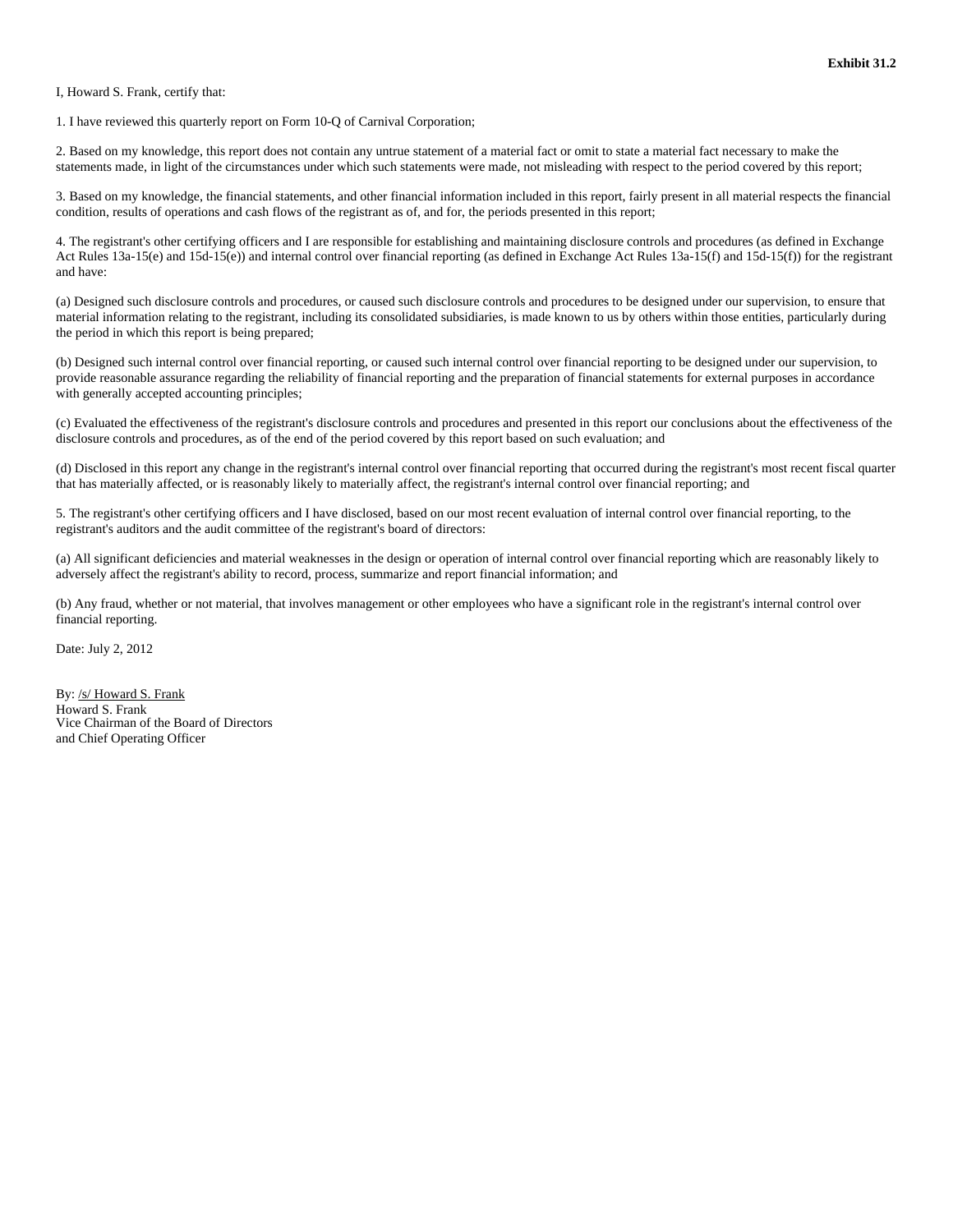**Exhibit 31.2**

I, Howard S. Frank, certify that:

1. I have reviewed this quarterly report on Form 10-Q of Carnival Corporation;

2. Based on my knowledge, this report does not contain any untrue statement of a material fact or omit to state a material fact necessary to make the statements made, in light of the circumstances under which such statements were made, not misleading with respect to the period covered by this report;

3. Based on my knowledge, the financial statements, and other financial information included in this report, fairly present in all material respects the financial condition, results of operations and cash flows of the registrant as of, and for, the periods presented in this report;

4. The registrant's other certifying officers and I are responsible for establishing and maintaining disclosure controls and procedures (as defined in Exchange Act Rules 13a-15(e) and 15d-15(e)) and internal control over financial reporting (as defined in Exchange Act Rules 13a-15(f) and 15d-15(f)) for the registrant and have:

(a) Designed such disclosure controls and procedures, or caused such disclosure controls and procedures to be designed under our supervision, to ensure that material information relating to the registrant, including its consolidated subsidiaries, is made known to us by others within those entities, particularly during the period in which this report is being prepared;

(b) Designed such internal control over financial reporting, or caused such internal control over financial reporting to be designed under our supervision, to provide reasonable assurance regarding the reliability of financial reporting and the preparation of financial statements for external purposes in accordance with generally accepted accounting principles;

(c) Evaluated the effectiveness of the registrant's disclosure controls and procedures and presented in this report our conclusions about the effectiveness of the disclosure controls and procedures, as of the end of the period covered by this report based on such evaluation; and

(d) Disclosed in this report any change in the registrant's internal control over financial reporting that occurred during the registrant's most recent fiscal quarter that has materially affected, or is reasonably likely to materially affect, the registrant's internal control over financial reporting; and

5. The registrant's other certifying officers and I have disclosed, based on our most recent evaluation of internal control over financial reporting, to the registrant's auditors and the audit committee of the registrant's board of directors:

(a) All significant deficiencies and material weaknesses in the design or operation of internal control over financial reporting which are reasonably likely to adversely affect the registrant's ability to record, process, summarize and report financial information; and

(b) Any fraud, whether or not material, that involves management or other employees who have a significant role in the registrant's internal control over financial reporting.

Date: July 2, 2012

By: /s/ Howard S. Frank
Howard S. Frank
Vice Chairman of the Board of Directors
and Chief Operating Officer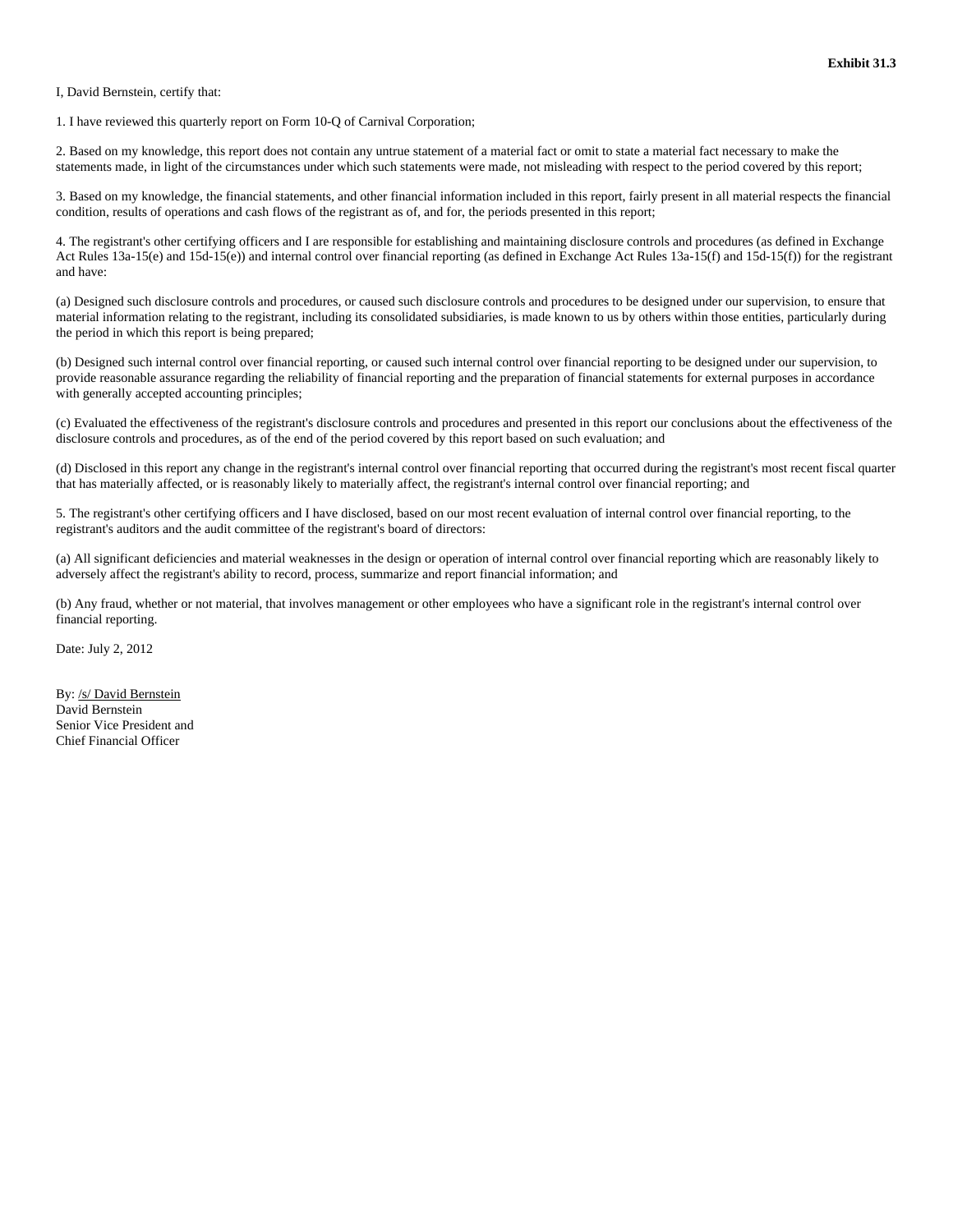**Exhibit 31.3**

I, David Bernstein, certify that:

1. I have reviewed this quarterly report on Form 10-Q of Carnival Corporation;

2. Based on my knowledge, this report does not contain any untrue statement of a material fact or omit to state a material fact necessary to make the statements made, in light of the circumstances under which such statements were made, not misleading with respect to the period covered by this report;

3. Based on my knowledge, the financial statements, and other financial information included in this report, fairly present in all material respects the financial condition, results of operations and cash flows of the registrant as of, and for, the periods presented in this report;

4. The registrant's other certifying officers and I are responsible for establishing and maintaining disclosure controls and procedures (as defined in Exchange Act Rules 13a-15(e) and 15d-15(e)) and internal control over financial reporting (as defined in Exchange Act Rules 13a-15(f) and 15d-15(f)) for the registrant and have:

(a) Designed such disclosure controls and procedures, or caused such disclosure controls and procedures to be designed under our supervision, to ensure that material information relating to the registrant, including its consolidated subsidiaries, is made known to us by others within those entities, particularly during the period in which this report is being prepared;

(b) Designed such internal control over financial reporting, or caused such internal control over financial reporting to be designed under our supervision, to provide reasonable assurance regarding the reliability of financial reporting and the preparation of financial statements for external purposes in accordance with generally accepted accounting principles;

(c) Evaluated the effectiveness of the registrant's disclosure controls and procedures and presented in this report our conclusions about the effectiveness of the disclosure controls and procedures, as of the end of the period covered by this report based on such evaluation; and

(d) Disclosed in this report any change in the registrant's internal control over financial reporting that occurred during the registrant's most recent fiscal quarter that has materially affected, or is reasonably likely to materially affect, the registrant's internal control over financial reporting; and

5. The registrant's other certifying officers and I have disclosed, based on our most recent evaluation of internal control over financial reporting, to the registrant's auditors and the audit committee of the registrant's board of directors:

(a) All significant deficiencies and material weaknesses in the design or operation of internal control over financial reporting which are reasonably likely to adversely affect the registrant's ability to record, process, summarize and report financial information; and

(b) Any fraud, whether or not material, that involves management or other employees who have a significant role in the registrant's internal control over financial reporting.

Date: July 2, 2012

By: /s/ David Bernstein
David Bernstein
Senior Vice President and
Chief Financial Officer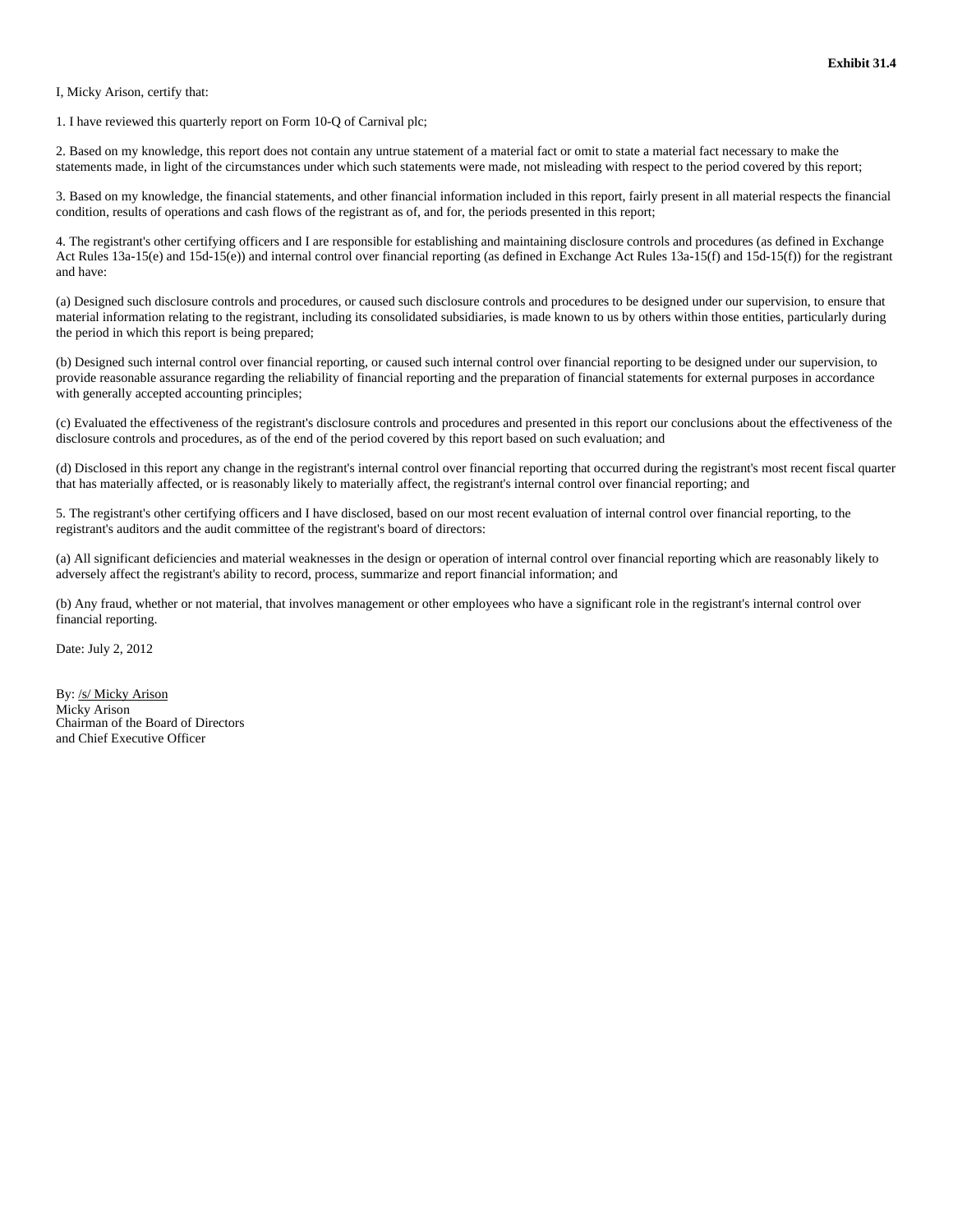**Exhibit 31.4**

I, Micky Arison, certify that:

1. I have reviewed this quarterly report on Form 10-Q of Carnival plc;

2. Based on my knowledge, this report does not contain any untrue statement of a material fact or omit to state a material fact necessary to make the statements made, in light of the circumstances under which such statements were made, not misleading with respect to the period covered by this report;

3. Based on my knowledge, the financial statements, and other financial information included in this report, fairly present in all material respects the financial condition, results of operations and cash flows of the registrant as of, and for, the periods presented in this report;

4. The registrant's other certifying officers and I are responsible for establishing and maintaining disclosure controls and procedures (as defined in Exchange Act Rules 13a-15(e) and 15d-15(e)) and internal control over financial reporting (as defined in Exchange Act Rules 13a-15(f) and 15d-15(f)) for the registrant and have:

(a) Designed such disclosure controls and procedures, or caused such disclosure controls and procedures to be designed under our supervision, to ensure that material information relating to the registrant, including its consolidated subsidiaries, is made known to us by others within those entities, particularly during the period in which this report is being prepared;

(b) Designed such internal control over financial reporting, or caused such internal control over financial reporting to be designed under our supervision, to provide reasonable assurance regarding the reliability of financial reporting and the preparation of financial statements for external purposes in accordance with generally accepted accounting principles;

(c) Evaluated the effectiveness of the registrant's disclosure controls and procedures and presented in this report our conclusions about the effectiveness of the disclosure controls and procedures, as of the end of the period covered by this report based on such evaluation; and

(d) Disclosed in this report any change in the registrant's internal control over financial reporting that occurred during the registrant's most recent fiscal quarter that has materially affected, or is reasonably likely to materially affect, the registrant's internal control over financial reporting; and

5. The registrant's other certifying officers and I have disclosed, based on our most recent evaluation of internal control over financial reporting, to the registrant's auditors and the audit committee of the registrant's board of directors:

(a) All significant deficiencies and material weaknesses in the design or operation of internal control over financial reporting which are reasonably likely to adversely affect the registrant's ability to record, process, summarize and report financial information; and

(b) Any fraud, whether or not material, that involves management or other employees who have a significant role in the registrant's internal control over financial reporting.

Date: July 2, 2012

By: /s/ Micky Arison  
Micky Arison  
Chairman of the Board of Directors  
and Chief Executive Officer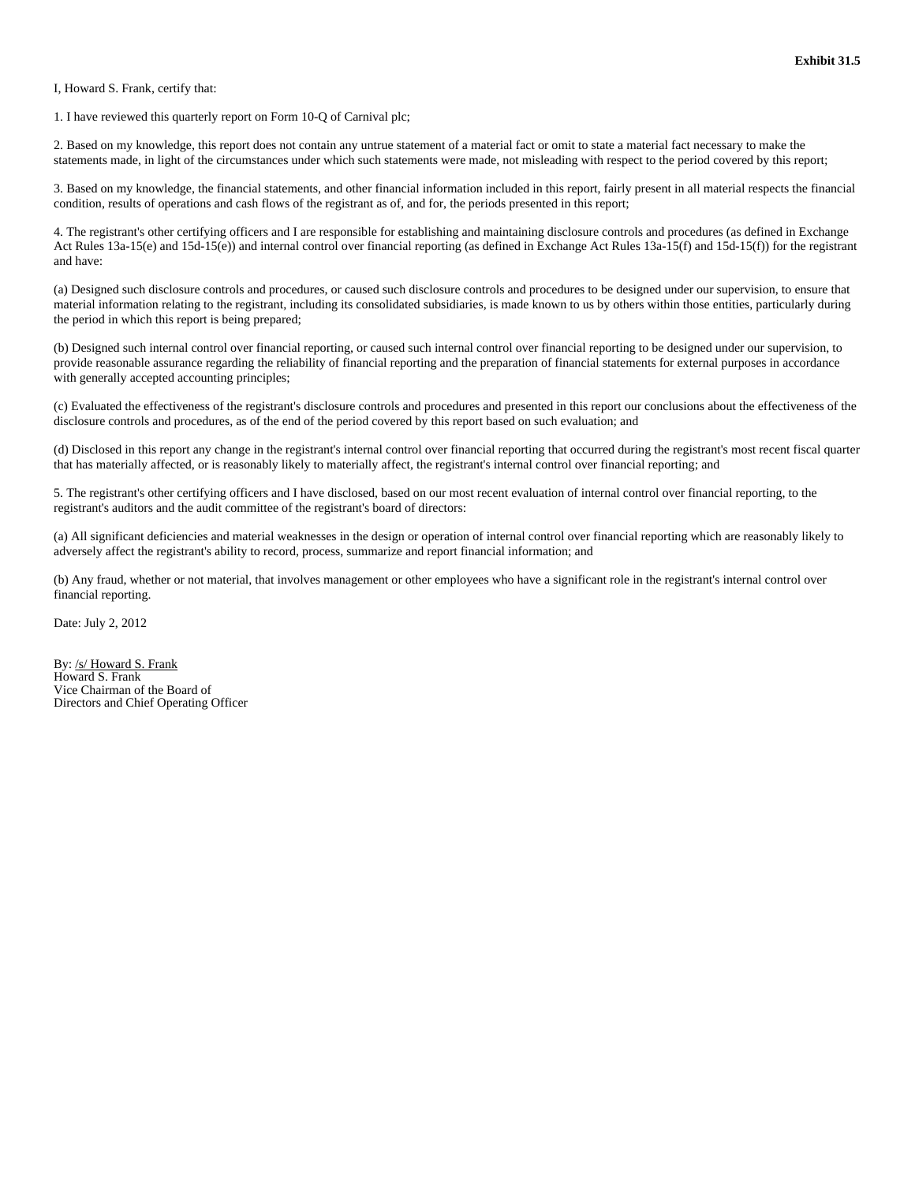**Exhibit 31.5**

I, Howard S. Frank, certify that:

1. I have reviewed this quarterly report on Form 10-Q of Carnival plc;

2. Based on my knowledge, this report does not contain any untrue statement of a material fact or omit to state a material fact necessary to make the statements made, in light of the circumstances under which such statements were made, not misleading with respect to the period covered by this report;

3. Based on my knowledge, the financial statements, and other financial information included in this report, fairly present in all material respects the financial condition, results of operations and cash flows of the registrant as of, and for, the periods presented in this report;

4. The registrant's other certifying officers and I are responsible for establishing and maintaining disclosure controls and procedures (as defined in Exchange Act Rules 13a-15(e) and 15d-15(e)) and internal control over financial reporting (as defined in Exchange Act Rules 13a-15(f) and 15d-15(f)) for the registrant and have:

(a) Designed such disclosure controls and procedures, or caused such disclosure controls and procedures to be designed under our supervision, to ensure that material information relating to the registrant, including its consolidated subsidiaries, is made known to us by others within those entities, particularly during the period in which this report is being prepared;

(b) Designed such internal control over financial reporting, or caused such internal control over financial reporting to be designed under our supervision, to provide reasonable assurance regarding the reliability of financial reporting and the preparation of financial statements for external purposes in accordance with generally accepted accounting principles;

(c) Evaluated the effectiveness of the registrant's disclosure controls and procedures and presented in this report our conclusions about the effectiveness of the disclosure controls and procedures, as of the end of the period covered by this report based on such evaluation; and

(d) Disclosed in this report any change in the registrant's internal control over financial reporting that occurred during the registrant's most recent fiscal quarter that has materially affected, or is reasonably likely to materially affect, the registrant's internal control over financial reporting; and

5. The registrant's other certifying officers and I have disclosed, based on our most recent evaluation of internal control over financial reporting, to the registrant's auditors and the audit committee of the registrant's board of directors:

(a) All significant deficiencies and material weaknesses in the design or operation of internal control over financial reporting which are reasonably likely to adversely affect the registrant's ability to record, process, summarize and report financial information; and

(b) Any fraud, whether or not material, that involves management or other employees who have a significant role in the registrant's internal control over financial reporting.

Date: July 2, 2012

By: /s/ Howard S. Frank
Howard S. Frank
Vice Chairman of the Board of
Directors and Chief Operating Officer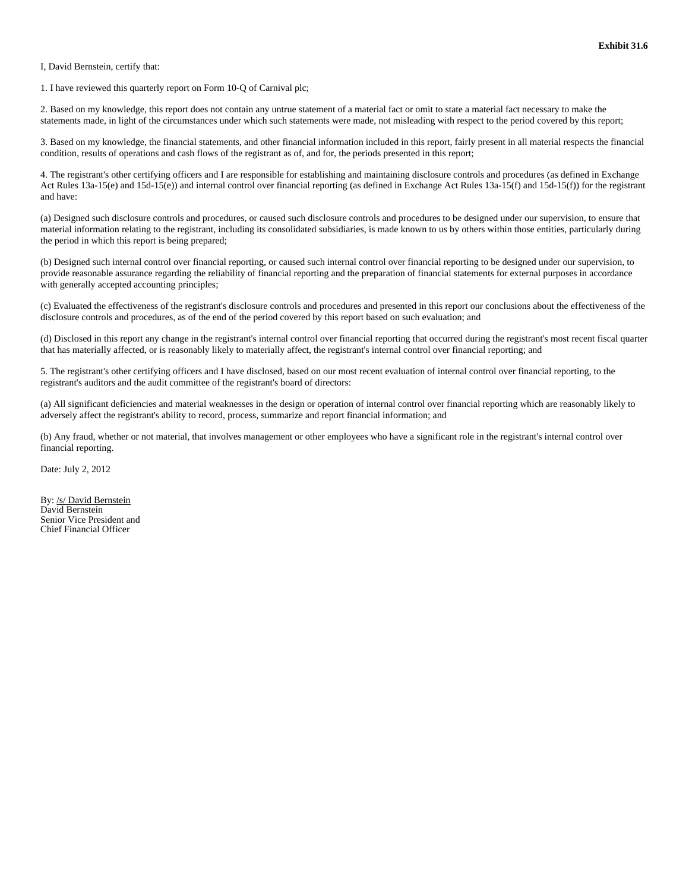**Exhibit 31.6**

I, David Bernstein, certify that:

1. I have reviewed this quarterly report on Form 10-Q of Carnival plc;

2. Based on my knowledge, this report does not contain any untrue statement of a material fact or omit to state a material fact necessary to make the statements made, in light of the circumstances under which such statements were made, not misleading with respect to the period covered by this report;

3. Based on my knowledge, the financial statements, and other financial information included in this report, fairly present in all material respects the financial condition, results of operations and cash flows of the registrant as of, and for, the periods presented in this report;

4. The registrant's other certifying officers and I are responsible for establishing and maintaining disclosure controls and procedures (as defined in Exchange Act Rules 13a-15(e) and 15d-15(e)) and internal control over financial reporting (as defined in Exchange Act Rules 13a-15(f) and 15d-15(f)) for the registrant and have:

(a) Designed such disclosure controls and procedures, or caused such disclosure controls and procedures to be designed under our supervision, to ensure that material information relating to the registrant, including its consolidated subsidiaries, is made known to us by others within those entities, particularly during the period in which this report is being prepared;

(b) Designed such internal control over financial reporting, or caused such internal control over financial reporting to be designed under our supervision, to provide reasonable assurance regarding the reliability of financial reporting and the preparation of financial statements for external purposes in accordance with generally accepted accounting principles;

(c) Evaluated the effectiveness of the registrant's disclosure controls and procedures and presented in this report our conclusions about the effectiveness of the disclosure controls and procedures, as of the end of the period covered by this report based on such evaluation; and

(d) Disclosed in this report any change in the registrant's internal control over financial reporting that occurred during the registrant's most recent fiscal quarter that has materially affected, or is reasonably likely to materially affect, the registrant's internal control over financial reporting; and

5. The registrant's other certifying officers and I have disclosed, based on our most recent evaluation of internal control over financial reporting, to the registrant's auditors and the audit committee of the registrant's board of directors:

(a) All significant deficiencies and material weaknesses in the design or operation of internal control over financial reporting which are reasonably likely to adversely affect the registrant's ability to record, process, summarize and report financial information; and

(b) Any fraud, whether or not material, that involves management or other employees who have a significant role in the registrant's internal control over financial reporting.

Date: July 2, 2012

By: /s/ David Bernstein
David Bernstein
Senior Vice President and
Chief Financial Officer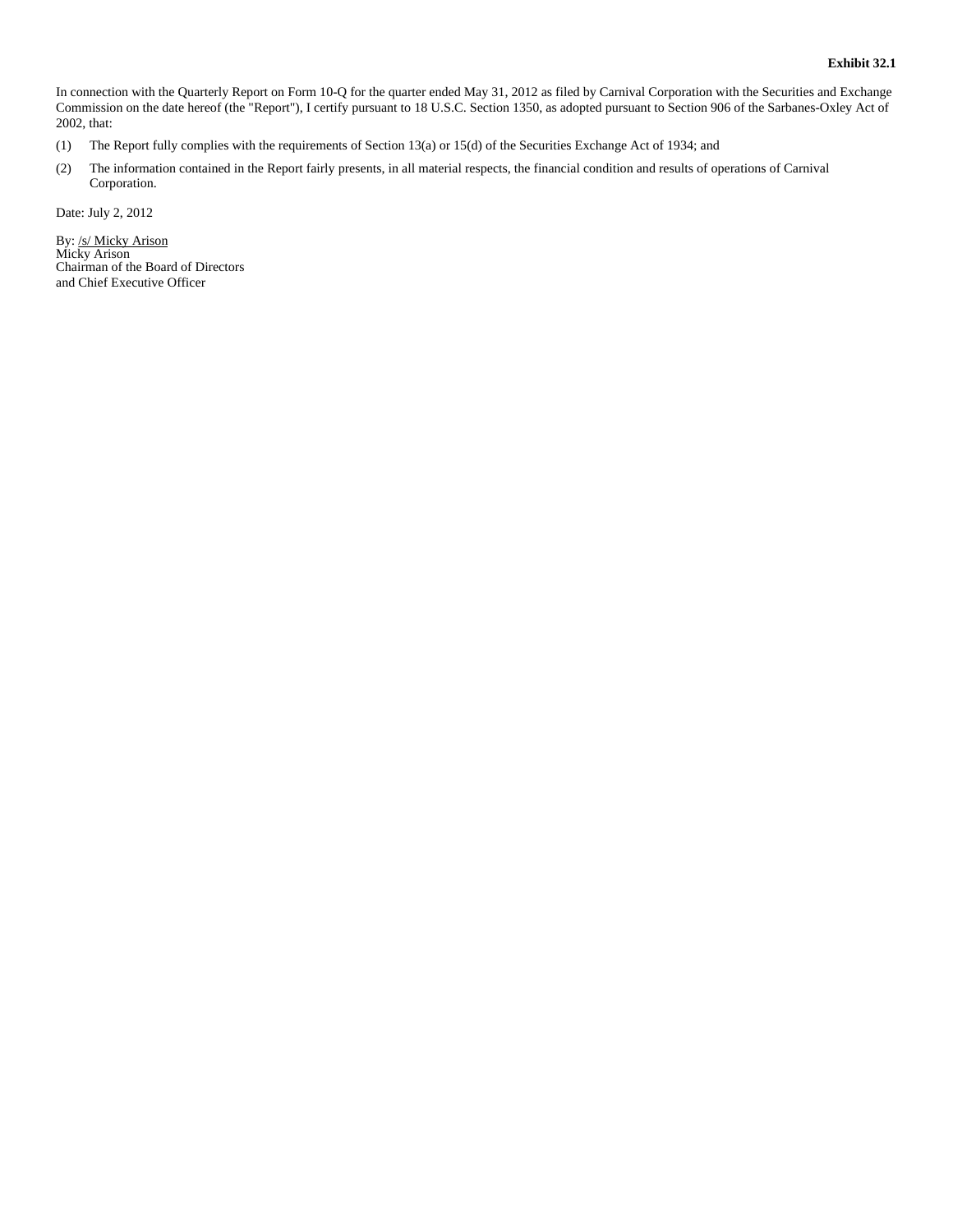**Exhibit 32.1**

In connection with the Quarterly Report on Form 10-Q for the quarter ended May 31, 2012 as filed by Carnival Corporation with the Securities and Exchange Commission on the date hereof (the "Report"), I certify pursuant to 18 U.S.C. Section 1350, as adopted pursuant to Section 906 of the Sarbanes-Oxley Act of 2002, that:

(1) The Report fully complies with the requirements of Section 13(a) or 15(d) of the Securities Exchange Act of 1934; and

(2) The information contained in the Report fairly presents, in all material respects, the financial condition and results of operations of Carnival Corporation.

Date: July 2, 2012

By: /s/ Micky Arison
Micky Arison
Chairman of the Board of Directors
and Chief Executive Officer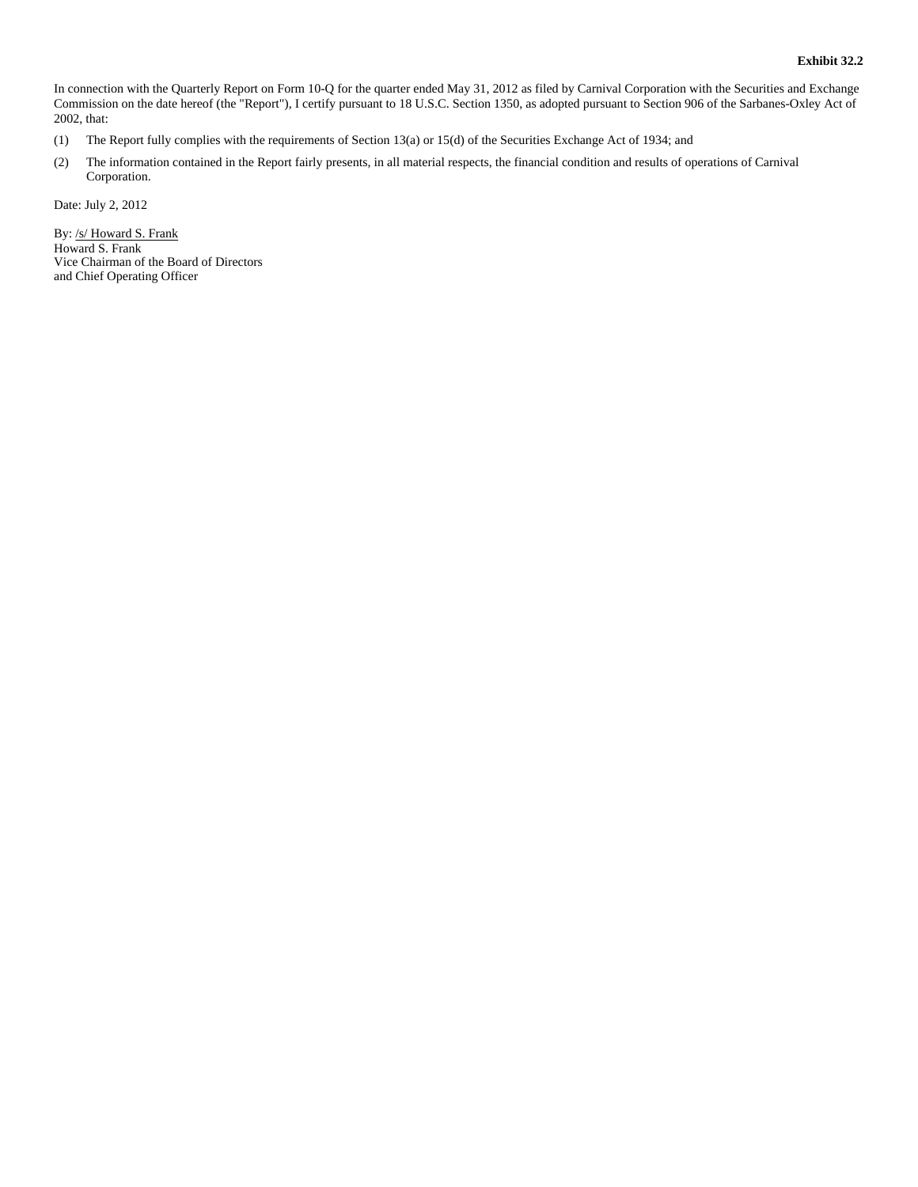**Exhibit 32.2**

In connection with the Quarterly Report on Form 10-Q for the quarter ended May 31, 2012 as filed by Carnival Corporation with the Securities and Exchange Commission on the date hereof (the "Report"), I certify pursuant to 18 U.S.C. Section 1350, as adopted pursuant to Section 906 of the Sarbanes-Oxley Act of 2002, that:

(1) The Report fully complies with the requirements of Section 13(a) or 15(d) of the Securities Exchange Act of 1934; and

(2) The information contained in the Report fairly presents, in all material respects, the financial condition and results of operations of Carnival Corporation.

Date: July 2, 2012

By: /s/ Howard S. Frank
Howard S. Frank
Vice Chairman of the Board of Directors
and Chief Operating Officer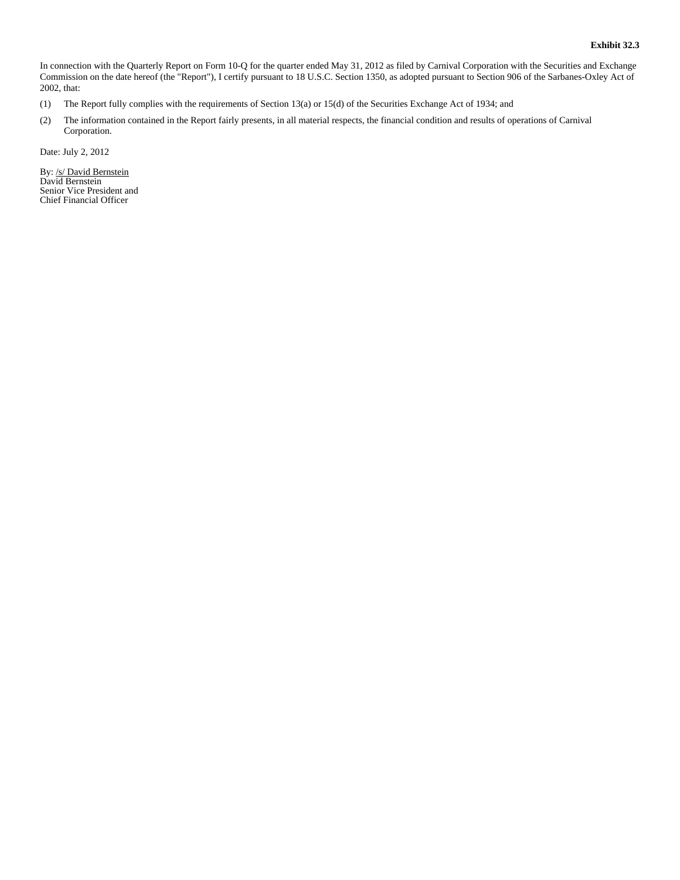**Exhibit 32.3**

In connection with the Quarterly Report on Form 10-Q for the quarter ended May 31, 2012 as filed by Carnival Corporation with the Securities and Exchange Commission on the date hereof (the "Report"), I certify pursuant to 18 U.S.C. Section 1350, as adopted pursuant to Section 906 of the Sarbanes-Oxley Act of 2002, that:

(1) The Report fully complies with the requirements of Section 13(a) or 15(d) of the Securities Exchange Act of 1934; and

(2) The information contained in the Report fairly presents, in all material respects, the financial condition and results of operations of Carnival Corporation.

Date: July 2, 2012

By: /s/ David Bernstein  
David Bernstein  
Senior Vice President and  
Chief Financial Officer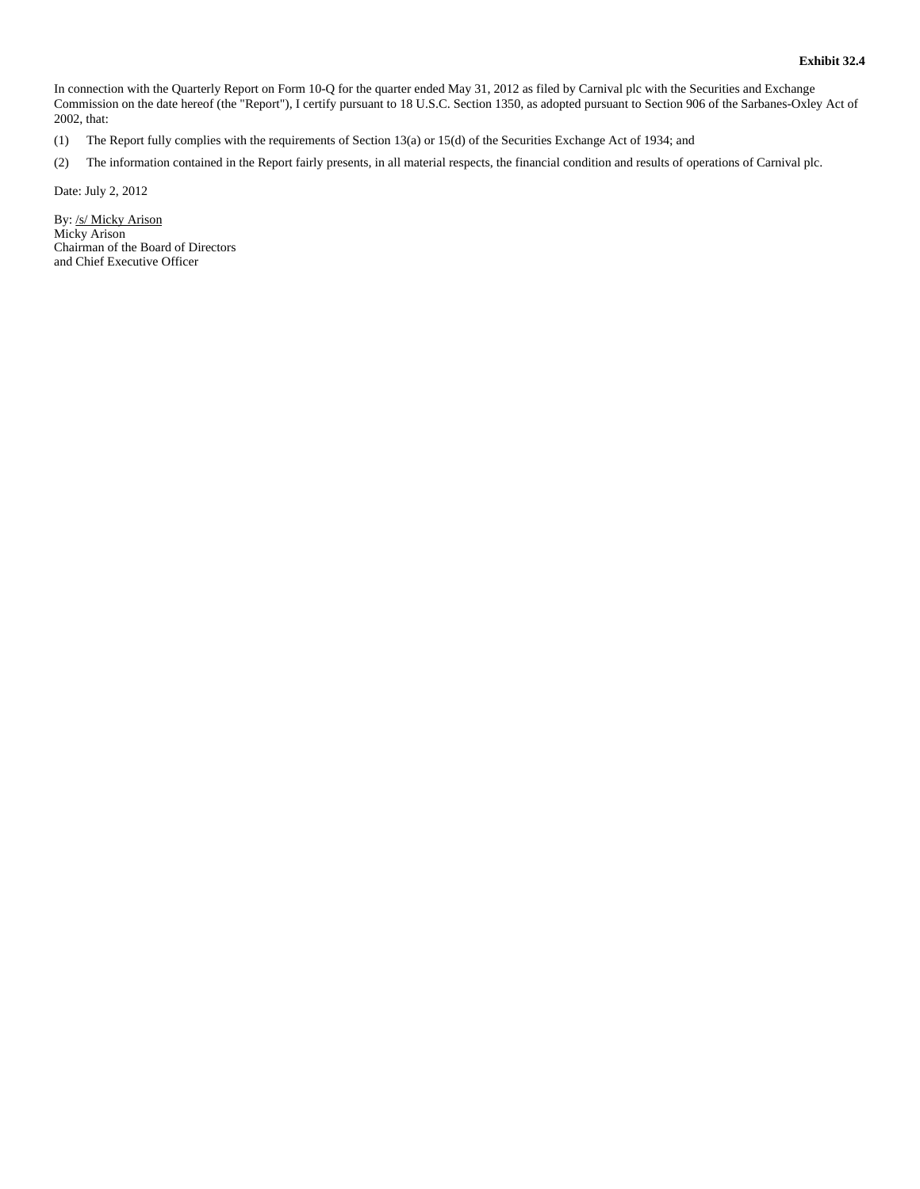**Exhibit 32.4**

In connection with the Quarterly Report on Form 10-Q for the quarter ended May 31, 2012 as filed by Carnival plc with the Securities and Exchange Commission on the date hereof (the "Report"), I certify pursuant to 18 U.S.C. Section 1350, as adopted pursuant to Section 906 of the Sarbanes-Oxley Act of 2002, that:

(1) The Report fully complies with the requirements of Section 13(a) or 15(d) of the Securities Exchange Act of 1934; and

(2) The information contained in the Report fairly presents, in all material respects, the financial condition and results of operations of Carnival plc.

Date: July 2, 2012

By: /s/ Micky Arison
Micky Arison
Chairman of the Board of Directors
and Chief Executive Officer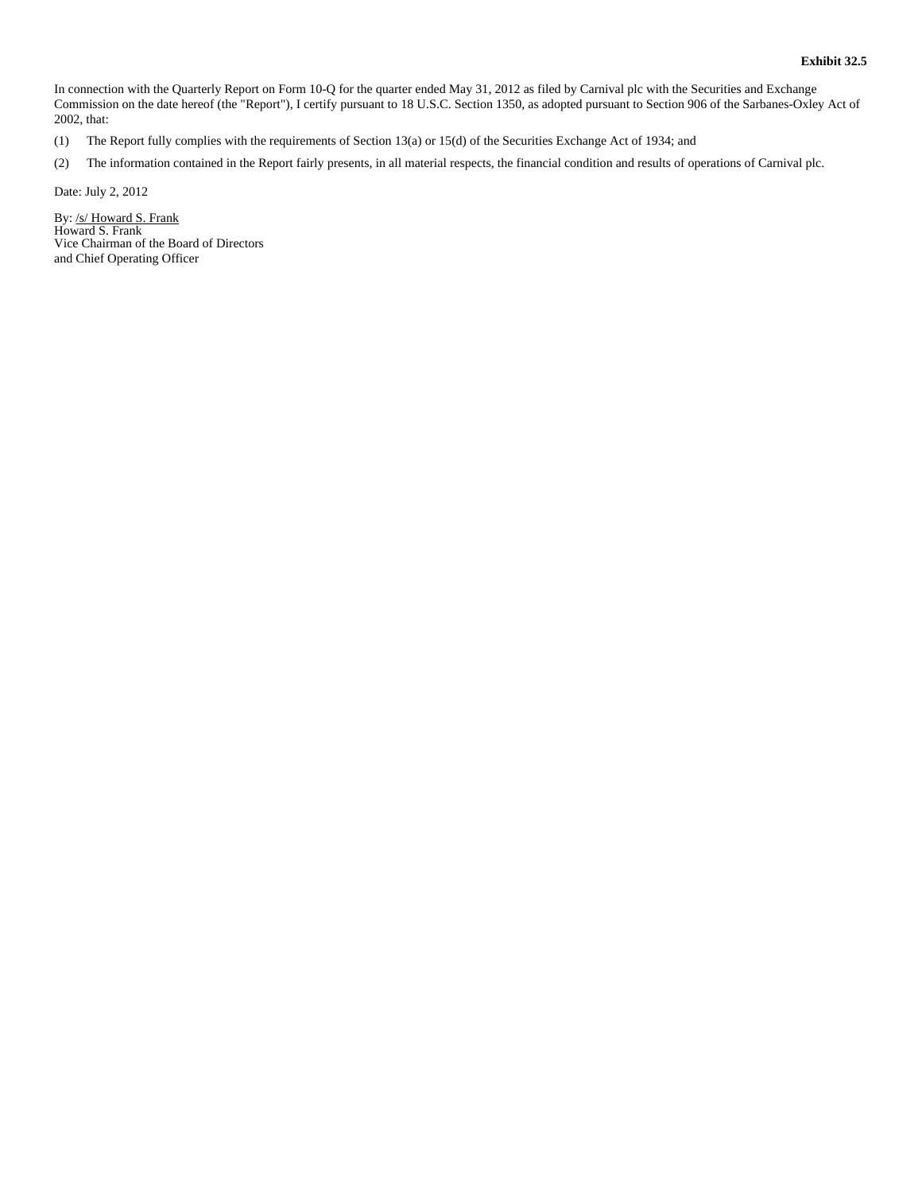**Exhibit 32.5**

In connection with the Quarterly Report on Form 10-Q for the quarter ended May 31, 2012 as filed by Carnival plc with the Securities and Exchange Commission on the date hereof (the "Report"), I certify pursuant to 18 U.S.C. Section 1350, as adopted pursuant to Section 906 of the Sarbanes-Oxley Act of 2002, that:

(1) The Report fully complies with the requirements of Section 13(a) or 15(d) of the Securities Exchange Act of 1934; and

(2) The information contained in the Report fairly presents, in all material respects, the financial condition and results of operations of Carnival plc.

Date: July 2, 2012

By: /s/ Howard S. Frank
Howard S. Frank
Vice Chairman of the Board of Directors
and Chief Operating Officer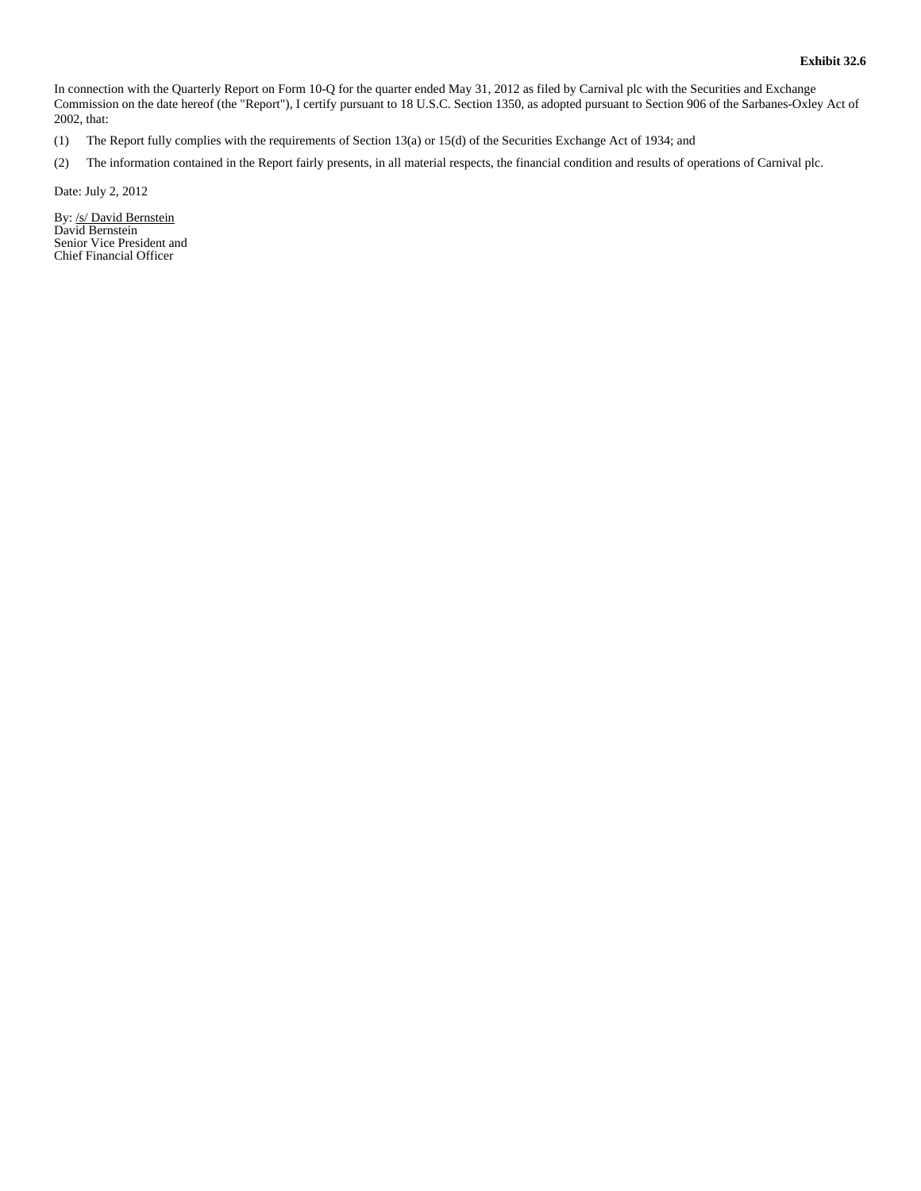**Exhibit 32.6**

In connection with the Quarterly Report on Form 10-Q for the quarter ended May 31, 2012 as filed by Carnival plc with the Securities and Exchange Commission on the date hereof (the "Report"), I certify pursuant to 18 U.S.C. Section 1350, as adopted pursuant to Section 906 of the Sarbanes-Oxley Act of 2002, that:

(1) The Report fully complies with the requirements of Section 13(a) or 15(d) of the Securities Exchange Act of 1934; and

(2) The information contained in the Report fairly presents, in all material respects, the financial condition and results of operations of Carnival plc.

Date: July 2, 2012

By: /s/ David Bernstein
David Bernstein
Senior Vice President and
Chief Financial Officer